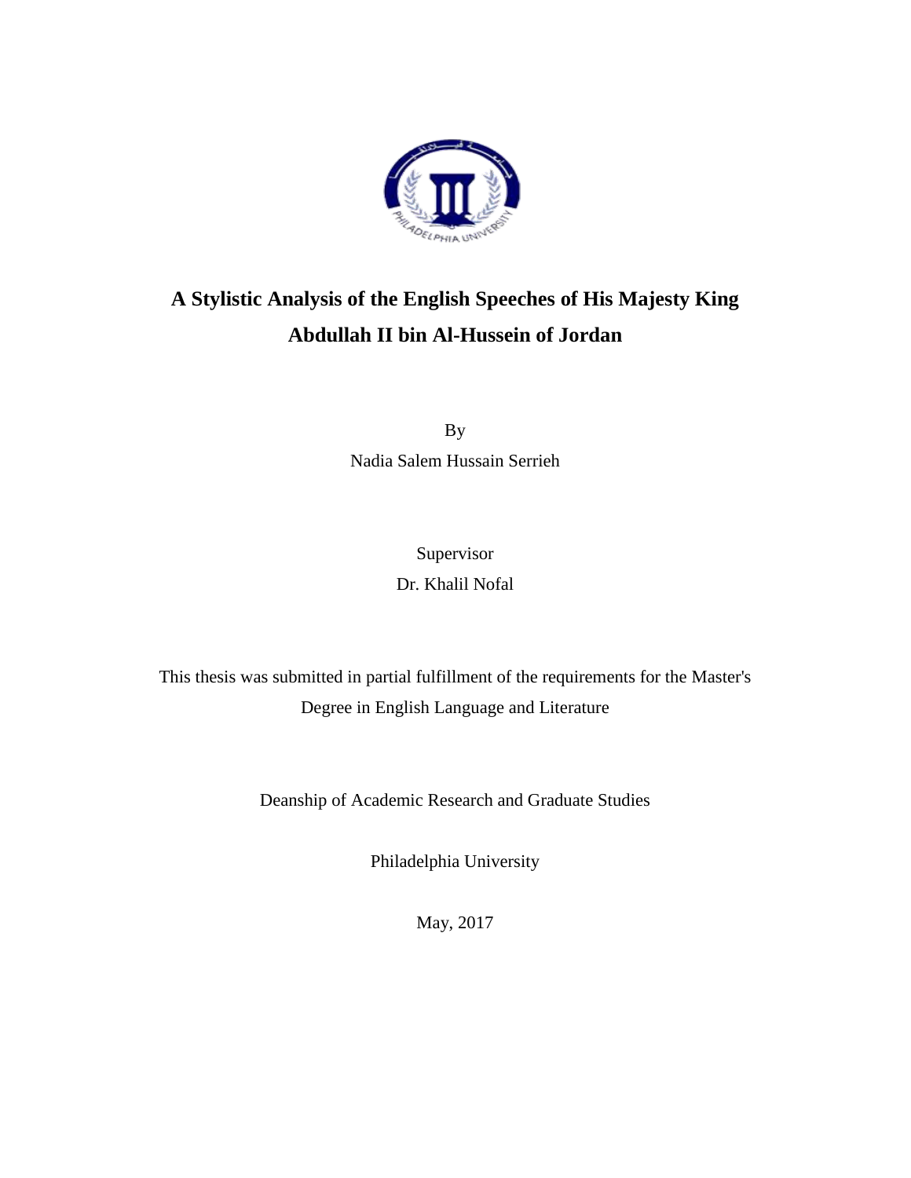# A Stylistic Analysis of the English Speeches of His Majesty King Abdullah II bin Al-Hussein of Jordan

By

Nadia Salem Hussain Serrieh

Supervisor

Dr. Khalil Nofal

This thesis was submitted in partial fulfillment of the requirements for the Master's Degree in English Language and Literature

Deanship of Academic Research and Graduate Studies

Philadelphia University

May, 2017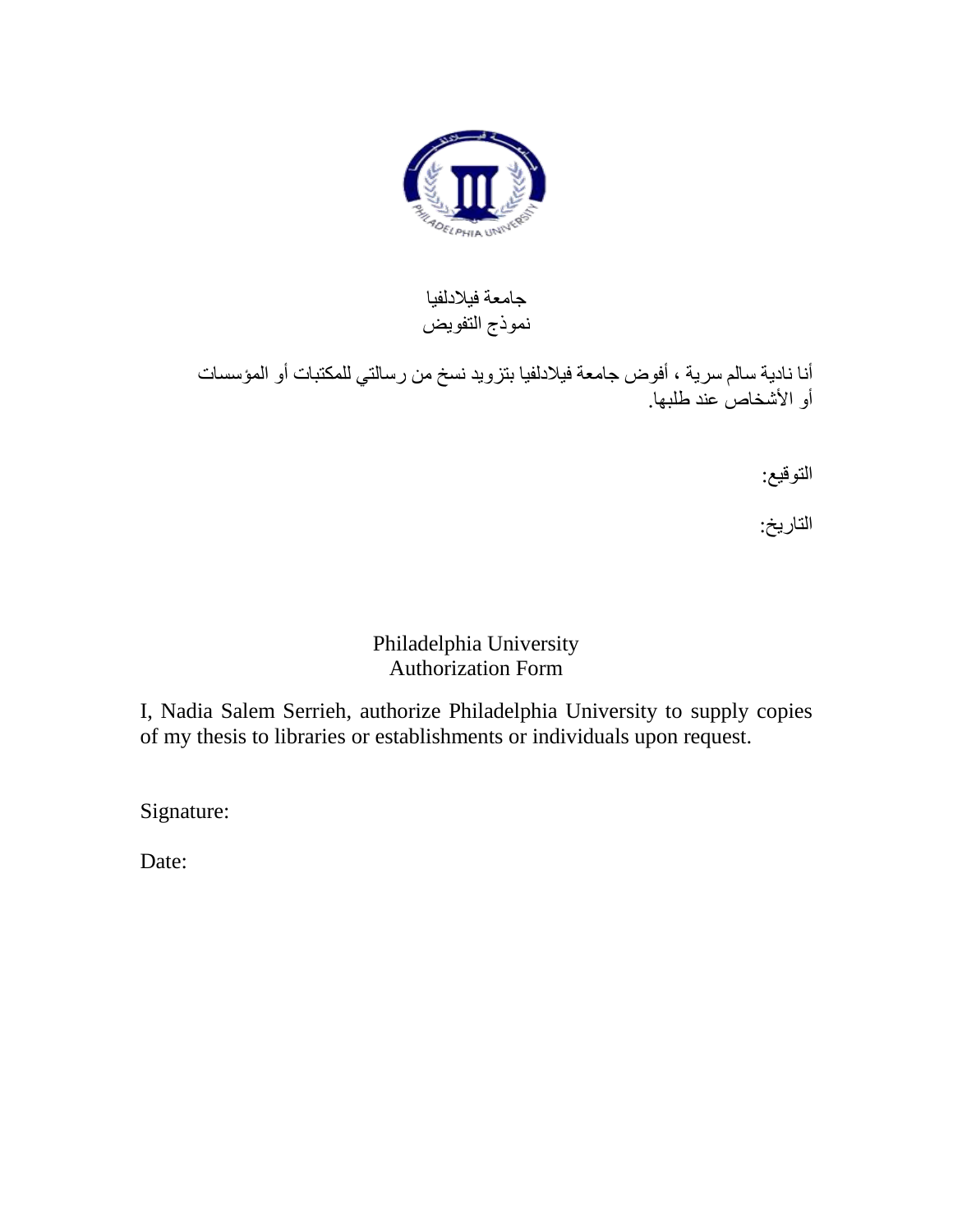جامعة فيلادلفيا

نموذج التفويض

أنا نادية سالم سرية ، أفوض جامعة فيلادلفيا بتزويد نسخ من رسالتي للمكتبات أو المؤسسات أو الأشخاص عند طلبها.

التوقيع:

التاريخ:

Philadelphia University

Authorization Form

I, Nadia Salem Serrieh, authorize Philadelphia University to supply copies of my thesis to libraries or establishments or individuals upon request.

Signature:

Date: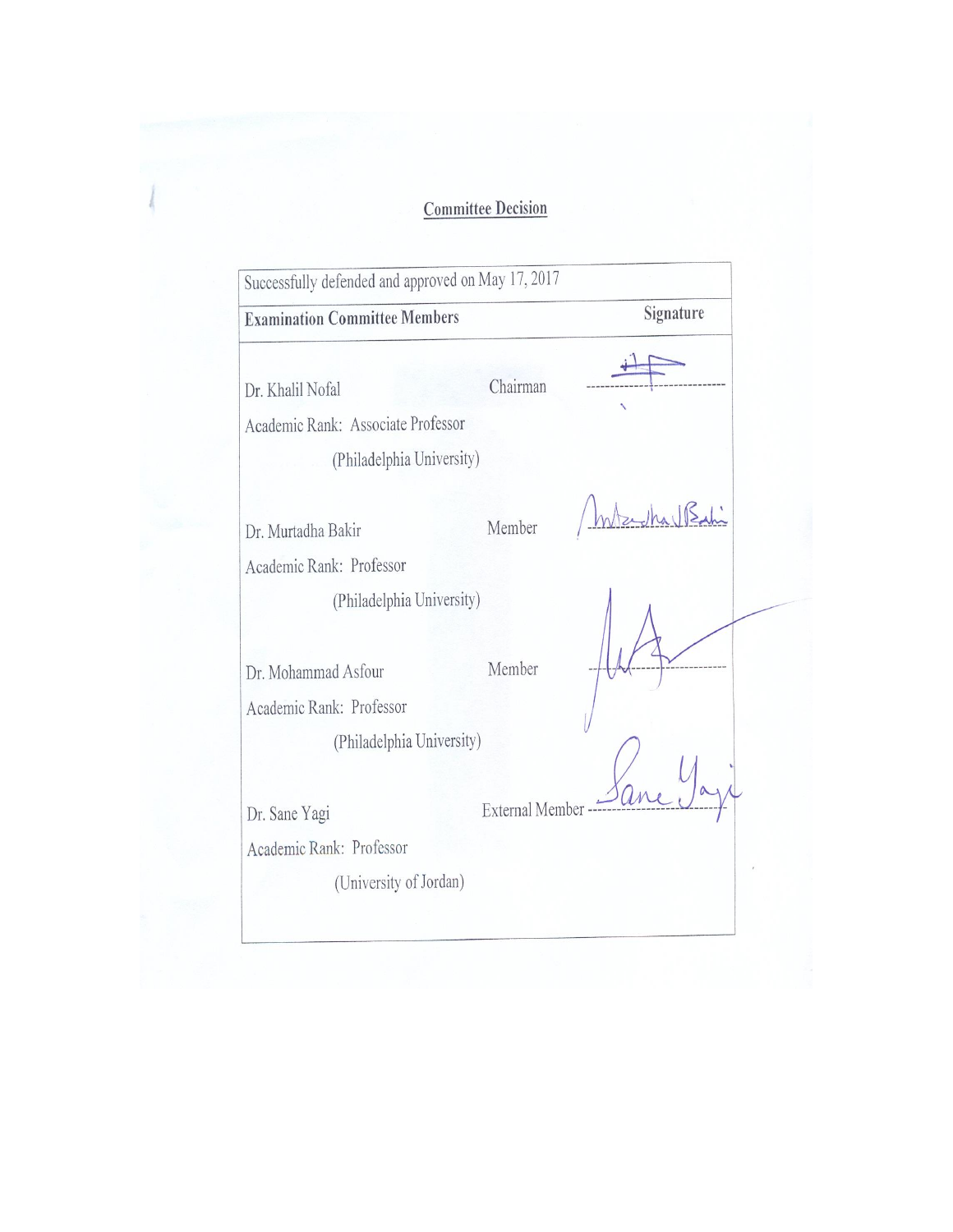## Committee Decision

| Successfully defended and approved on May 17, 2017 | | |
|---|---|---|
| **Examination Committee Members** | | Signature |
| Dr. Khalil Nofal<br>Academic Rank: Associate Professor<br>(Philadelphia University) | Chairman | ---------------------------- |
| Dr. Murtadha Bakir<br>Academic Rank: Professor<br>(Philadelphia University) | Member | ---------------------------- |
| Dr. Mohammad Asfour<br>Academic Rank: Professor<br>(Philadelphia University) | Member | ---------------------------- |
| Dr. Sane Yagi<br>Academic Rank: Professor<br>(University of Jordan) | External Member | ---------------------------- |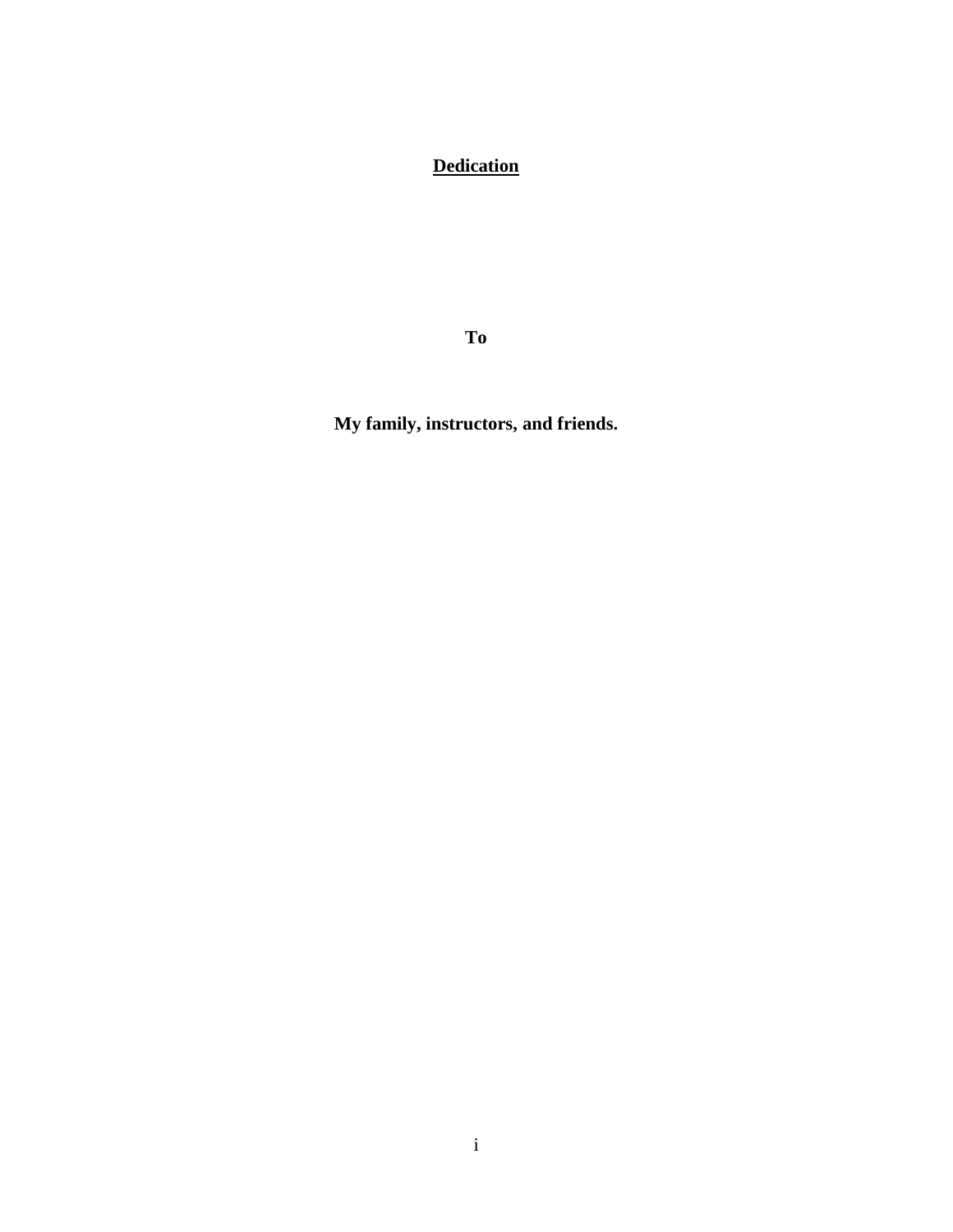# Dedication

**To**

**My family, instructors, and friends.**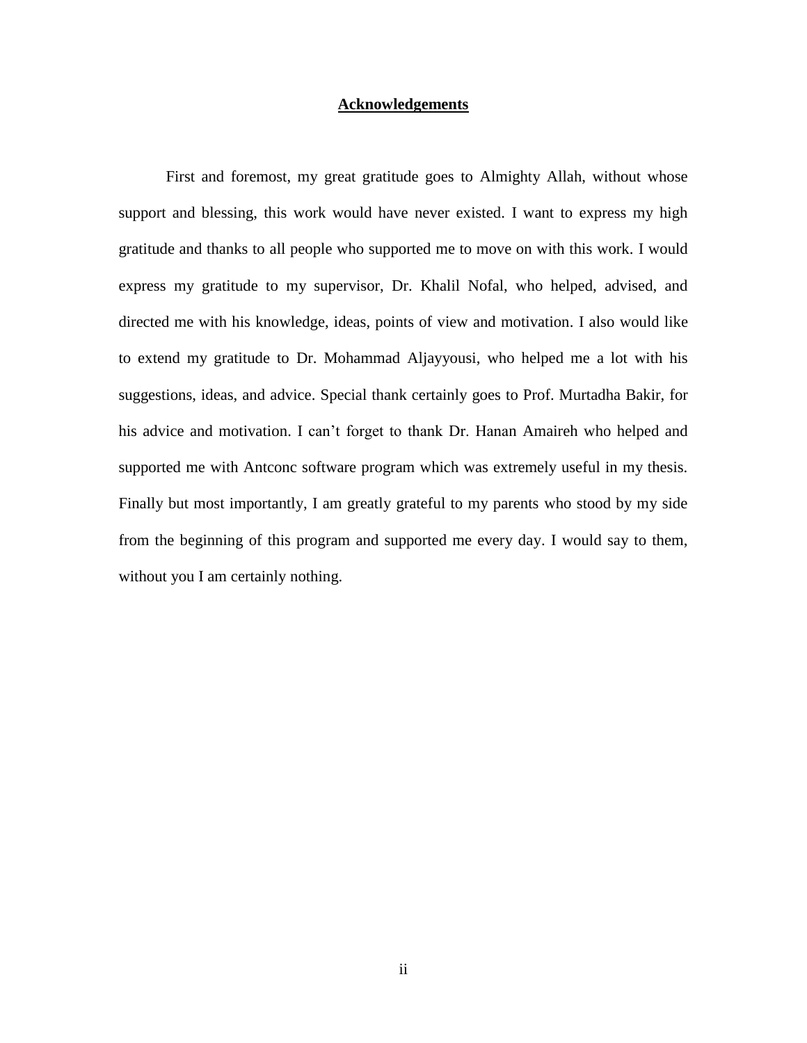# Acknowledgements

First and foremost, my great gratitude goes to Almighty Allah, without whose support and blessing, this work would have never existed. I want to express my high gratitude and thanks to all people who supported me to move on with this work. I would express my gratitude to my supervisor, Dr. Khalil Nofal, who helped, advised, and directed me with his knowledge, ideas, points of view and motivation. I also would like to extend my gratitude to Dr. Mohammad Aljayyousi, who helped me a lot with his suggestions, ideas, and advice. Special thank certainly goes to Prof. Murtadha Bakir, for his advice and motivation. I can't forget to thank Dr. Hanan Amaireh who helped and supported me with Antconc software program which was extremely useful in my thesis. Finally but most importantly, I am greatly grateful to my parents who stood by my side from the beginning of this program and supported me every day. I would say to them, without you I am certainly nothing.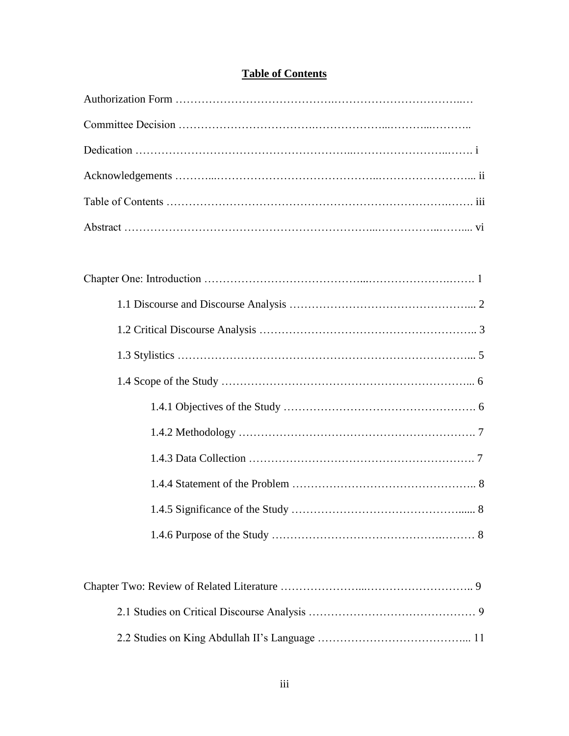# **Table of Contents**

Authorization Form ……………………………………………………………………

Committee Decision ……………………………………………………………………

Dedication …………………………………………………………………………… i

Acknowledgements ………………………………………………………………… ii

Table of Contents …………………………………………………………………… iii

Abstract …………………………………………………………………………… vi

Chapter One: Introduction …………………………………………………………… 1

- 1.1 Discourse and Discourse Analysis ……………………………………………… 2
- 1.2 Critical Discourse Analysis …………………………………………………… 3
- 1.3 Stylistics ………………………………………………………………………… 5
- 1.4 Scope of the Study ……………………………………………………………… 6
  - 1.4.1 Objectives of the Study ……………………………………………… 6
  - 1.4.2 Methodology ………………………………………………………… 7
  - 1.4.3 Data Collection ……………………………………………………… 7
  - 1.4.4 Statement of the Problem …………………………………………… 8
  - 1.4.5 Significance of the Study …………………………………………… 8
  - 1.4.6 Purpose of the Study ………………………………………………… 8

Chapter Two: Review of Related Literature ………………………………………… 9

- 2.1 Studies on Critical Discourse Analysis ………………………………………… 9
- 2.2 Studies on King Abdullah II's Language ……………………………………… 11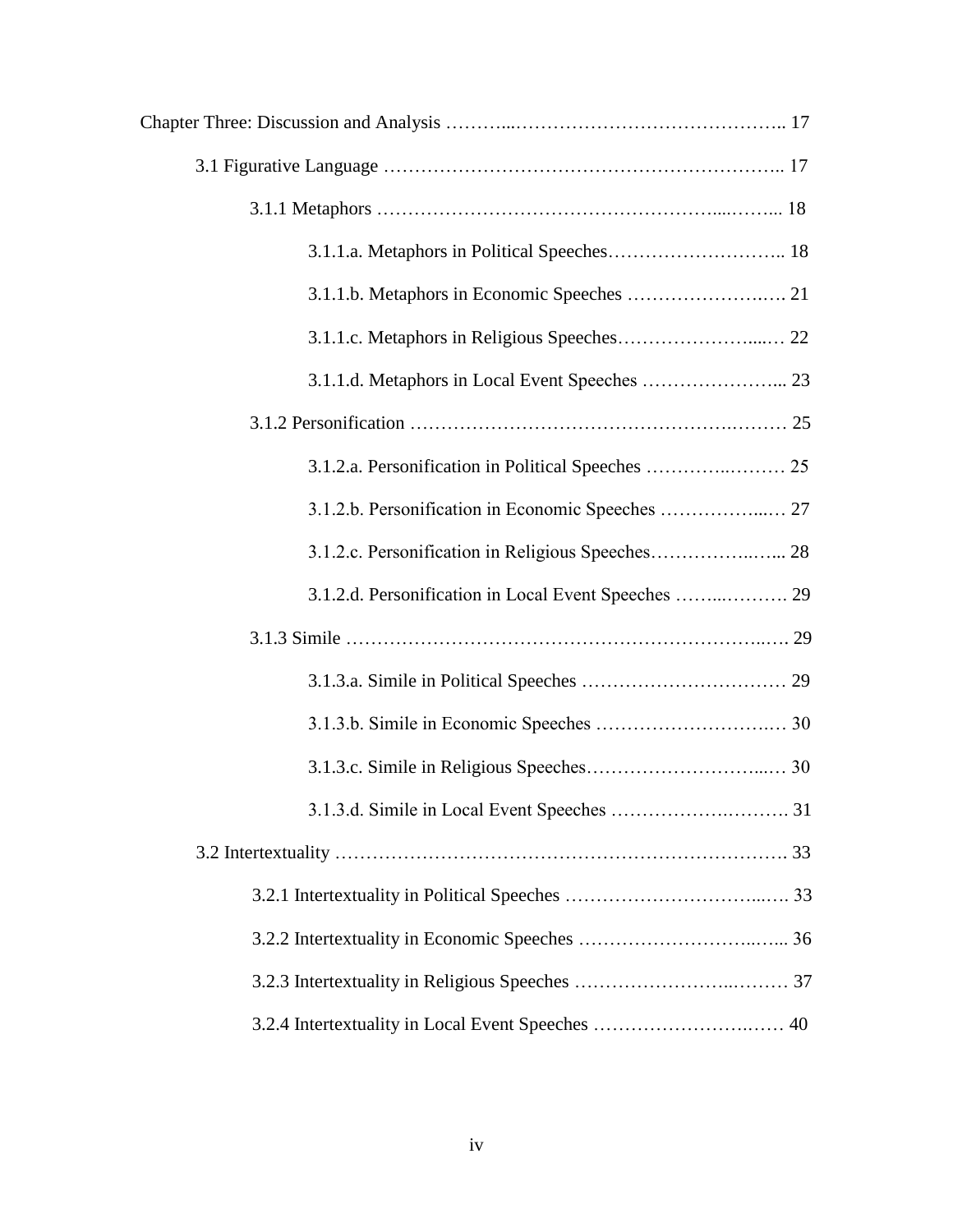Chapter Three: Discussion and Analysis ………...…………………….……….…….. 17

3.1 Figurative Language …………………………………………………….. 17

3.1.1 Metaphors ………………………………………….....……... 18

3.1.1.a. Metaphors in Political Speeches……………………….. 18

3.1.1.b. Metaphors in Economic Speeches …………………….…. 21

3.1.1.c. Metaphors in Religious Speeches…………………....… 22

3.1.1.d. Metaphors in Local Event Speeches …………………... 23

3.1.2 Personification …………………………………………….……… 25

3.1.2.a. Personification in Political Speeches …………..……… 25

3.1.2.b. Personification in Economic Speeches ……………...… 27

3.1.2.c. Personification in Religious Speeches……………..…... 28

3.1.2.d. Personification in Local Event Speeches ……...………. 29

3.1.3 Simile …………………………………………………………..…. 29

3.1.3.a. Simile in Political Speeches …………………………… 29

3.1.3.b. Simile in Economic Speeches …………………….…. 30

3.1.3.c. Simile in Religious Speeches……………………...… 30

3.1.3.d. Simile in Local Event Speeches …………….………. 31

3.2 Intertextuality ……………………………………………………………. 33

3.2.1 Intertextuality in Political Speeches ……………………...…. 33

3.2.2 Intertextuality in Economic Speeches ………………………..…... 36

3.2.3 Intertextuality in Religious Speeches …………………...……… 37

3.2.4 Intertextuality in Local Event Speeches ……………………..…… 40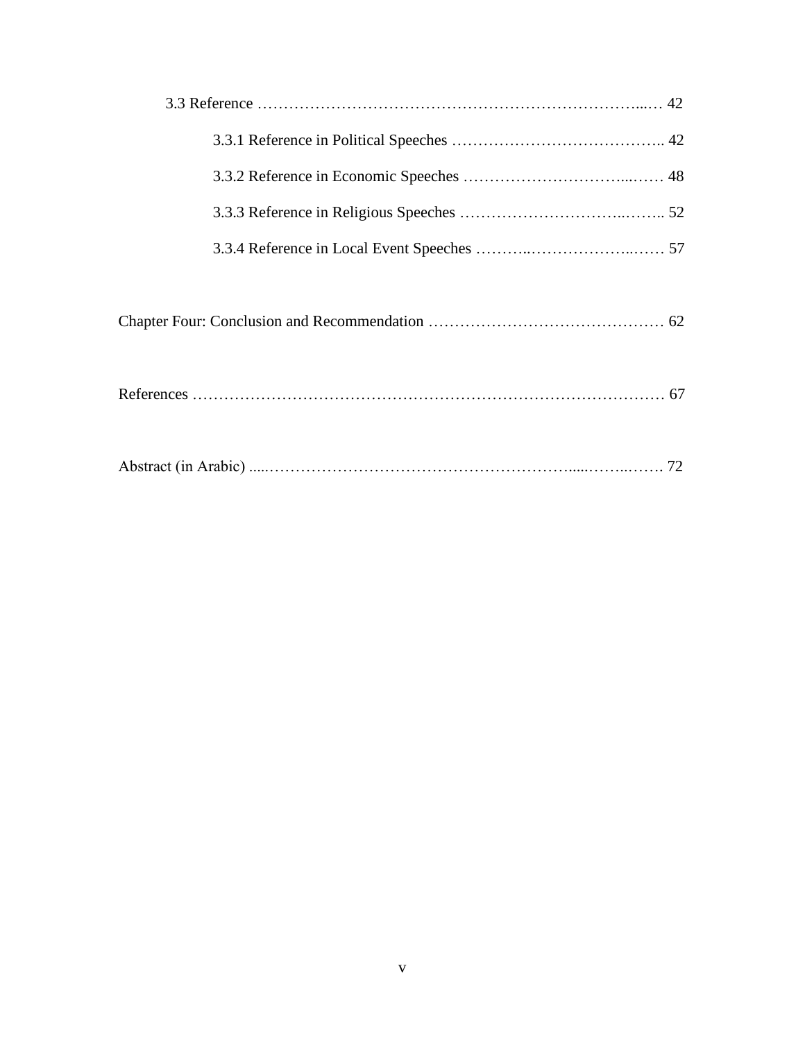3.3 Reference ………………………………………………………………………...… 42

3.3.1 Reference in Political Speeches ………………………………….. 42

3.3.2 Reference in Economic Speeches …………………………...…… 48

3.3.3 Reference in Religious Speeches …………………………..…….. 52

3.3.4 Reference in Local Event Speeches ………..…………………..…… 57

Chapter Four: Conclusion and Recommendation ……………………………………… 62

References ……………………………………………………………………………… 67

Abstract (in Arabic) .....…………………………………………………......……..……. 72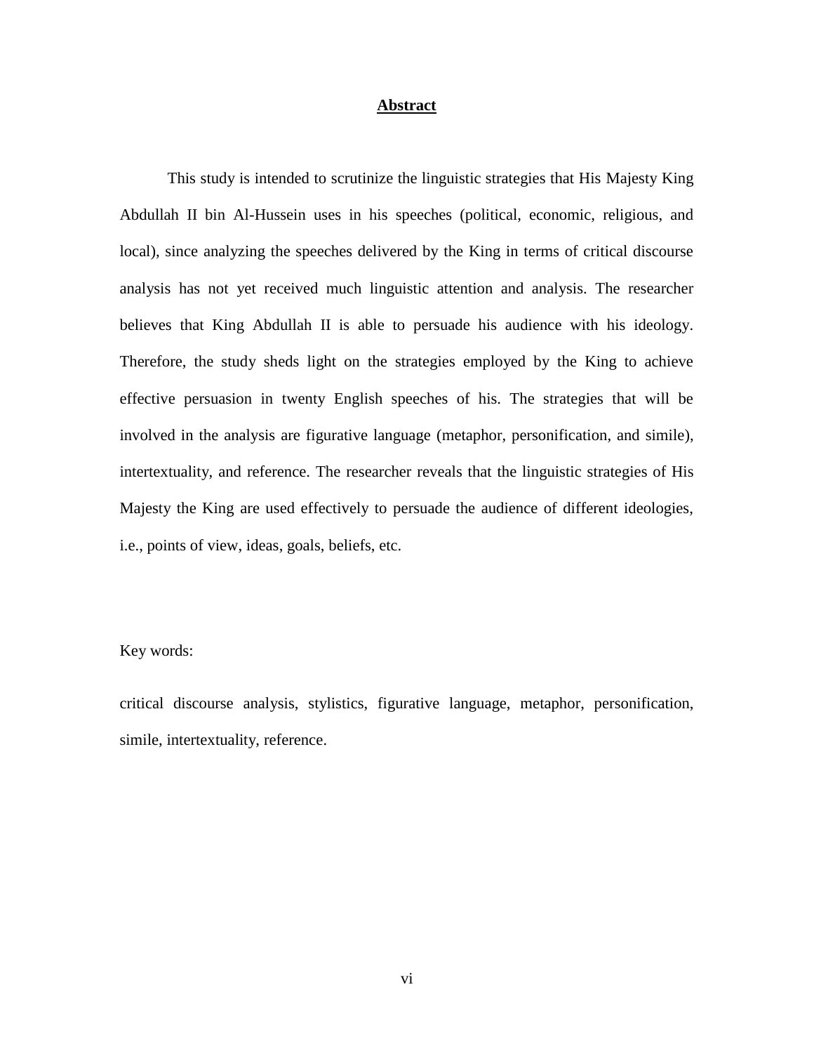## Abstract

This study is intended to scrutinize the linguistic strategies that His Majesty King Abdullah II bin Al-Hussein uses in his speeches (political, economic, religious, and local), since analyzing the speeches delivered by the King in terms of critical discourse analysis has not yet received much linguistic attention and analysis. The researcher believes that King Abdullah II is able to persuade his audience with his ideology. Therefore, the study sheds light on the strategies employed by the King to achieve effective persuasion in twenty English speeches of his. The strategies that will be involved in the analysis are figurative language (metaphor, personification, and simile), intertextuality, and reference. The researcher reveals that the linguistic strategies of His Majesty the King are used effectively to persuade the audience of different ideologies, i.e., points of view, ideas, goals, beliefs, etc.

Key words:

critical discourse analysis, stylistics, figurative language, metaphor, personification, simile, intertextuality, reference.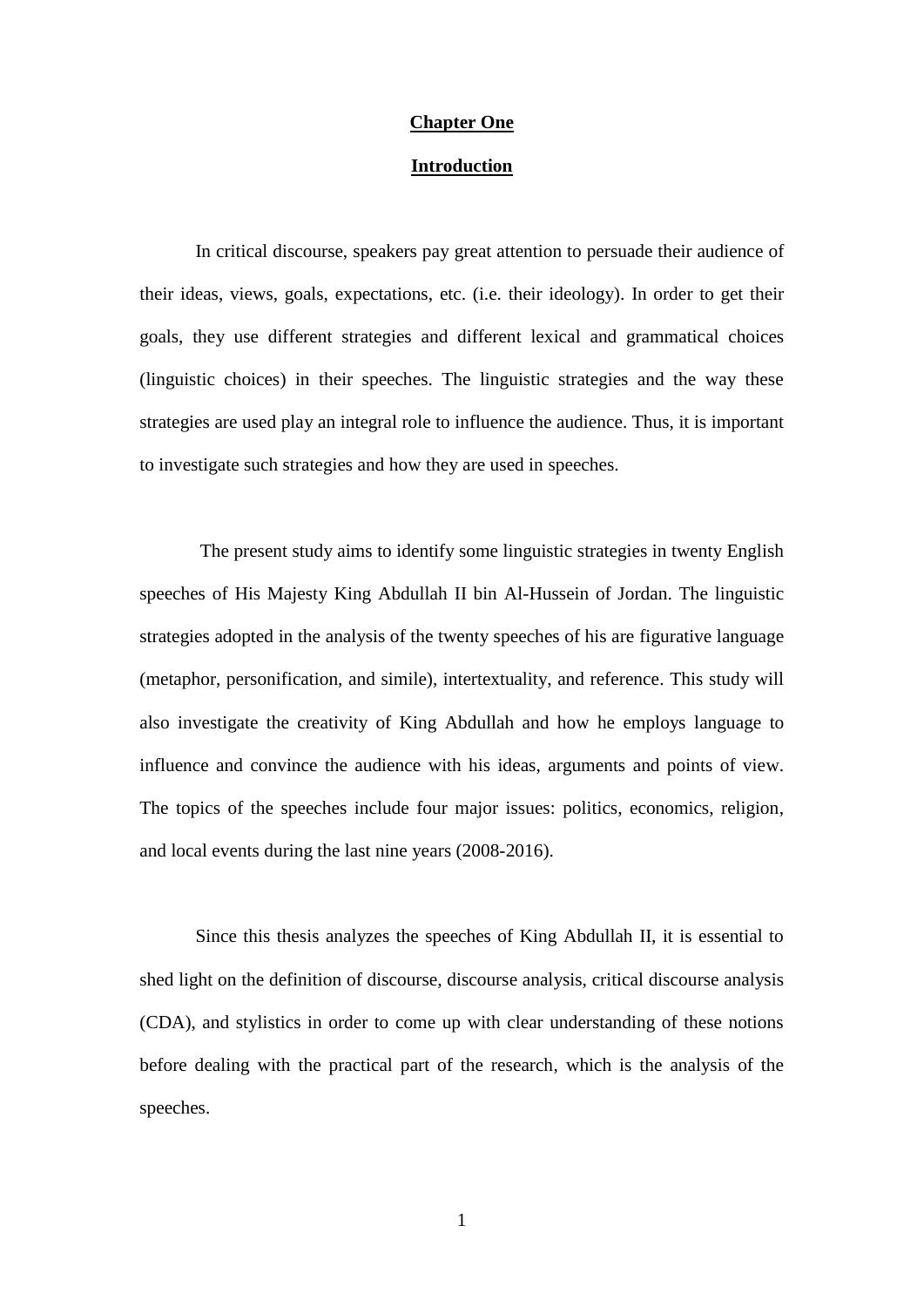# Chapter One

## Introduction

In critical discourse, speakers pay great attention to persuade their audience of their ideas, views, goals, expectations, etc. (i.e. their ideology). In order to get their goals, they use different strategies and different lexical and grammatical choices (linguistic choices) in their speeches. The linguistic strategies and the way these strategies are used play an integral role to influence the audience. Thus, it is important to investigate such strategies and how they are used in speeches.

The present study aims to identify some linguistic strategies in twenty English speeches of His Majesty King Abdullah II bin Al-Hussein of Jordan. The linguistic strategies adopted in the analysis of the twenty speeches of his are figurative language (metaphor, personification, and simile), intertextuality, and reference. This study will also investigate the creativity of King Abdullah and how he employs language to influence and convince the audience with his ideas, arguments and points of view. The topics of the speeches include four major issues: politics, economics, religion, and local events during the last nine years (2008-2016).

Since this thesis analyzes the speeches of King Abdullah II, it is essential to shed light on the definition of discourse, discourse analysis, critical discourse analysis (CDA), and stylistics in order to come up with clear understanding of these notions before dealing with the practical part of the research, which is the analysis of the speeches.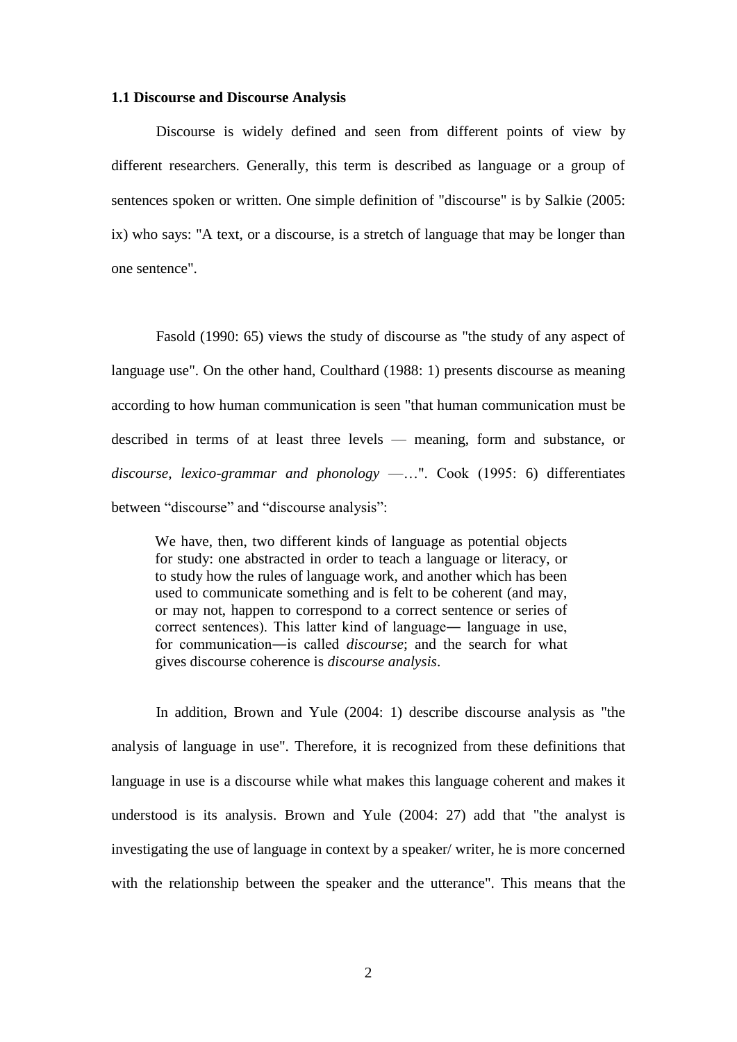### 1.1 Discourse and Discourse Analysis

Discourse is widely defined and seen from different points of view by different researchers. Generally, this term is described as language or a group of sentences spoken or written. One simple definition of "discourse" is by Salkie (2005: ix) who says: "A text, or a discourse, is a stretch of language that may be longer than one sentence".

Fasold (1990: 65) views the study of discourse as "the study of any aspect of language use". On the other hand, Coulthard (1988: 1) presents discourse as meaning according to how human communication is seen "that human communication must be described in terms of at least three levels — meaning, form and substance, or *discourse, lexico-grammar and phonology* —…". Cook (1995: 6) differentiates between "discourse" and "discourse analysis":

> We have, then, two different kinds of language as potential objects for study: one abstracted in order to teach a language or literacy, or to study how the rules of language work, and another which has been used to communicate something and is felt to be coherent (and may, or may not, happen to correspond to a correct sentence or series of correct sentences). This latter kind of language― language in use, for communication―is called *discourse*; and the search for what gives discourse coherence is *discourse analysis*.

In addition, Brown and Yule (2004: 1) describe discourse analysis as "the analysis of language in use". Therefore, it is recognized from these definitions that language in use is a discourse while what makes this language coherent and makes it understood is its analysis. Brown and Yule (2004: 27) add that "the analyst is investigating the use of language in context by a speaker/ writer, he is more concerned with the relationship between the speaker and the utterance". This means that the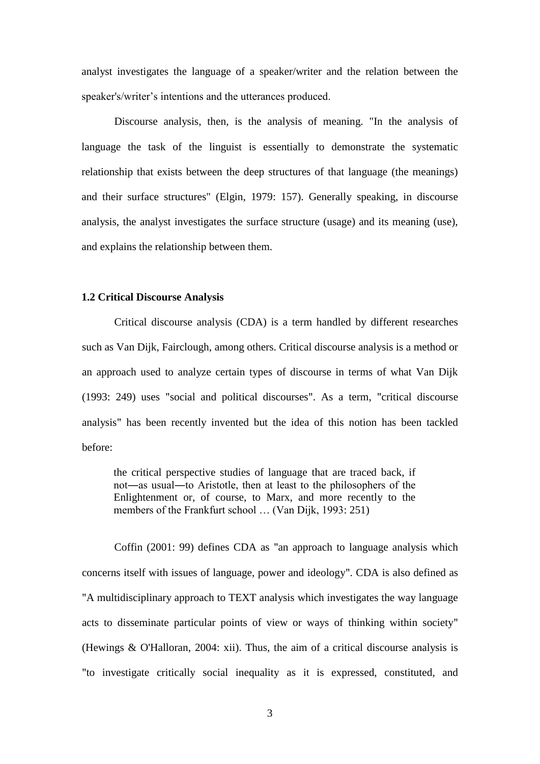analyst investigates the language of a speaker/writer and the relation between the speaker's/writer's intentions and the utterances produced.

Discourse analysis, then, is the analysis of meaning. "In the analysis of language the task of the linguist is essentially to demonstrate the systematic relationship that exists between the deep structures of that language (the meanings) and their surface structures" (Elgin, 1979: 157). Generally speaking, in discourse analysis, the analyst investigates the surface structure (usage) and its meaning (use), and explains the relationship between them.

### 1.2 Critical Discourse Analysis

Critical discourse analysis (CDA) is a term handled by different researches such as Van Dijk, Fairclough, among others. Critical discourse analysis is a method or an approach used to analyze certain types of discourse in terms of what Van Dijk (1993: 249) uses "social and political discourses". As a term, "critical discourse analysis" has been recently invented but the idea of this notion has been tackled before:

> the critical perspective studies of language that are traced back, if not―as usual―to Aristotle, then at least to the philosophers of the Enlightenment or, of course, to Marx, and more recently to the members of the Frankfurt school … (Van Dijk, 1993: 251)

Coffin (2001: 99) defines CDA as "an approach to language analysis which concerns itself with issues of language, power and ideology". CDA is also defined as "A multidisciplinary approach to TEXT analysis which investigates the way language acts to disseminate particular points of view or ways of thinking within society" (Hewings & O'Halloran, 2004: xii). Thus, the aim of a critical discourse analysis is "to investigate critically social inequality as it is expressed, constituted, and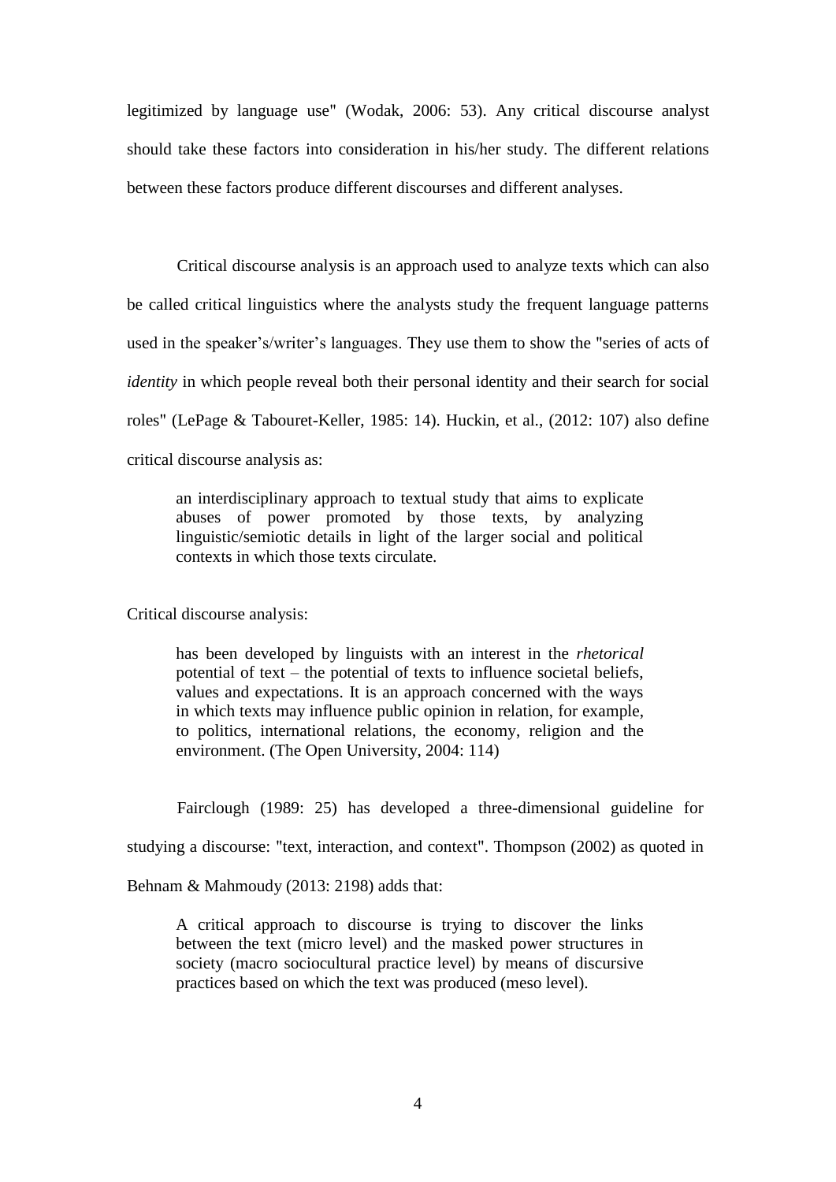legitimized by language use" (Wodak, 2006: 53). Any critical discourse analyst should take these factors into consideration in his/her study. The different relations between these factors produce different discourses and different analyses.

Critical discourse analysis is an approach used to analyze texts which can also be called critical linguistics where the analysts study the frequent language patterns used in the speaker's/writer's languages. They use them to show the "series of acts of *identity* in which people reveal both their personal identity and their search for social roles" (LePage & Tabouret-Keller, 1985: 14). Huckin, et al., (2012: 107) also define critical discourse analysis as:

> an interdisciplinary approach to textual study that aims to explicate abuses of power promoted by those texts, by analyzing linguistic/semiotic details in light of the larger social and political contexts in which those texts circulate.

Critical discourse analysis:

> has been developed by linguists with an interest in the *rhetorical* potential of text – the potential of texts to influence societal beliefs, values and expectations. It is an approach concerned with the ways in which texts may influence public opinion in relation, for example, to politics, international relations, the economy, religion and the environment. (The Open University, 2004: 114)

Fairclough (1989: 25) has developed a three-dimensional guideline for studying a discourse: "text, interaction, and context". Thompson (2002) as quoted in Behnam & Mahmoudy (2013: 2198) adds that:

> A critical approach to discourse is trying to discover the links between the text (micro level) and the masked power structures in society (macro sociocultural practice level) by means of discursive practices based on which the text was produced (meso level).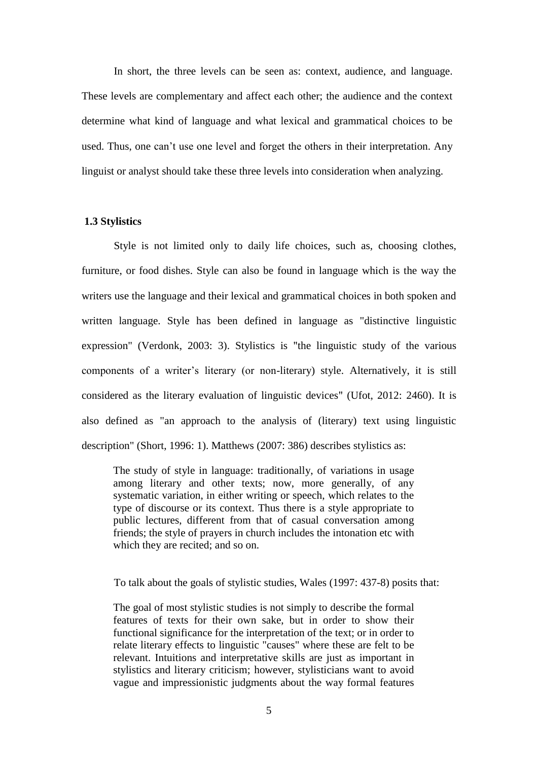In short, the three levels can be seen as: context, audience, and language. These levels are complementary and affect each other; the audience and the context determine what kind of language and what lexical and grammatical choices to be used. Thus, one can't use one level and forget the others in their interpretation. Any linguist or analyst should take these three levels into consideration when analyzing.

### 1.3 Stylistics

Style is not limited only to daily life choices, such as, choosing clothes, furniture, or food dishes. Style can also be found in language which is the way the writers use the language and their lexical and grammatical choices in both spoken and written language. Style has been defined in language as "distinctive linguistic expression" (Verdonk, 2003: 3). Stylistics is "the linguistic study of the various components of a writer's literary (or non-literary) style. Alternatively, it is still considered as the literary evaluation of linguistic devices" (Ufot, 2012: 2460). It is also defined as "an approach to the analysis of (literary) text using linguistic description" (Short, 1996: 1). Matthews (2007: 386) describes stylistics as:

> The study of style in language: traditionally, of variations in usage among literary and other texts; now, more generally, of any systematic variation, in either writing or speech, which relates to the type of discourse or its context. Thus there is a style appropriate to public lectures, different from that of casual conversation among friends; the style of prayers in church includes the intonation etc with which they are recited; and so on.

To talk about the goals of stylistic studies, Wales (1997: 437-8) posits that:

> The goal of most stylistic studies is not simply to describe the formal features of texts for their own sake, but in order to show their functional significance for the interpretation of the text; or in order to relate literary effects to linguistic "causes" where these are felt to be relevant. Intuitions and interpretative skills are just as important in stylistics and literary criticism; however, stylisticians want to avoid vague and impressionistic judgments about the way formal features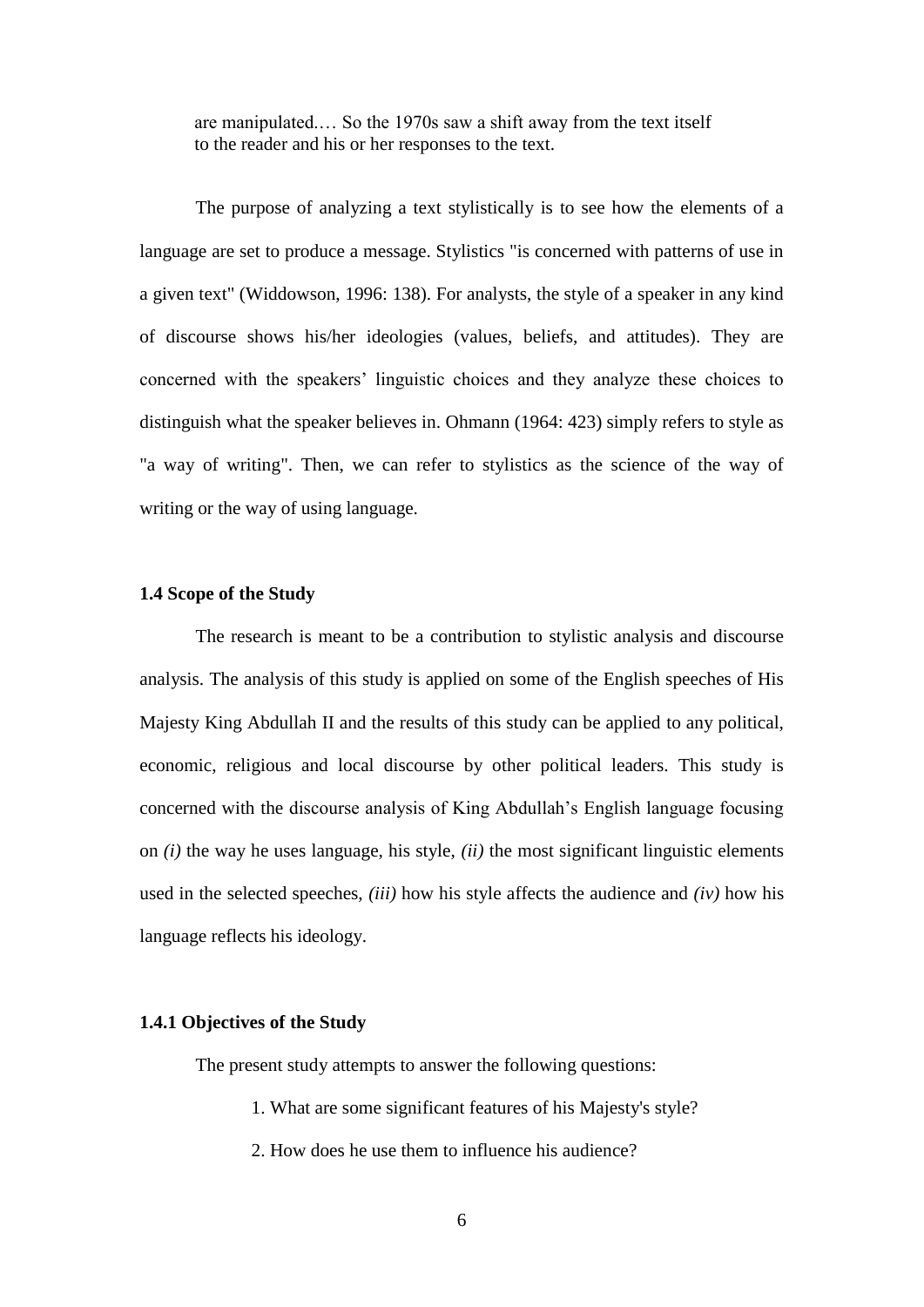> are manipulated.… So the 1970s saw a shift away from the text itself to the reader and his or her responses to the text.

The purpose of analyzing a text stylistically is to see how the elements of a language are set to produce a message. Stylistics "is concerned with patterns of use in a given text" (Widdowson, 1996: 138). For analysts, the style of a speaker in any kind of discourse shows his/her ideologies (values, beliefs, and attitudes). They are concerned with the speakers' linguistic choices and they analyze these choices to distinguish what the speaker believes in. Ohmann (1964: 423) simply refers to style as "a way of writing". Then, we can refer to stylistics as the science of the way of writing or the way of using language.

### 1.4 Scope of the Study

The research is meant to be a contribution to stylistic analysis and discourse analysis. The analysis of this study is applied on some of the English speeches of His Majesty King Abdullah II and the results of this study can be applied to any political, economic, religious and local discourse by other political leaders. This study is concerned with the discourse analysis of King Abdullah's English language focusing on *(i)* the way he uses language, his style, *(ii)* the most significant linguistic elements used in the selected speeches, *(iii)* how his style affects the audience and *(iv)* how his language reflects his ideology.

#### 1.4.1 Objectives of the Study

The present study attempts to answer the following questions:

1. What are some significant features of his Majesty's style?
2. How does he use them to influence his audience?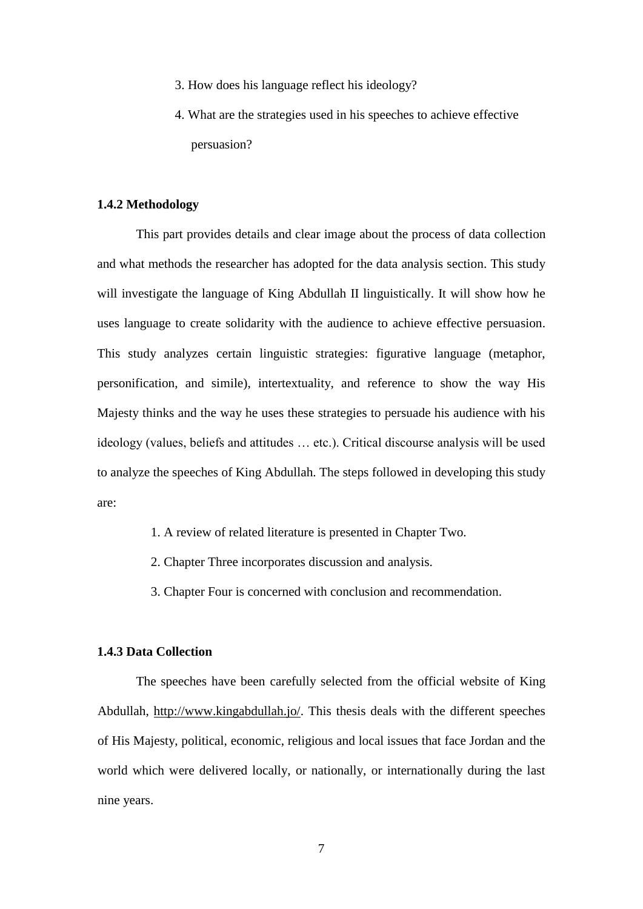3. How does his language reflect his ideology?
4. What are the strategies used in his speeches to achieve effective persuasion?

### 1.4.2 Methodology

This part provides details and clear image about the process of data collection and what methods the researcher has adopted for the data analysis section. This study will investigate the language of King Abdullah II linguistically. It will show how he uses language to create solidarity with the audience to achieve effective persuasion. This study analyzes certain linguistic strategies: figurative language (metaphor, personification, and simile), intertextuality, and reference to show the way His Majesty thinks and the way he uses these strategies to persuade his audience with his ideology (values, beliefs and attitudes … etc.). Critical discourse analysis will be used to analyze the speeches of King Abdullah. The steps followed in developing this study are:

1. A review of related literature is presented in Chapter Two.
2. Chapter Three incorporates discussion and analysis.
3. Chapter Four is concerned with conclusion and recommendation.

### 1.4.3 Data Collection

The speeches have been carefully selected from the official website of King Abdullah, http://www.kingabdullah.jo/. This thesis deals with the different speeches of His Majesty, political, economic, religious and local issues that face Jordan and the world which were delivered locally, or nationally, or internationally during the last nine years.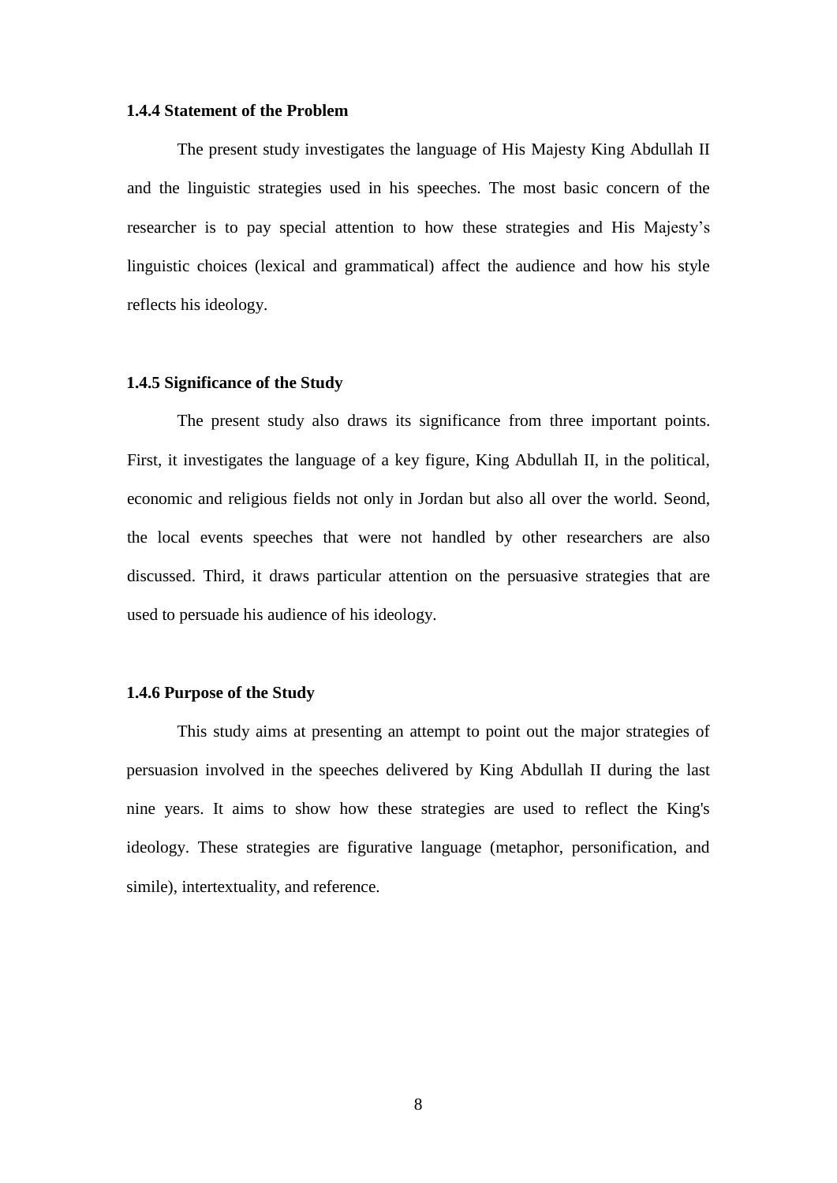### 1.4.4 Statement of the Problem

The present study investigates the language of His Majesty King Abdullah II and the linguistic strategies used in his speeches. The most basic concern of the researcher is to pay special attention to how these strategies and His Majesty's linguistic choices (lexical and grammatical) affect the audience and how his style reflects his ideology.

### 1.4.5 Significance of the Study

The present study also draws its significance from three important points. First, it investigates the language of a key figure, King Abdullah II, in the political, economic and religious fields not only in Jordan but also all over the world. Seond, the local events speeches that were not handled by other researchers are also discussed. Third, it draws particular attention on the persuasive strategies that are used to persuade his audience of his ideology.

### 1.4.6 Purpose of the Study

This study aims at presenting an attempt to point out the major strategies of persuasion involved in the speeches delivered by King Abdullah II during the last nine years. It aims to show how these strategies are used to reflect the King's ideology. These strategies are figurative language (metaphor, personification, and simile), intertextuality, and reference.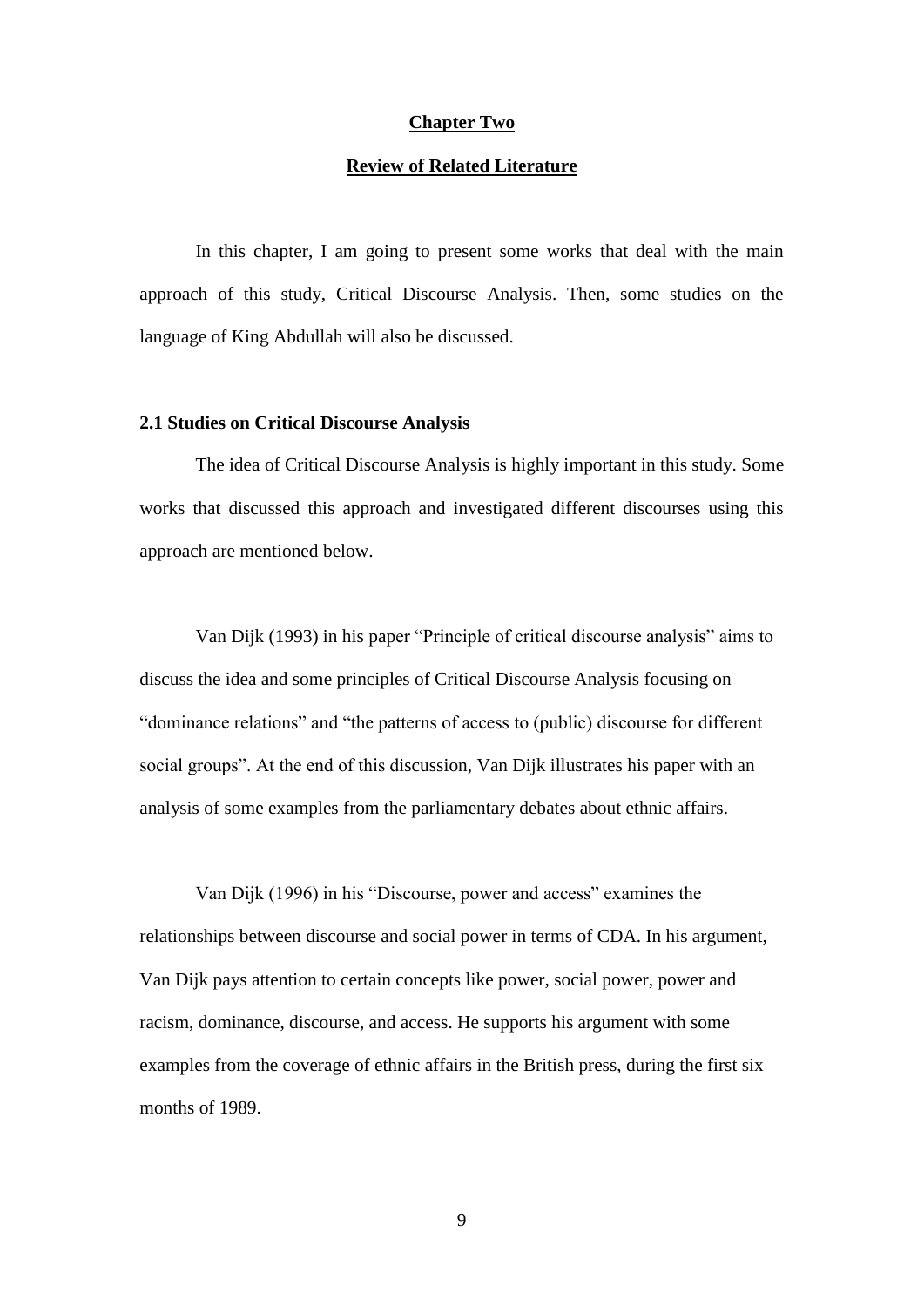# Chapter Two

# Review of Related Literature

In this chapter, I am going to present some works that deal with the main approach of this study, Critical Discourse Analysis. Then, some studies on the language of King Abdullah will also be discussed.

## 2.1 Studies on Critical Discourse Analysis

The idea of Critical Discourse Analysis is highly important in this study. Some works that discussed this approach and investigated different discourses using this approach are mentioned below.

Van Dijk (1993) in his paper "Principle of critical discourse analysis" aims to discuss the idea and some principles of Critical Discourse Analysis focusing on "dominance relations" and "the patterns of access to (public) discourse for different social groups". At the end of this discussion, Van Dijk illustrates his paper with an analysis of some examples from the parliamentary debates about ethnic affairs.

Van Dijk (1996) in his "Discourse, power and access" examines the relationships between discourse and social power in terms of CDA. In his argument, Van Dijk pays attention to certain concepts like power, social power, power and racism, dominance, discourse, and access. He supports his argument with some examples from the coverage of ethnic affairs in the British press, during the first six months of 1989.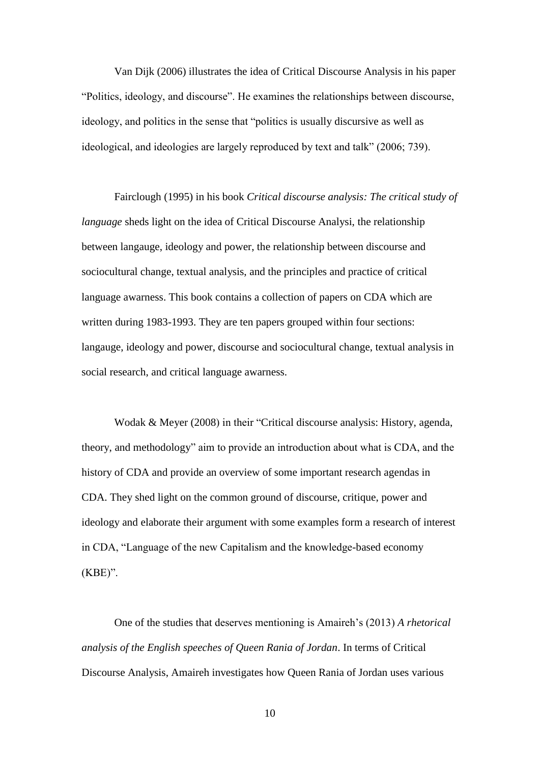Van Dijk (2006) illustrates the idea of Critical Discourse Analysis in his paper "Politics, ideology, and discourse". He examines the relationships between discourse, ideology, and politics in the sense that "politics is usually discursive as well as ideological, and ideologies are largely reproduced by text and talk" (2006; 739).

Fairclough (1995) in his book *Critical discourse analysis: The critical study of language* sheds light on the idea of Critical Discourse Analysi, the relationship between langauge, ideology and power, the relationship between discourse and sociocultural change, textual analysis, and the principles and practice of critical language awarness. This book contains a collection of papers on CDA which are written during 1983-1993. They are ten papers grouped within four sections: langauge, ideology and power, discourse and sociocultural change, textual analysis in social research, and critical language awarness.

Wodak & Meyer (2008) in their "Critical discourse analysis: History, agenda, theory, and methodology" aim to provide an introduction about what is CDA, and the history of CDA and provide an overview of some important research agendas in CDA. They shed light on the common ground of discourse, critique, power and ideology and elaborate their argument with some examples form a research of interest in CDA, "Language of the new Capitalism and the knowledge-based economy (KBE)".

One of the studies that deserves mentioning is Amaireh's (2013) *A rhetorical analysis of the English speeches of Queen Rania of Jordan*. In terms of Critical Discourse Analysis, Amaireh investigates how Queen Rania of Jordan uses various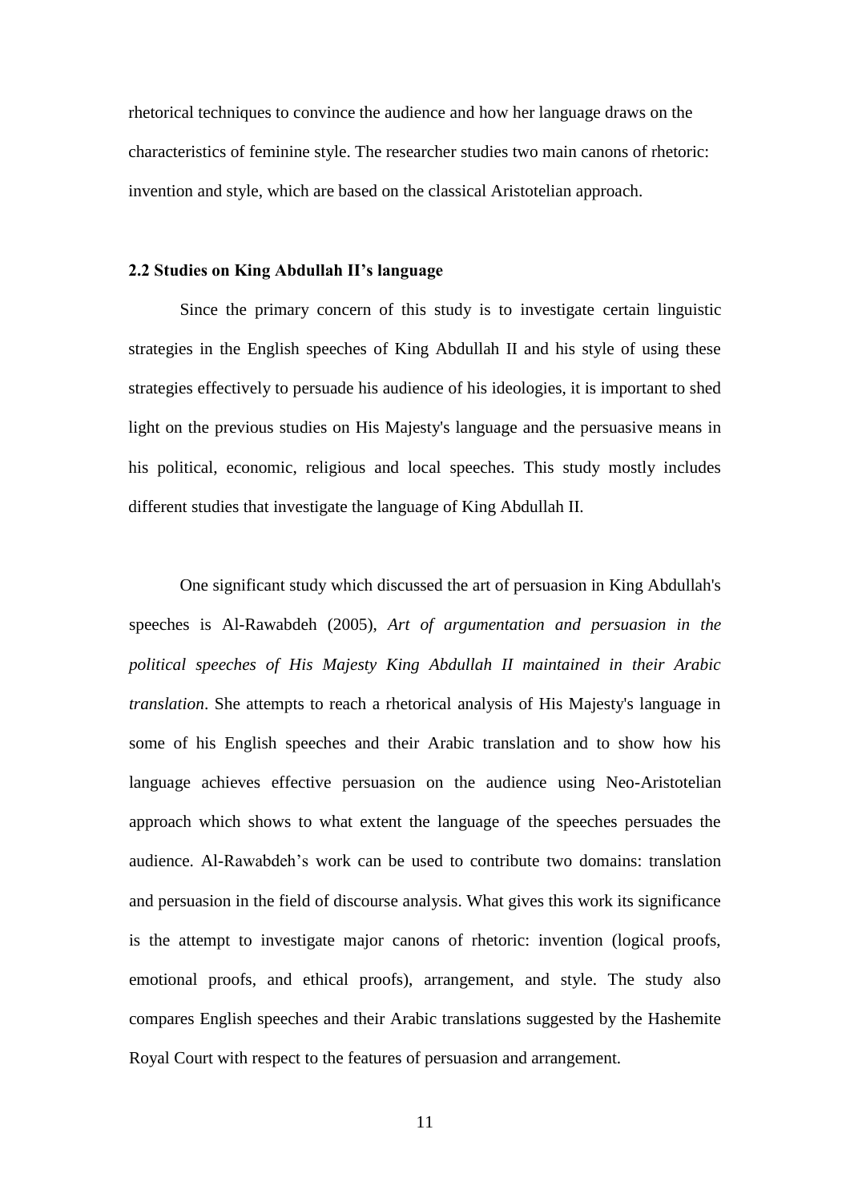rhetorical techniques to convince the audience and how her language draws on the characteristics of feminine style. The researcher studies two main canons of rhetoric: invention and style, which are based on the classical Aristotelian approach.

### 2.2 Studies on King Abdullah II's language

Since the primary concern of this study is to investigate certain linguistic strategies in the English speeches of King Abdullah II and his style of using these strategies effectively to persuade his audience of his ideologies, it is important to shed light on the previous studies on His Majesty's language and the persuasive means in his political, economic, religious and local speeches. This study mostly includes different studies that investigate the language of King Abdullah II.

One significant study which discussed the art of persuasion in King Abdullah's speeches is Al-Rawabdeh (2005), *Art of argumentation and persuasion in the political speeches of His Majesty King Abdullah II maintained in their Arabic translation*. She attempts to reach a rhetorical analysis of His Majesty's language in some of his English speeches and their Arabic translation and to show how his language achieves effective persuasion on the audience using Neo-Aristotelian approach which shows to what extent the language of the speeches persuades the audience. Al-Rawabdeh's work can be used to contribute two domains: translation and persuasion in the field of discourse analysis. What gives this work its significance is the attempt to investigate major canons of rhetoric: invention (logical proofs, emotional proofs, and ethical proofs), arrangement, and style. The study also compares English speeches and their Arabic translations suggested by the Hashemite Royal Court with respect to the features of persuasion and arrangement.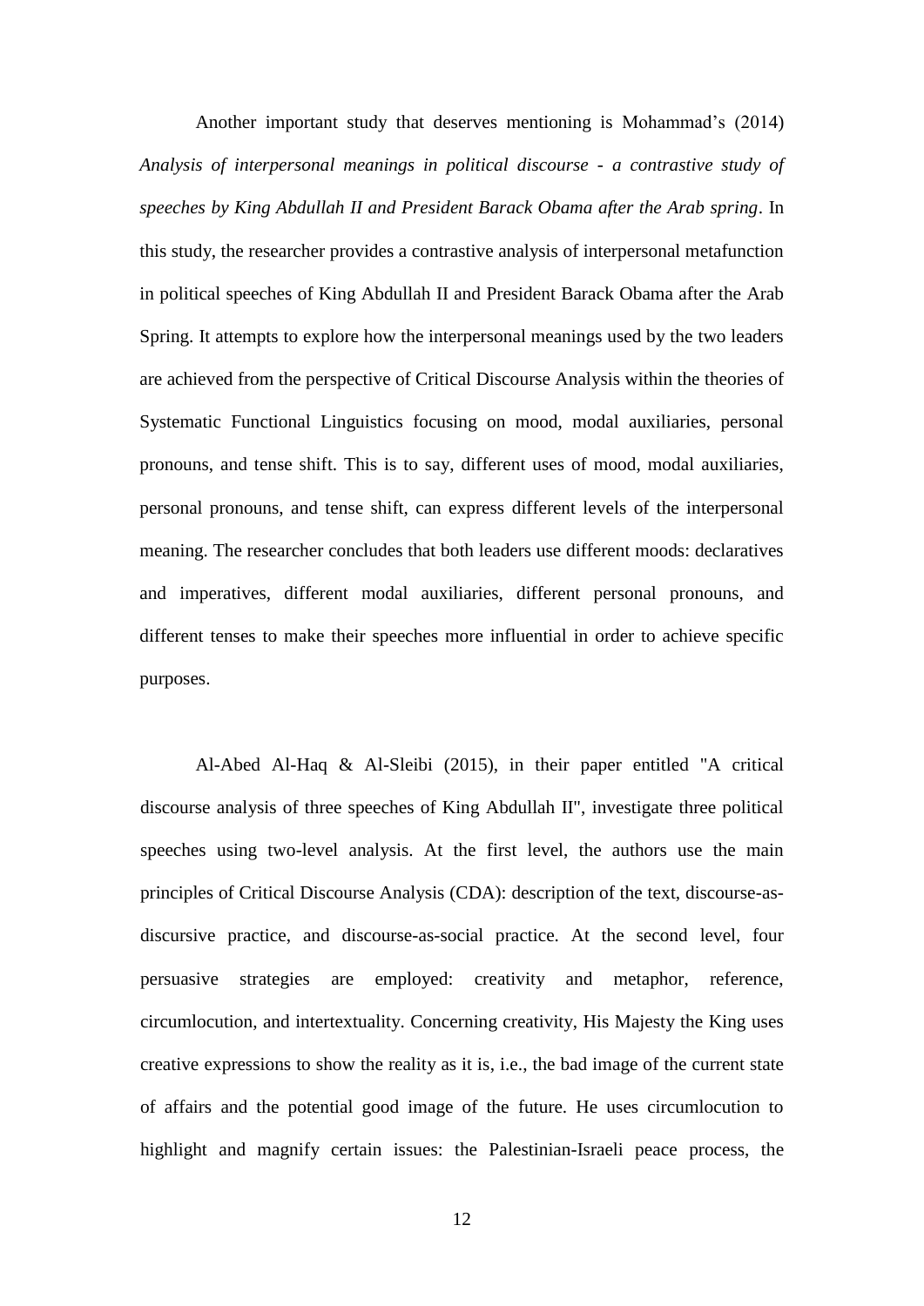Another important study that deserves mentioning is Mohammad's (2014) *Analysis of interpersonal meanings in political discourse - a contrastive study of speeches by King Abdullah II and President Barack Obama after the Arab spring*. In this study, the researcher provides a contrastive analysis of interpersonal metafunction in political speeches of King Abdullah II and President Barack Obama after the Arab Spring. It attempts to explore how the interpersonal meanings used by the two leaders are achieved from the perspective of Critical Discourse Analysis within the theories of Systematic Functional Linguistics focusing on mood, modal auxiliaries, personal pronouns, and tense shift. This is to say, different uses of mood, modal auxiliaries, personal pronouns, and tense shift, can express different levels of the interpersonal meaning. The researcher concludes that both leaders use different moods: declaratives and imperatives, different modal auxiliaries, different personal pronouns, and different tenses to make their speeches more influential in order to achieve specific purposes.

Al-Abed Al-Haq & Al-Sleibi (2015), in their paper entitled "A critical discourse analysis of three speeches of King Abdullah II", investigate three political speeches using two-level analysis. At the first level, the authors use the main principles of Critical Discourse Analysis (CDA): description of the text, discourse-as-discursive practice, and discourse-as-social practice. At the second level, four persuasive strategies are employed: creativity and metaphor, reference, circumlocution, and intertextuality. Concerning creativity, His Majesty the King uses creative expressions to show the reality as it is, i.e., the bad image of the current state of affairs and the potential good image of the future. He uses circumlocution to highlight and magnify certain issues: the Palestinian-Israeli peace process, the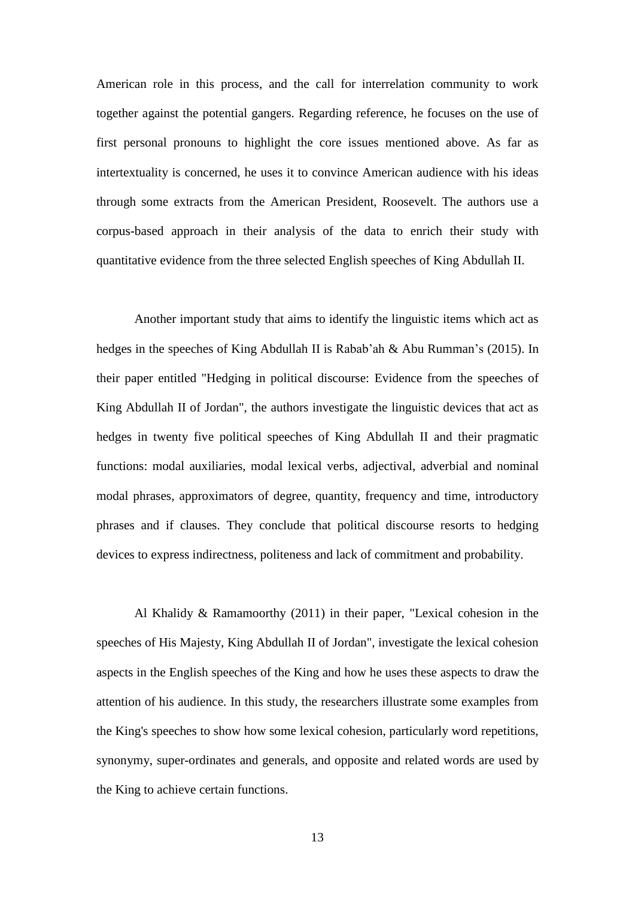American role in this process, and the call for interrelation community to work together against the potential gangers. Regarding reference, he focuses on the use of first personal pronouns to highlight the core issues mentioned above. As far as intertextuality is concerned, he uses it to convince American audience with his ideas through some extracts from the American President, Roosevelt. The authors use a corpus-based approach in their analysis of the data to enrich their study with quantitative evidence from the three selected English speeches of King Abdullah II.

Another important study that aims to identify the linguistic items which act as hedges in the speeches of King Abdullah II is Rabab'ah & Abu Rumman's (2015). In their paper entitled "Hedging in political discourse: Evidence from the speeches of King Abdullah II of Jordan", the authors investigate the linguistic devices that act as hedges in twenty five political speeches of King Abdullah II and their pragmatic functions: modal auxiliaries, modal lexical verbs, adjectival, adverbial and nominal modal phrases, approximators of degree, quantity, frequency and time, introductory phrases and if clauses. They conclude that political discourse resorts to hedging devices to express indirectness, politeness and lack of commitment and probability.

Al Khalidy & Ramamoorthy (2011) in their paper, "Lexical cohesion in the speeches of His Majesty, King Abdullah II of Jordan", investigate the lexical cohesion aspects in the English speeches of the King and how he uses these aspects to draw the attention of his audience. In this study, the researchers illustrate some examples from the King's speeches to show how some lexical cohesion, particularly word repetitions, synonymy, super-ordinates and generals, and opposite and related words are used by the King to achieve certain functions.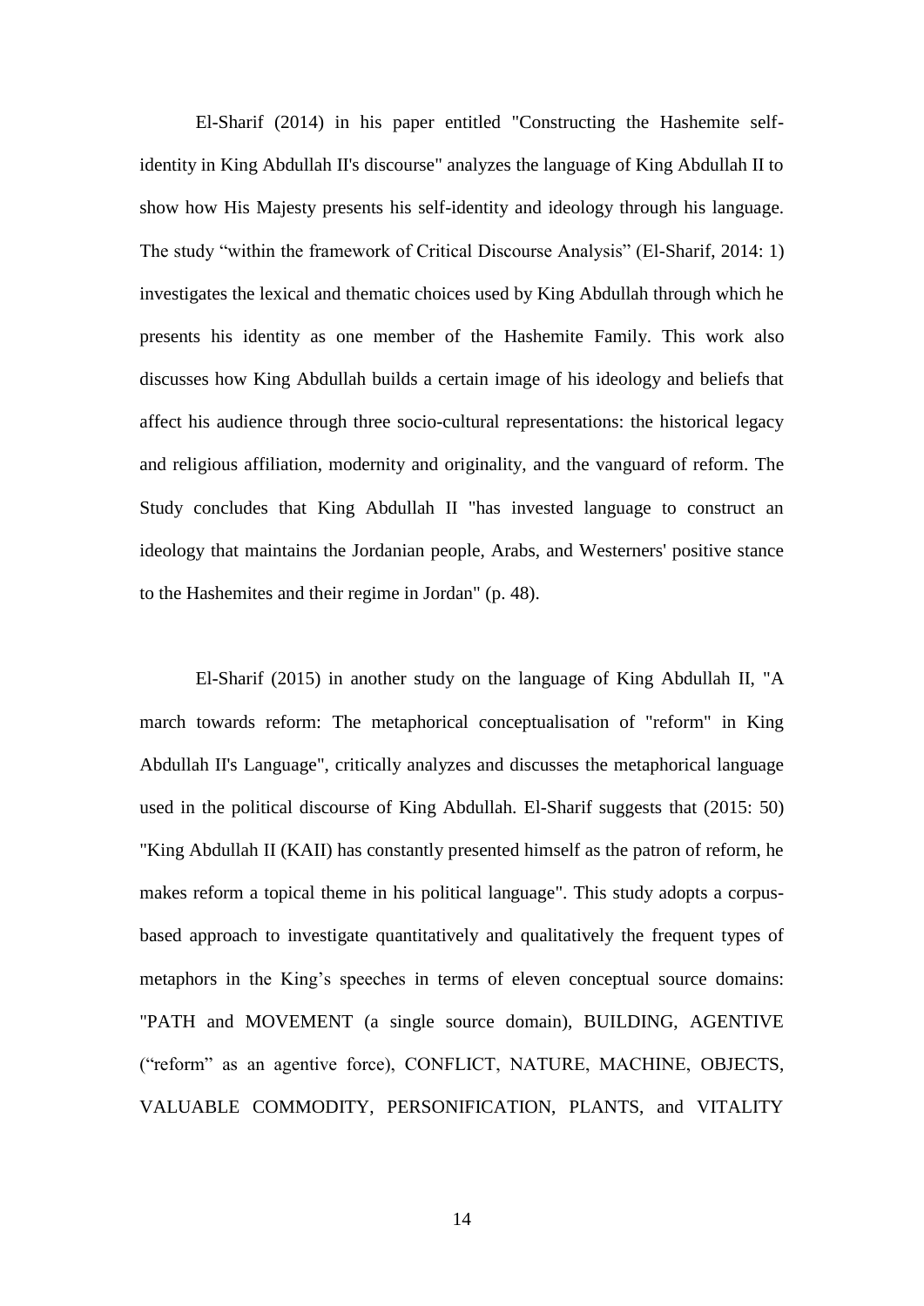El-Sharif (2014) in his paper entitled "Constructing the Hashemite self-identity in King Abdullah II's discourse" analyzes the language of King Abdullah II to show how His Majesty presents his self-identity and ideology through his language. The study “within the framework of Critical Discourse Analysis” (El-Sharif, 2014: 1) investigates the lexical and thematic choices used by King Abdullah through which he presents his identity as one member of the Hashemite Family. This work also discusses how King Abdullah builds a certain image of his ideology and beliefs that affect his audience through three socio-cultural representations: the historical legacy and religious affiliation, modernity and originality, and the vanguard of reform. The Study concludes that King Abdullah II "has invested language to construct an ideology that maintains the Jordanian people, Arabs, and Westerners' positive stance to the Hashemites and their regime in Jordan" (p. 48).

El-Sharif (2015) in another study on the language of King Abdullah II, "A march towards reform: The metaphorical conceptualisation of "reform" in King Abdullah II's Language", critically analyzes and discusses the metaphorical language used in the political discourse of King Abdullah. El-Sharif suggests that (2015: 50) "King Abdullah II (KAII) has constantly presented himself as the patron of reform, he makes reform a topical theme in his political language". This study adopts a corpus-based approach to investigate quantitatively and qualitatively the frequent types of metaphors in the King’s speeches in terms of eleven conceptual source domains: "PATH and MOVEMENT (a single source domain), BUILDING, AGENTIVE (“reform” as an agentive force), CONFLICT, NATURE, MACHINE, OBJECTS, VALUABLE COMMODITY, PERSONIFICATION, PLANTS, and VITALITY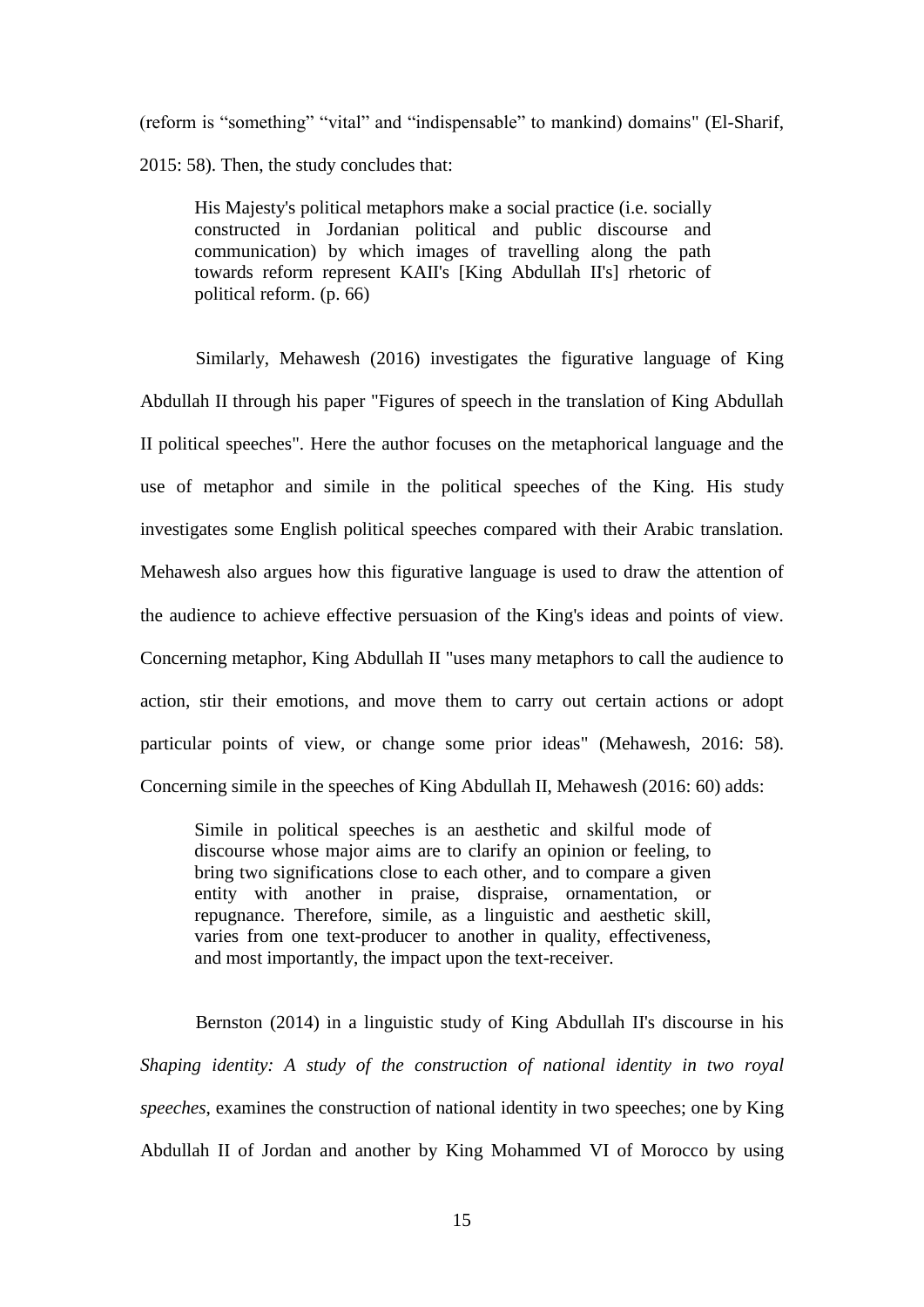(reform is "something" "vital" and "indispensable" to mankind) domains" (El-Sharif, 2015: 58). Then, the study concludes that:

> His Majesty's political metaphors make a social practice (i.e. socially constructed in Jordanian political and public discourse and communication) by which images of travelling along the path towards reform represent KAII's [King Abdullah II's] rhetoric of political reform. (p. 66)

Similarly, Mehawesh (2016) investigates the figurative language of King Abdullah II through his paper "Figures of speech in the translation of King Abdullah II political speeches". Here the author focuses on the metaphorical language and the use of metaphor and simile in the political speeches of the King. His study investigates some English political speeches compared with their Arabic translation. Mehawesh also argues how this figurative language is used to draw the attention of the audience to achieve effective persuasion of the King's ideas and points of view. Concerning metaphor, King Abdullah II "uses many metaphors to call the audience to action, stir their emotions, and move them to carry out certain actions or adopt particular points of view, or change some prior ideas" (Mehawesh, 2016: 58). Concerning simile in the speeches of King Abdullah II, Mehawesh (2016: 60) adds:

> Simile in political speeches is an aesthetic and skilful mode of discourse whose major aims are to clarify an opinion or feeling, to bring two significations close to each other, and to compare a given entity with another in praise, dispraise, ornamentation, or repugnance. Therefore, simile, as a linguistic and aesthetic skill, varies from one text-producer to another in quality, effectiveness, and most importantly, the impact upon the text-receiver.

Bernston (2014) in a linguistic study of King Abdullah II's discourse in his *Shaping identity: A study of the construction of national identity in two royal speeches*, examines the construction of national identity in two speeches; one by King Abdullah II of Jordan and another by King Mohammed VI of Morocco by using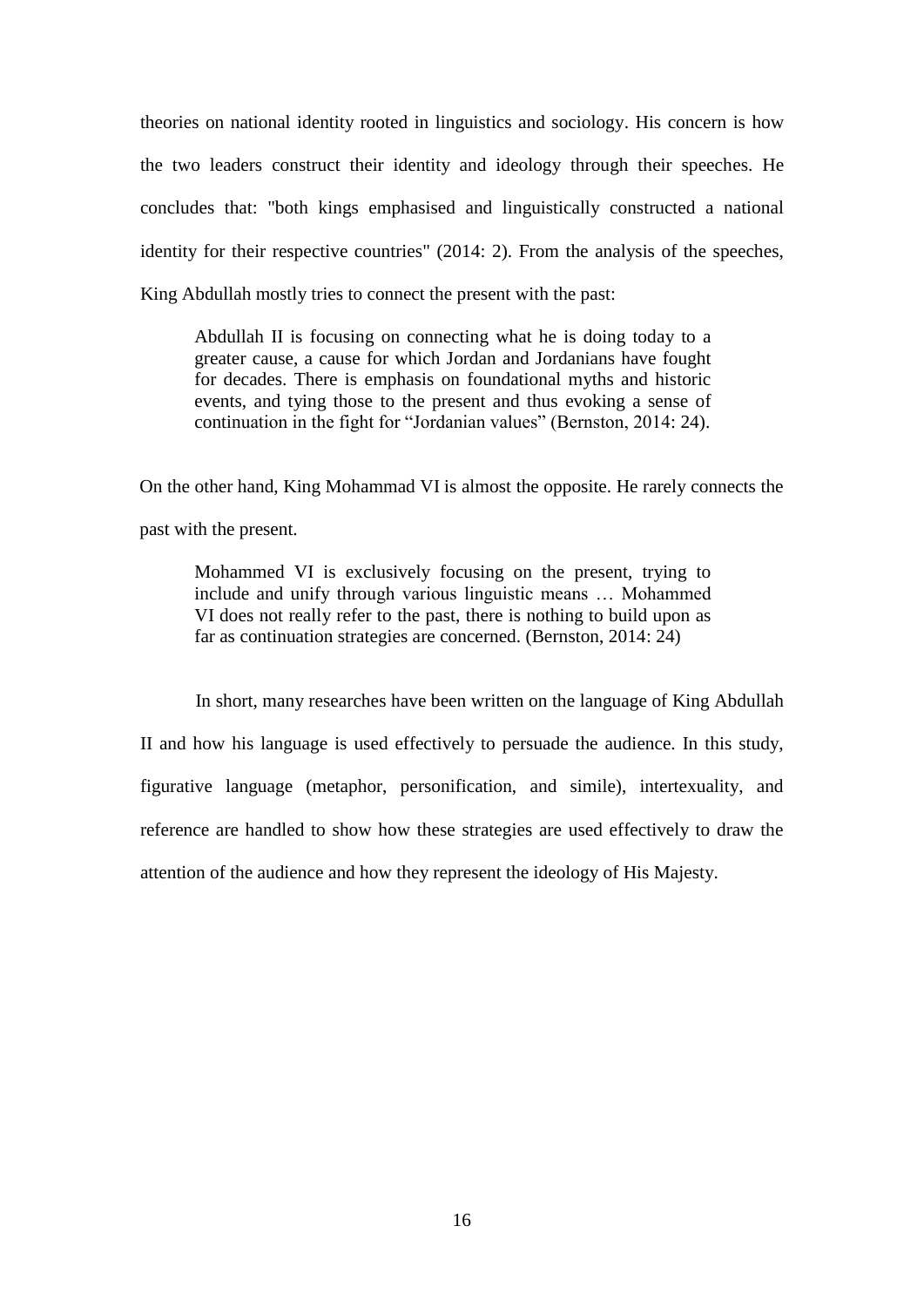theories on national identity rooted in linguistics and sociology. His concern is how the two leaders construct their identity and ideology through their speeches. He concludes that: "both kings emphasised and linguistically constructed a national identity for their respective countries" (2014: 2). From the analysis of the speeches, King Abdullah mostly tries to connect the present with the past:

> Abdullah II is focusing on connecting what he is doing today to a greater cause, a cause for which Jordan and Jordanians have fought for decades. There is emphasis on foundational myths and historic events, and tying those to the present and thus evoking a sense of continuation in the fight for "Jordanian values" (Bernston, 2014: 24).

On the other hand, King Mohammad VI is almost the opposite. He rarely connects the past with the present.

> Mohammed VI is exclusively focusing on the present, trying to include and unify through various linguistic means … Mohammed VI does not really refer to the past, there is nothing to build upon as far as continuation strategies are concerned. (Bernston, 2014: 24)

In short, many researches have been written on the language of King Abdullah II and how his language is used effectively to persuade the audience. In this study, figurative language (metaphor, personification, and simile), intertexuality, and reference are handled to show how these strategies are used effectively to draw the attention of the audience and how they represent the ideology of His Majesty.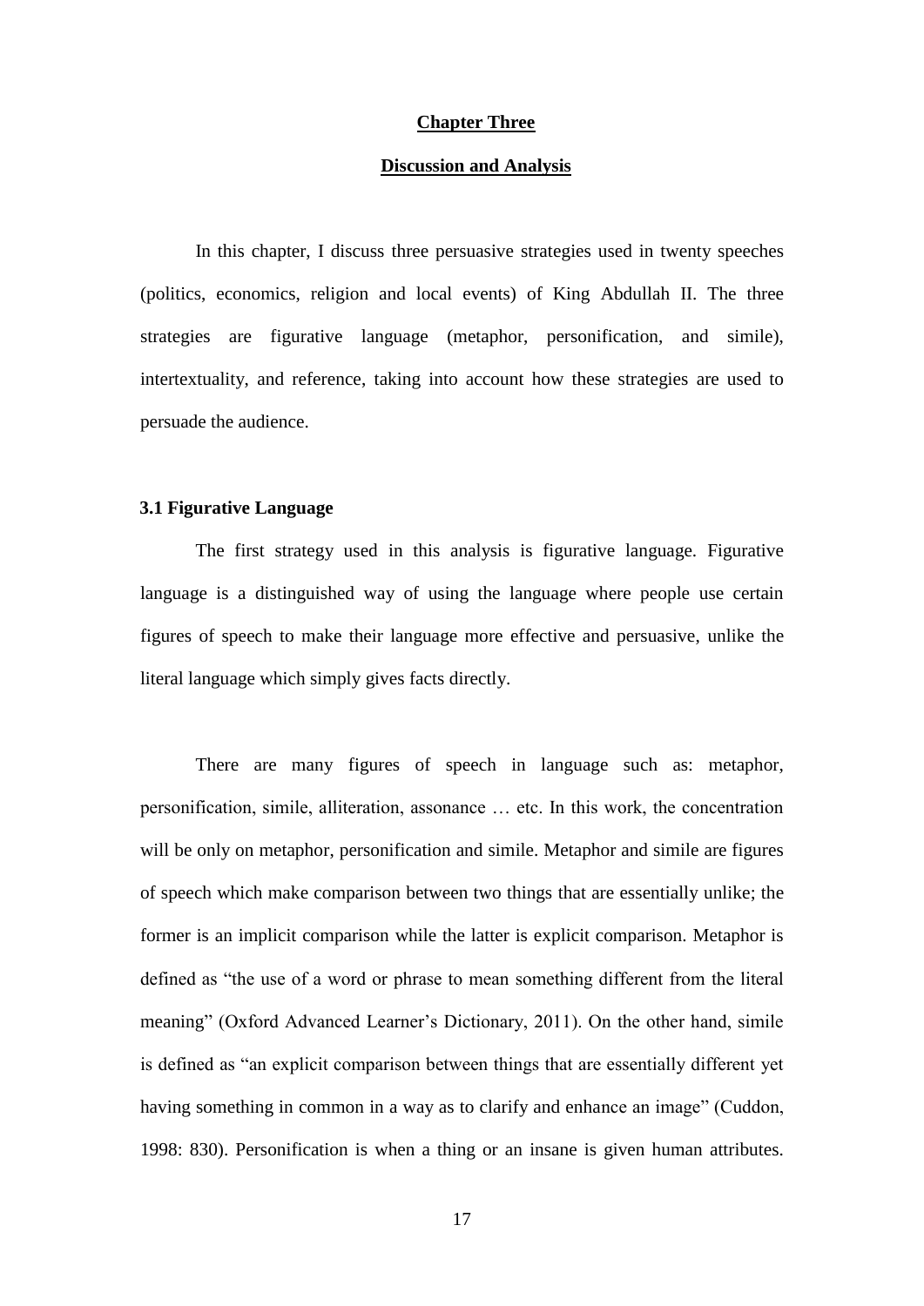# Chapter Three

## Discussion and Analysis

In this chapter, I discuss three persuasive strategies used in twenty speeches (politics, economics, religion and local events) of King Abdullah II. The three strategies are figurative language (metaphor, personification, and simile), intertextuality, and reference, taking into account how these strategies are used to persuade the audience.

### 3.1 Figurative Language

The first strategy used in this analysis is figurative language. Figurative language is a distinguished way of using the language where people use certain figures of speech to make their language more effective and persuasive, unlike the literal language which simply gives facts directly.

There are many figures of speech in language such as: metaphor, personification, simile, alliteration, assonance … etc. In this work, the concentration will be only on metaphor, personification and simile. Metaphor and simile are figures of speech which make comparison between two things that are essentially unlike; the former is an implicit comparison while the latter is explicit comparison. Metaphor is defined as "the use of a word or phrase to mean something different from the literal meaning" (Oxford Advanced Learner's Dictionary, 2011). On the other hand, simile is defined as "an explicit comparison between things that are essentially different yet having something in common in a way as to clarify and enhance an image" (Cuddon, 1998: 830). Personification is when a thing or an insane is given human attributes.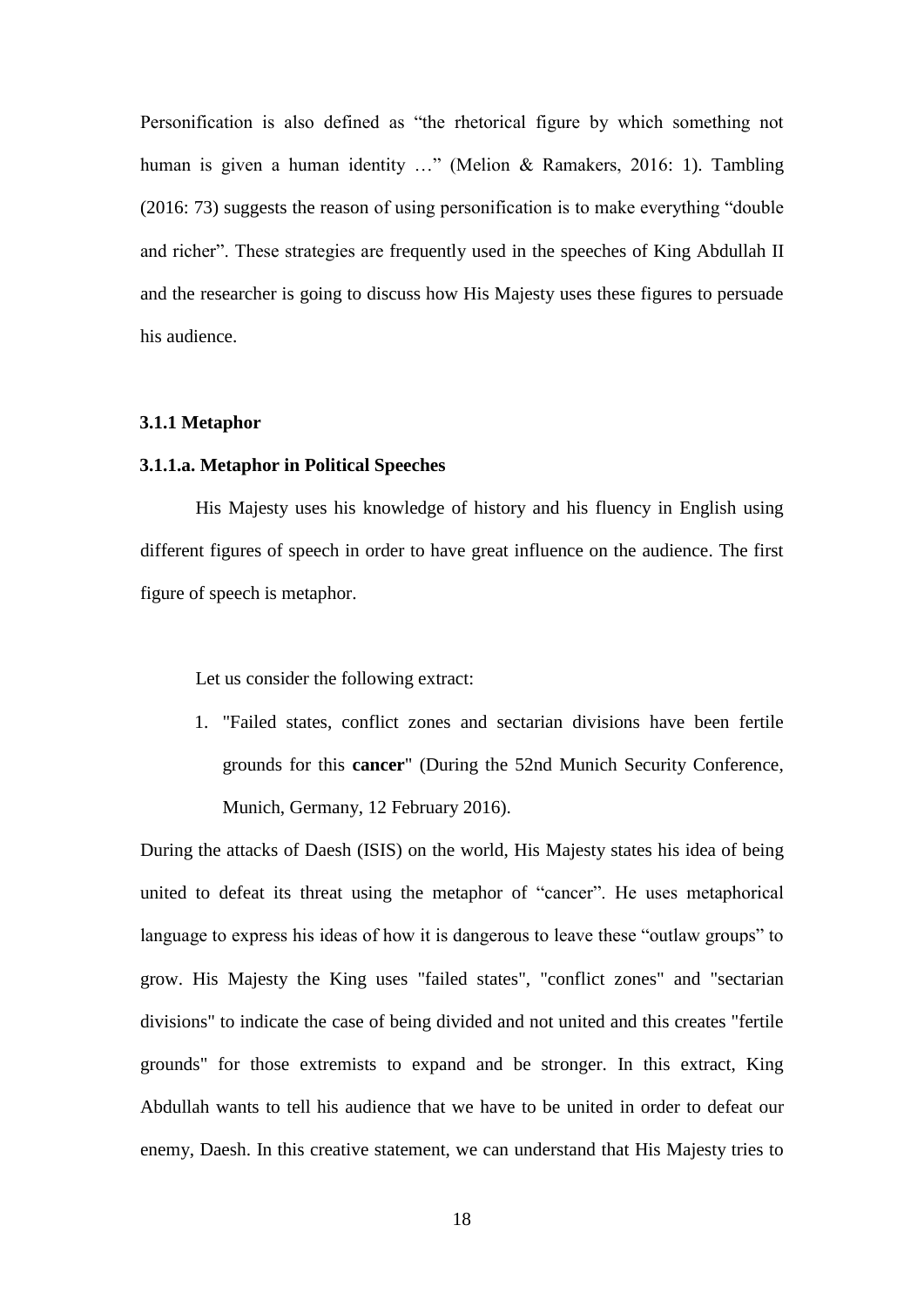Personification is also defined as “the rhetorical figure by which something not human is given a human identity …” (Melion & Ramakers, 2016: 1). Tambling (2016: 73) suggests the reason of using personification is to make everything “double and richer”. These strategies are frequently used in the speeches of King Abdullah II and the researcher is going to discuss how His Majesty uses these figures to persuade his audience.

### 3.1.1 Metaphor

#### 3.1.1.a. Metaphor in Political Speeches

His Majesty uses his knowledge of history and his fluency in English using different figures of speech in order to have great influence on the audience. The first figure of speech is metaphor.

Let us consider the following extract:

1. "Failed states, conflict zones and sectarian divisions have been fertile grounds for this **cancer**" (During the 52nd Munich Security Conference, Munich, Germany, 12 February 2016).

During the attacks of Daesh (ISIS) on the world, His Majesty states his idea of being united to defeat its threat using the metaphor of “cancer”. He uses metaphorical language to express his ideas of how it is dangerous to leave these “outlaw groups” to grow. His Majesty the King uses "failed states", "conflict zones" and "sectarian divisions" to indicate the case of being divided and not united and this creates "fertile grounds" for those extremists to expand and be stronger. In this extract, King Abdullah wants to tell his audience that we have to be united in order to defeat our enemy, Daesh. In this creative statement, we can understand that His Majesty tries to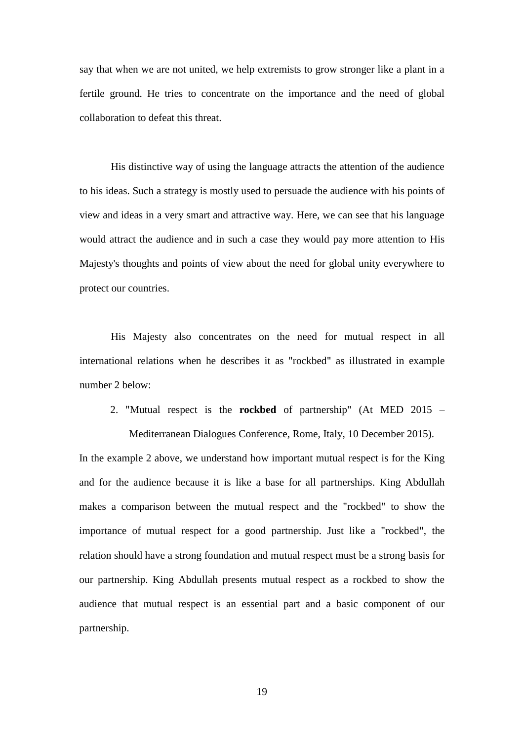say that when we are not united, we help extremists to grow stronger like a plant in a fertile ground. He tries to concentrate on the importance and the need of global collaboration to defeat this threat.

His distinctive way of using the language attracts the attention of the audience to his ideas. Such a strategy is mostly used to persuade the audience with his points of view and ideas in a very smart and attractive way. Here, we can see that his language would attract the audience and in such a case they would pay more attention to His Majesty's thoughts and points of view about the need for global unity everywhere to protect our countries.

His Majesty also concentrates on the need for mutual respect in all international relations when he describes it as "rockbed" as illustrated in example number 2 below:

2. "Mutual respect is the **rockbed** of partnership" (At MED 2015 – Mediterranean Dialogues Conference, Rome, Italy, 10 December 2015).

In the example 2 above, we understand how important mutual respect is for the King and for the audience because it is like a base for all partnerships. King Abdullah makes a comparison between the mutual respect and the "rockbed" to show the importance of mutual respect for a good partnership. Just like a "rockbed", the relation should have a strong foundation and mutual respect must be a strong basis for our partnership. King Abdullah presents mutual respect as a rockbed to show the audience that mutual respect is an essential part and a basic component of our partnership.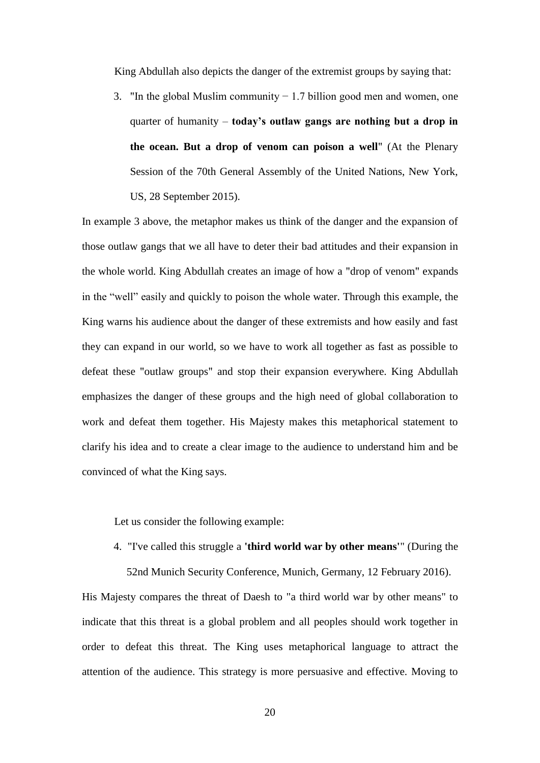King Abdullah also depicts the danger of the extremist groups by saying that:

3. "In the global Muslim community − 1.7 billion good men and women, one quarter of humanity – **today's outlaw gangs are nothing but a drop in the ocean. But a drop of venom can poison a well**" (At the Plenary Session of the 70th General Assembly of the United Nations, New York, US, 28 September 2015).

In example 3 above, the metaphor makes us think of the danger and the expansion of those outlaw gangs that we all have to deter their bad attitudes and their expansion in the whole world. King Abdullah creates an image of how a "drop of venom" expands in the "well" easily and quickly to poison the whole water. Through this example, the King warns his audience about the danger of these extremists and how easily and fast they can expand in our world, so we have to work all together as fast as possible to defeat these "outlaw groups" and stop their expansion everywhere. King Abdullah emphasizes the danger of these groups and the high need of global collaboration to work and defeat them together. His Majesty makes this metaphorical statement to clarify his idea and to create a clear image to the audience to understand him and be convinced of what the King says.

Let us consider the following example:

4. "I've called this struggle a **'third world war by other means'**" (During the 52nd Munich Security Conference, Munich, Germany, 12 February 2016).

His Majesty compares the threat of Daesh to "a third world war by other means" to indicate that this threat is a global problem and all peoples should work together in order to defeat this threat. The King uses metaphorical language to attract the attention of the audience. This strategy is more persuasive and effective. Moving to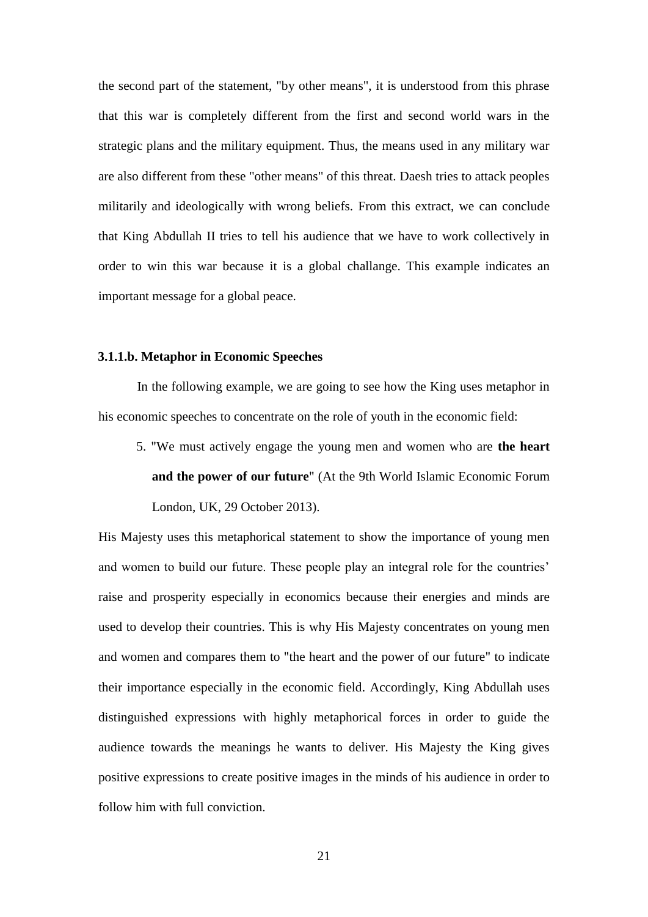the second part of the statement, "by other means", it is understood from this phrase that this war is completely different from the first and second world wars in the strategic plans and the military equipment. Thus, the means used in any military war are also different from these "other means" of this threat. Daesh tries to attack peoples militarily and ideologically with wrong beliefs. From this extract, we can conclude that King Abdullah II tries to tell his audience that we have to work collectively in order to win this war because it is a global challange. This example indicates an important message for a global peace.

#### 3.1.1.b. Metaphor in Economic Speeches

In the following example, we are going to see how the King uses metaphor in his economic speeches to concentrate on the role of youth in the economic field:

5. "We must actively engage the young men and women who are **the heart and the power of our future**" (At the 9th World Islamic Economic Forum London, UK, 29 October 2013).

His Majesty uses this metaphorical statement to show the importance of young men and women to build our future. These people play an integral role for the countries' raise and prosperity especially in economics because their energies and minds are used to develop their countries. This is why His Majesty concentrates on young men and women and compares them to "the heart and the power of our future" to indicate their importance especially in the economic field. Accordingly, King Abdullah uses distinguished expressions with highly metaphorical forces in order to guide the audience towards the meanings he wants to deliver. His Majesty the King gives positive expressions to create positive images in the minds of his audience in order to follow him with full conviction.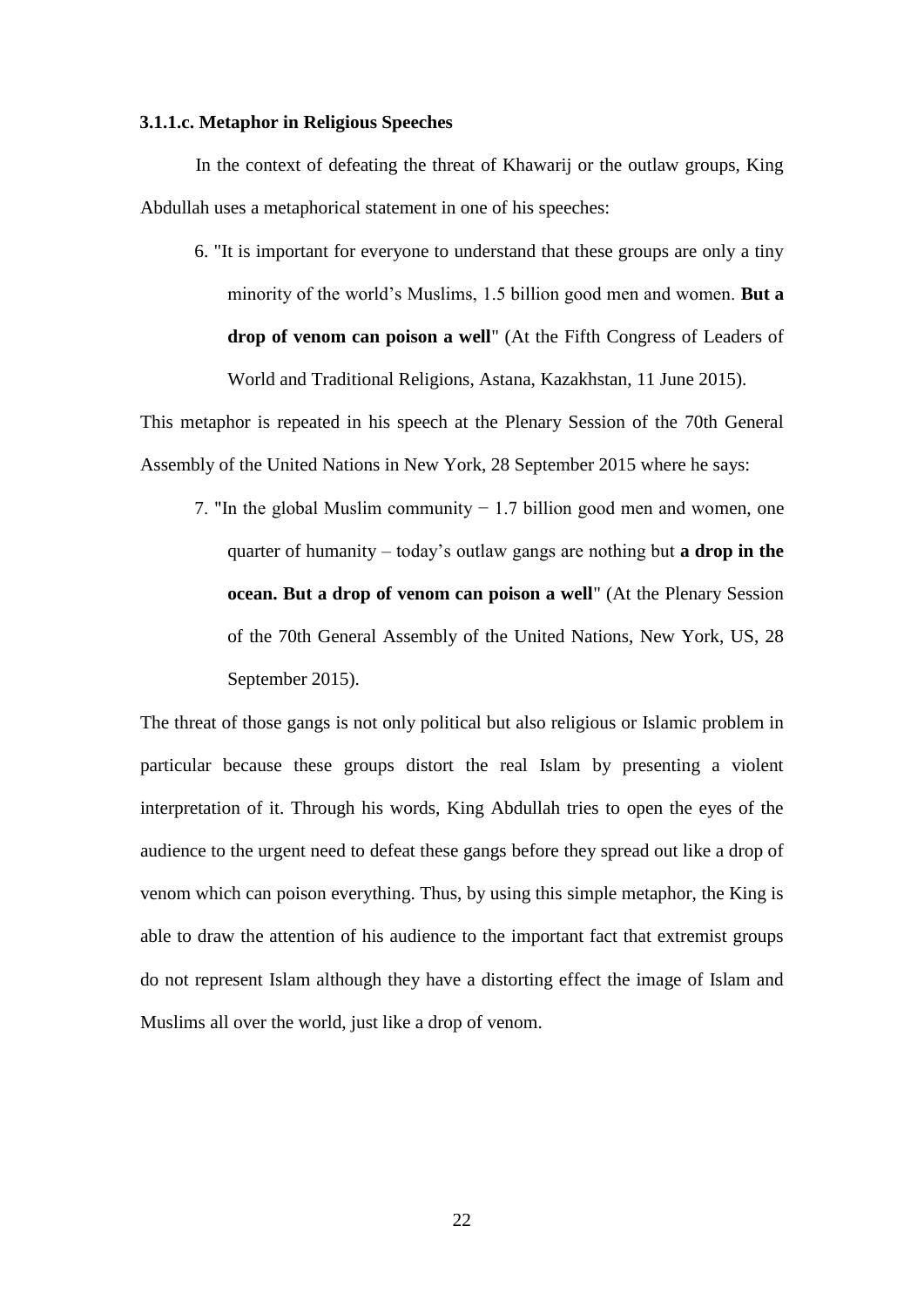**3.1.1.c. Metaphor in Religious Speeches**

In the context of defeating the threat of Khawarij or the outlaw groups, King Abdullah uses a metaphorical statement in one of his speeches:

> 6. "It is important for everyone to understand that these groups are only a tiny minority of the world's Muslims, 1.5 billion good men and women. **But a drop of venom can poison a well**" (At the Fifth Congress of Leaders of World and Traditional Religions, Astana, Kazakhstan, 11 June 2015).

This metaphor is repeated in his speech at the Plenary Session of the 70th General Assembly of the United Nations in New York, 28 September 2015 where he says:

> 7. "In the global Muslim community − 1.7 billion good men and women, one quarter of humanity – today's outlaw gangs are nothing but **a drop in the ocean. But a drop of venom can poison a well**" (At the Plenary Session of the 70th General Assembly of the United Nations, New York, US, 28 September 2015).

The threat of those gangs is not only political but also religious or Islamic problem in particular because these groups distort the real Islam by presenting a violent interpretation of it. Through his words, King Abdullah tries to open the eyes of the audience to the urgent need to defeat these gangs before they spread out like a drop of venom which can poison everything. Thus, by using this simple metaphor, the King is able to draw the attention of his audience to the important fact that extremist groups do not represent Islam although they have a distorting effect the image of Islam and Muslims all over the world, just like a drop of venom.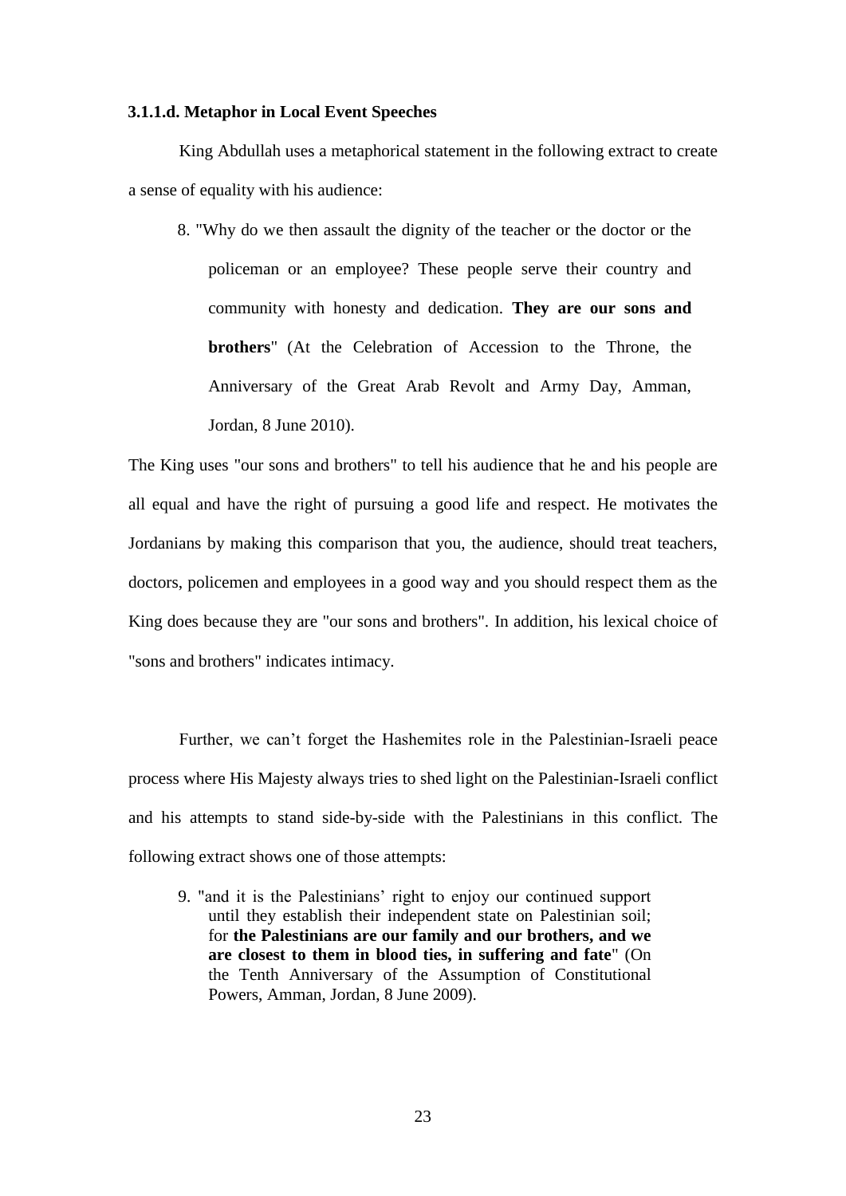### 3.1.1.d. Metaphor in Local Event Speeches

King Abdullah uses a metaphorical statement in the following extract to create a sense of equality with his audience:

> 8. "Why do we then assault the dignity of the teacher or the doctor or the policeman or an employee? These people serve their country and community with honesty and dedication. **They are our sons and brothers**" (At the Celebration of Accession to the Throne, the Anniversary of the Great Arab Revolt and Army Day, Amman, Jordan, 8 June 2010).

The King uses "our sons and brothers" to tell his audience that he and his people are all equal and have the right of pursuing a good life and respect. He motivates the Jordanians by making this comparison that you, the audience, should treat teachers, doctors, policemen and employees in a good way and you should respect them as the King does because they are "our sons and brothers". In addition, his lexical choice of "sons and brothers" indicates intimacy.

Further, we can't forget the Hashemites role in the Palestinian-Israeli peace process where His Majesty always tries to shed light on the Palestinian-Israeli conflict and his attempts to stand side-by-side with the Palestinians in this conflict. The following extract shows one of those attempts:

> 9. "and it is the Palestinians' right to enjoy our continued support until they establish their independent state on Palestinian soil; for **the Palestinians are our family and our brothers, and we are closest to them in blood ties, in suffering and fate**" (On the Tenth Anniversary of the Assumption of Constitutional Powers, Amman, Jordan, 8 June 2009).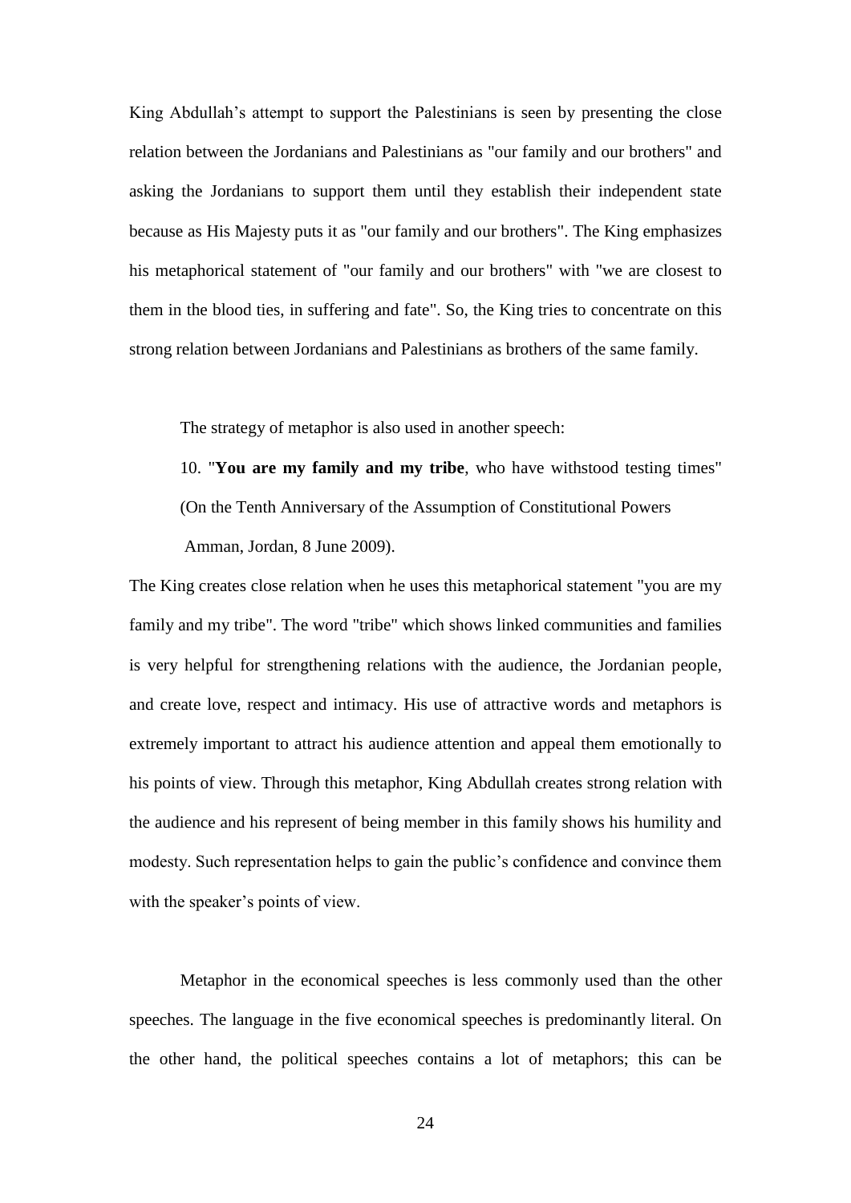King Abdullah’s attempt to support the Palestinians is seen by presenting the close relation between the Jordanians and Palestinians as "our family and our brothers" and asking the Jordanians to support them until they establish their independent state because as His Majesty puts it as "our family and our brothers". The King emphasizes his metaphorical statement of "our family and our brothers" with "we are closest to them in the blood ties, in suffering and fate". So, the King tries to concentrate on this strong relation between Jordanians and Palestinians as brothers of the same family.

The strategy of metaphor is also used in another speech:

10. "**You are my family and my tribe**, who have withstood testing times" (On the Tenth Anniversary of the Assumption of Constitutional Powers Amman, Jordan, 8 June 2009).

The King creates close relation when he uses this metaphorical statement "you are my family and my tribe". The word "tribe" which shows linked communities and families is very helpful for strengthening relations with the audience, the Jordanian people, and create love, respect and intimacy. His use of attractive words and metaphors is extremely important to attract his audience attention and appeal them emotionally to his points of view. Through this metaphor, King Abdullah creates strong relation with the audience and his represent of being member in this family shows his humility and modesty. Such representation helps to gain the public’s confidence and convince them with the speaker’s points of view.

Metaphor in the economical speeches is less commonly used than the other speeches. The language in the five economical speeches is predominantly literal. On the other hand, the political speeches contains a lot of metaphors; this can be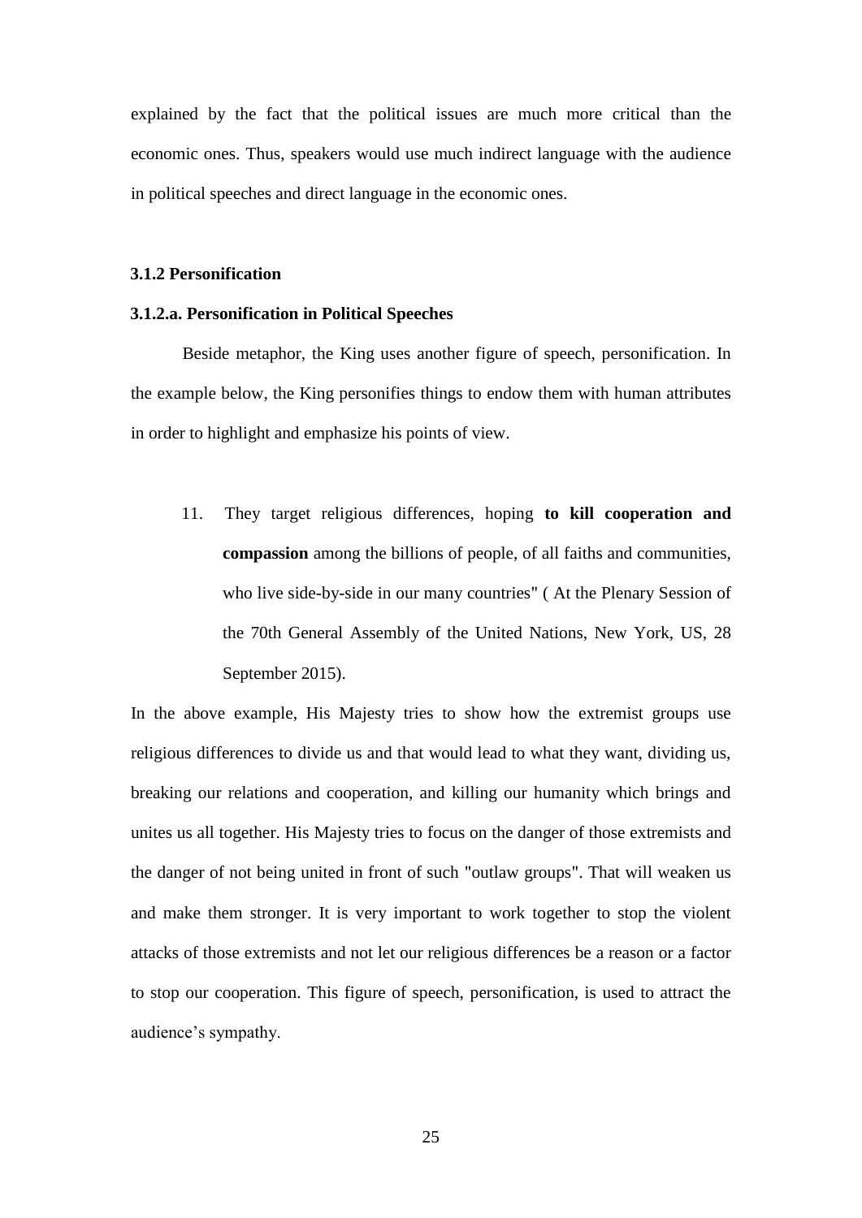explained by the fact that the political issues are much more critical than the economic ones. Thus, speakers would use much indirect language with the audience in political speeches and direct language in the economic ones.

### 3.1.2 Personification

#### 3.1.2.a. Personification in Political Speeches

Beside metaphor, the King uses another figure of speech, personification. In the example below, the King personifies things to endow them with human attributes in order to highlight and emphasize his points of view.

11. They target religious differences, hoping **to kill cooperation and compassion** among the billions of people, of all faiths and communities, who live side-by-side in our many countries" ( At the Plenary Session of the 70th General Assembly of the United Nations, New York, US, 28 September 2015).

In the above example, His Majesty tries to show how the extremist groups use religious differences to divide us and that would lead to what they want, dividing us, breaking our relations and cooperation, and killing our humanity which brings and unites us all together. His Majesty tries to focus on the danger of those extremists and the danger of not being united in front of such "outlaw groups". That will weaken us and make them stronger. It is very important to work together to stop the violent attacks of those extremists and not let our religious differences be a reason or a factor to stop our cooperation. This figure of speech, personification, is used to attract the audience's sympathy.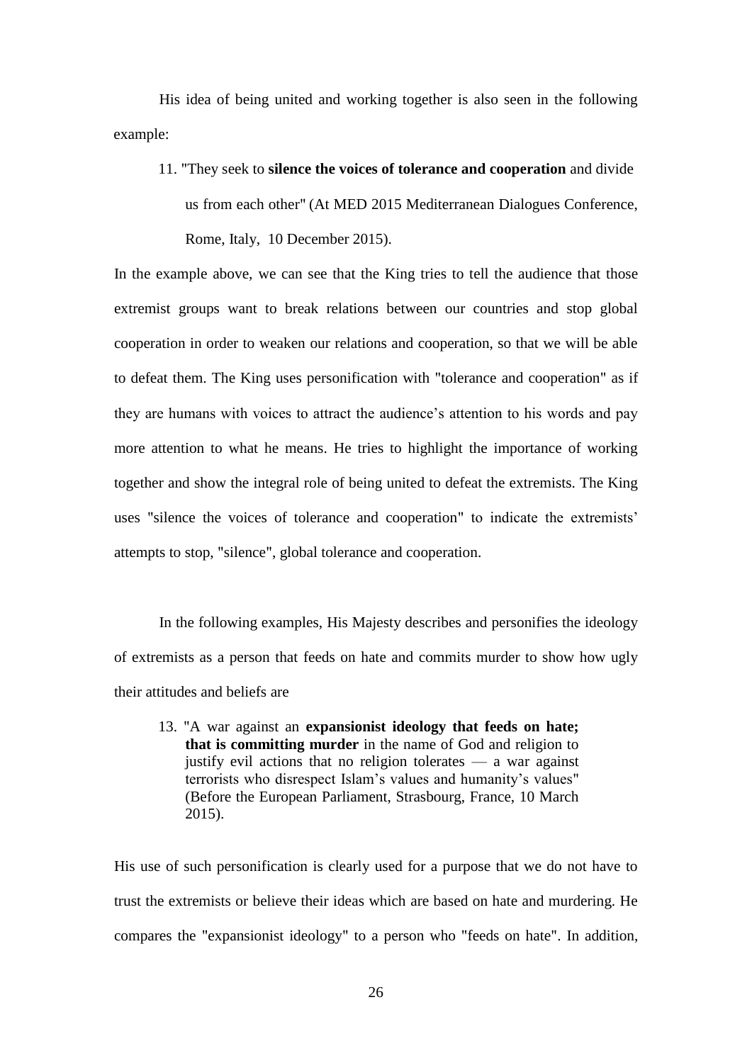His idea of being united and working together is also seen in the following example:

11. "They seek to **silence the voices of tolerance and cooperation** and divide us from each other" (At MED 2015 Mediterranean Dialogues Conference, Rome, Italy, 10 December 2015).

In the example above, we can see that the King tries to tell the audience that those extremist groups want to break relations between our countries and stop global cooperation in order to weaken our relations and cooperation, so that we will be able to defeat them. The King uses personification with "tolerance and cooperation" as if they are humans with voices to attract the audience's attention to his words and pay more attention to what he means. He tries to highlight the importance of working together and show the integral role of being united to defeat the extremists. The King uses "silence the voices of tolerance and cooperation" to indicate the extremists' attempts to stop, "silence", global tolerance and cooperation.

In the following examples, His Majesty describes and personifies the ideology of extremists as a person that feeds on hate and commits murder to show how ugly their attitudes and beliefs are

13. "A war against an **expansionist ideology that feeds on hate; that is committing murder** in the name of God and religion to justify evil actions that no religion tolerates — a war against terrorists who disrespect Islam's values and humanity's values" (Before the European Parliament, Strasbourg, France, 10 March 2015).

His use of such personification is clearly used for a purpose that we do not have to trust the extremists or believe their ideas which are based on hate and murdering. He compares the "expansionist ideology" to a person who "feeds on hate". In addition,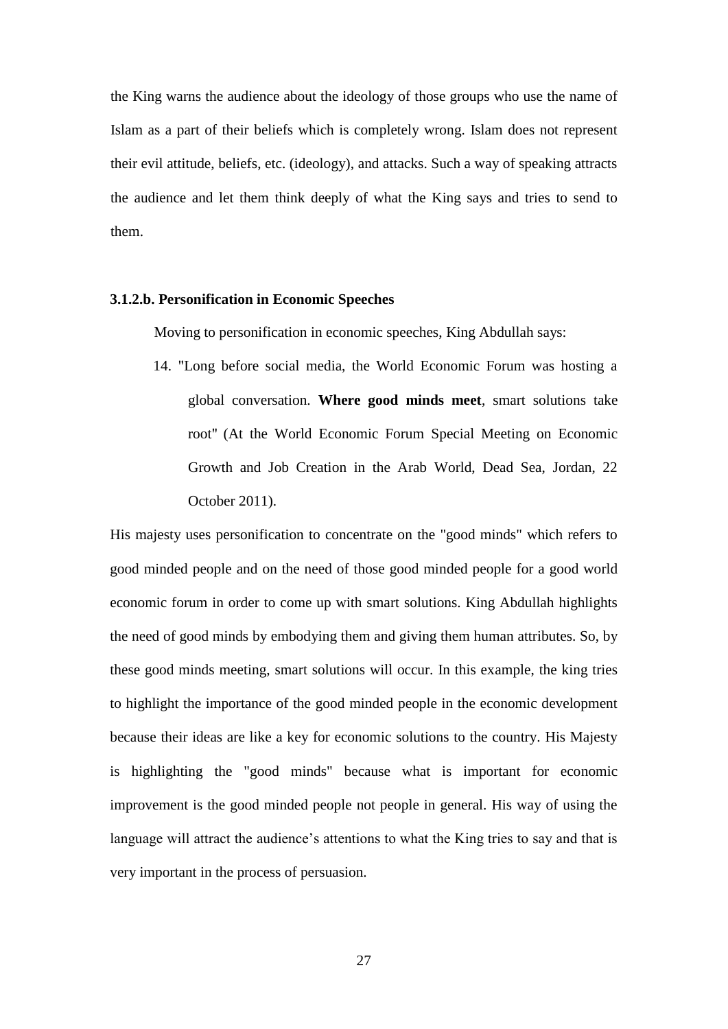the King warns the audience about the ideology of those groups who use the name of Islam as a part of their beliefs which is completely wrong. Islam does not represent their evil attitude, beliefs, etc. (ideology), and attacks. Such a way of speaking attracts the audience and let them think deeply of what the King says and tries to send to them.

#### 3.1.2.b. Personification in Economic Speeches

Moving to personification in economic speeches, King Abdullah says:

14. "Long before social media, the World Economic Forum was hosting a global conversation. **Where good minds meet**, smart solutions take root" (At the World Economic Forum Special Meeting on Economic Growth and Job Creation in the Arab World, Dead Sea, Jordan, 22 October 2011).

His majesty uses personification to concentrate on the "good minds" which refers to good minded people and on the need of those good minded people for a good world economic forum in order to come up with smart solutions. King Abdullah highlights the need of good minds by embodying them and giving them human attributes. So, by these good minds meeting, smart solutions will occur. In this example, the king tries to highlight the importance of the good minded people in the economic development because their ideas are like a key for economic solutions to the country. His Majesty is highlighting the "good minds" because what is important for economic improvement is the good minded people not people in general. His way of using the language will attract the audience's attentions to what the King tries to say and that is very important in the process of persuasion.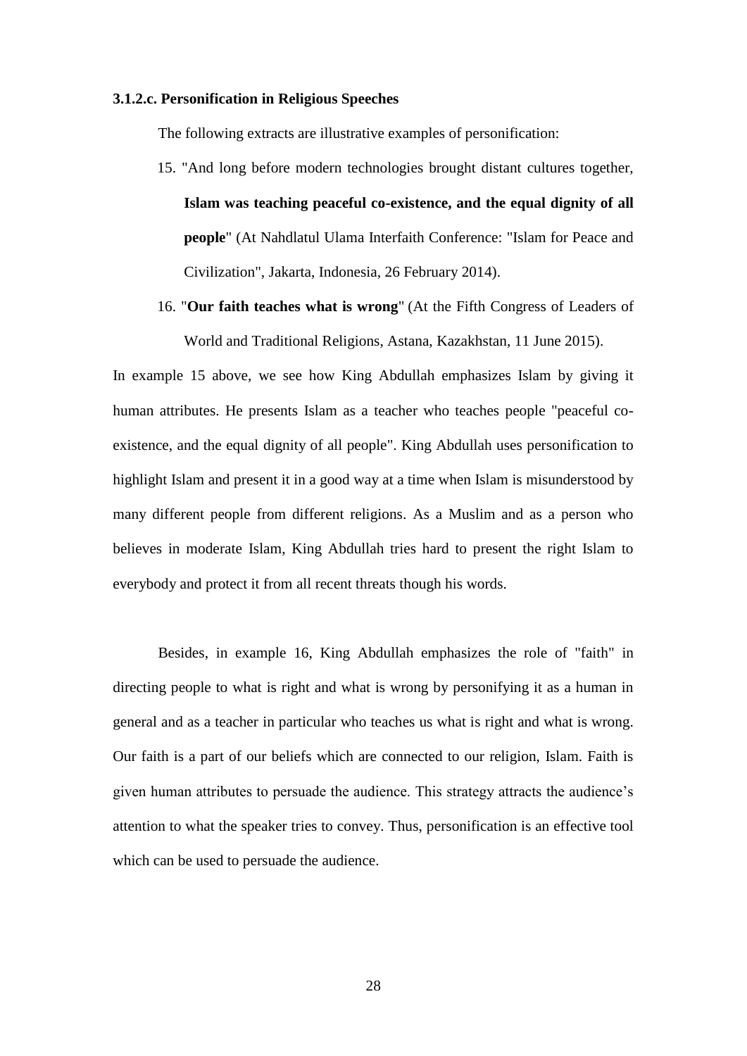**3.1.2.c. Personification in Religious Speeches**

The following extracts are illustrative examples of personification:

15. "And long before modern technologies brought distant cultures together, **Islam was teaching peaceful co-existence, and the equal dignity of all people**" (At Nahdlatul Ulama Interfaith Conference: "Islam for Peace and Civilization", Jakarta, Indonesia, 26 February 2014).

16. "**Our faith teaches what is wrong**" (At the Fifth Congress of Leaders of World and Traditional Religions, Astana, Kazakhstan, 11 June 2015).

In example 15 above, we see how King Abdullah emphasizes Islam by giving it human attributes. He presents Islam as a teacher who teaches people "peaceful co-existence, and the equal dignity of all people". King Abdullah uses personification to highlight Islam and present it in a good way at a time when Islam is misunderstood by many different people from different religions. As a Muslim and as a person who believes in moderate Islam, King Abdullah tries hard to present the right Islam to everybody and protect it from all recent threats though his words.

Besides, in example 16, King Abdullah emphasizes the role of "faith" in directing people to what is right and what is wrong by personifying it as a human in general and as a teacher in particular who teaches us what is right and what is wrong. Our faith is a part of our beliefs which are connected to our religion, Islam. Faith is given human attributes to persuade the audience. This strategy attracts the audience's attention to what the speaker tries to convey. Thus, personification is an effective tool which can be used to persuade the audience.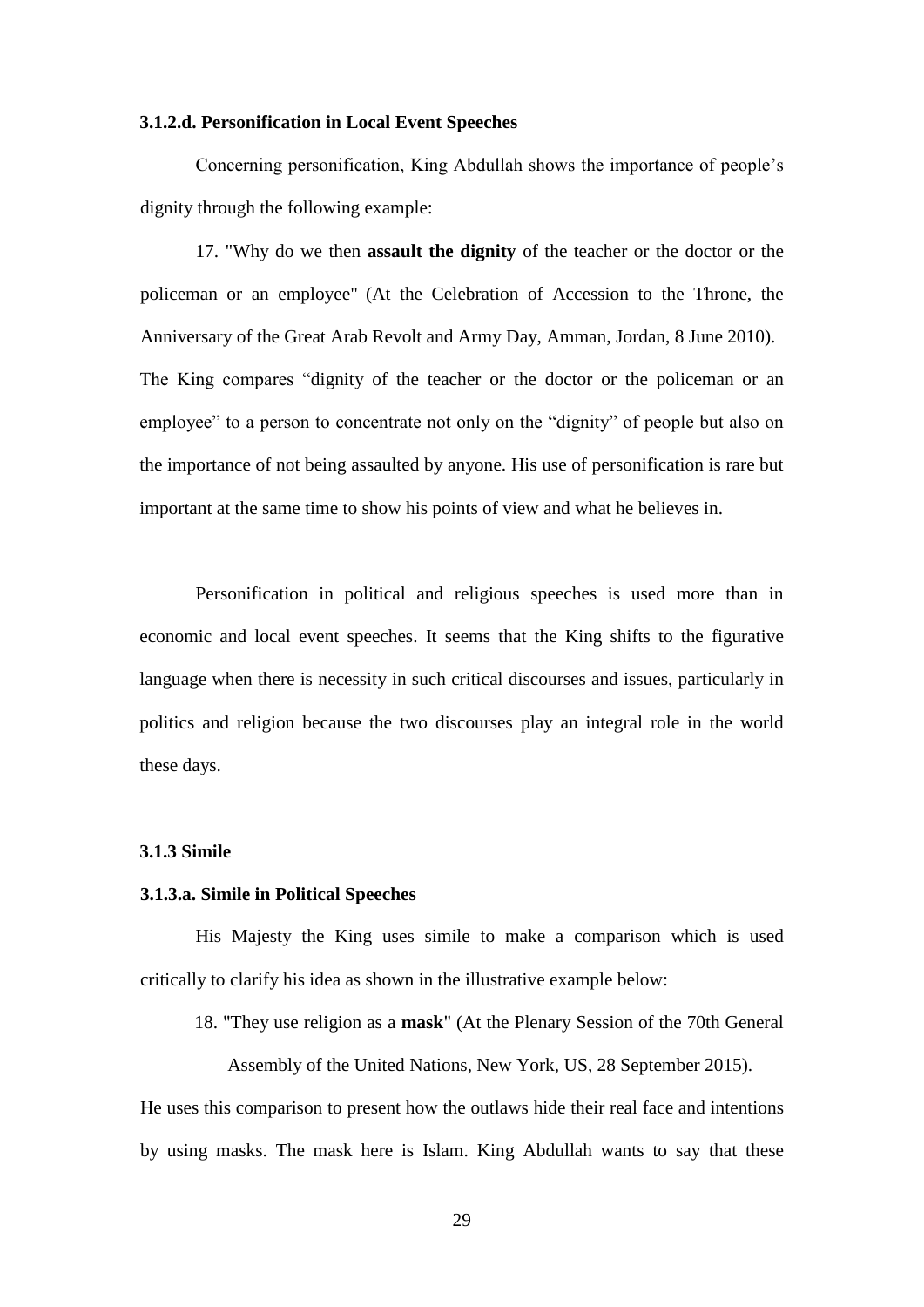**3.1.2.d. Personification in Local Event Speeches**

Concerning personification, King Abdullah shows the importance of people's dignity through the following example:

17. "Why do we then **assault the dignity** of the teacher or the doctor or the policeman or an employee" (At the Celebration of Accession to the Throne, the Anniversary of the Great Arab Revolt and Army Day, Amman, Jordan, 8 June 2010).

The King compares "dignity of the teacher or the doctor or the policeman or an employee" to a person to concentrate not only on the "dignity" of people but also on the importance of not being assaulted by anyone. His use of personification is rare but important at the same time to show his points of view and what he believes in.

Personification in political and religious speeches is used more than in economic and local event speeches. It seems that the King shifts to the figurative language when there is necessity in such critical discourses and issues, particularly in politics and religion because the two discourses play an integral role in the world these days.

**3.1.3 Simile**

**3.1.3.a. Simile in Political Speeches**

His Majesty the King uses simile to make a comparison which is used critically to clarify his idea as shown in the illustrative example below:

18. "They use religion as a **mask**" (At the Plenary Session of the 70th General Assembly of the United Nations, New York, US, 28 September 2015).

He uses this comparison to present how the outlaws hide their real face and intentions by using masks. The mask here is Islam. King Abdullah wants to say that these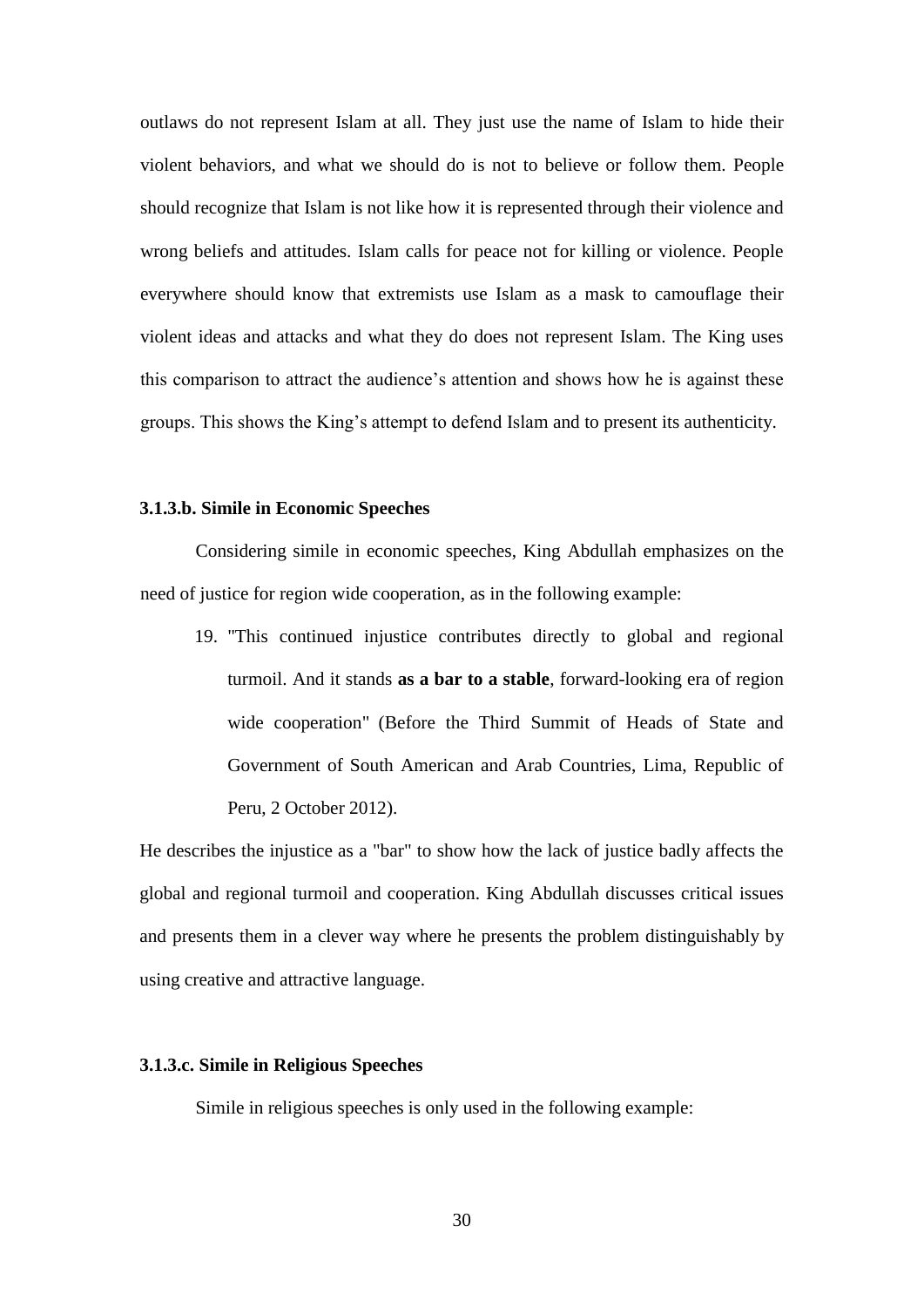outlaws do not represent Islam at all. They just use the name of Islam to hide their violent behaviors, and what we should do is not to believe or follow them. People should recognize that Islam is not like how it is represented through their violence and wrong beliefs and attitudes. Islam calls for peace not for killing or violence. People everywhere should know that extremists use Islam as a mask to camouflage their violent ideas and attacks and what they do does not represent Islam. The King uses this comparison to attract the audience's attention and shows how he is against these groups. This shows the King's attempt to defend Islam and to present its authenticity.

#### 3.1.3.b. Simile in Economic Speeches

Considering simile in economic speeches, King Abdullah emphasizes on the need of justice for region wide cooperation, as in the following example:

19. "This continued injustice contributes directly to global and regional turmoil. And it stands **as a bar to a stable**, forward-looking era of region wide cooperation" (Before the Third Summit of Heads of State and Government of South American and Arab Countries, Lima, Republic of Peru, 2 October 2012).

He describes the injustice as a "bar" to show how the lack of justice badly affects the global and regional turmoil and cooperation. King Abdullah discusses critical issues and presents them in a clever way where he presents the problem distinguishably by using creative and attractive language.

#### 3.1.3.c. Simile in Religious Speeches

Simile in religious speeches is only used in the following example: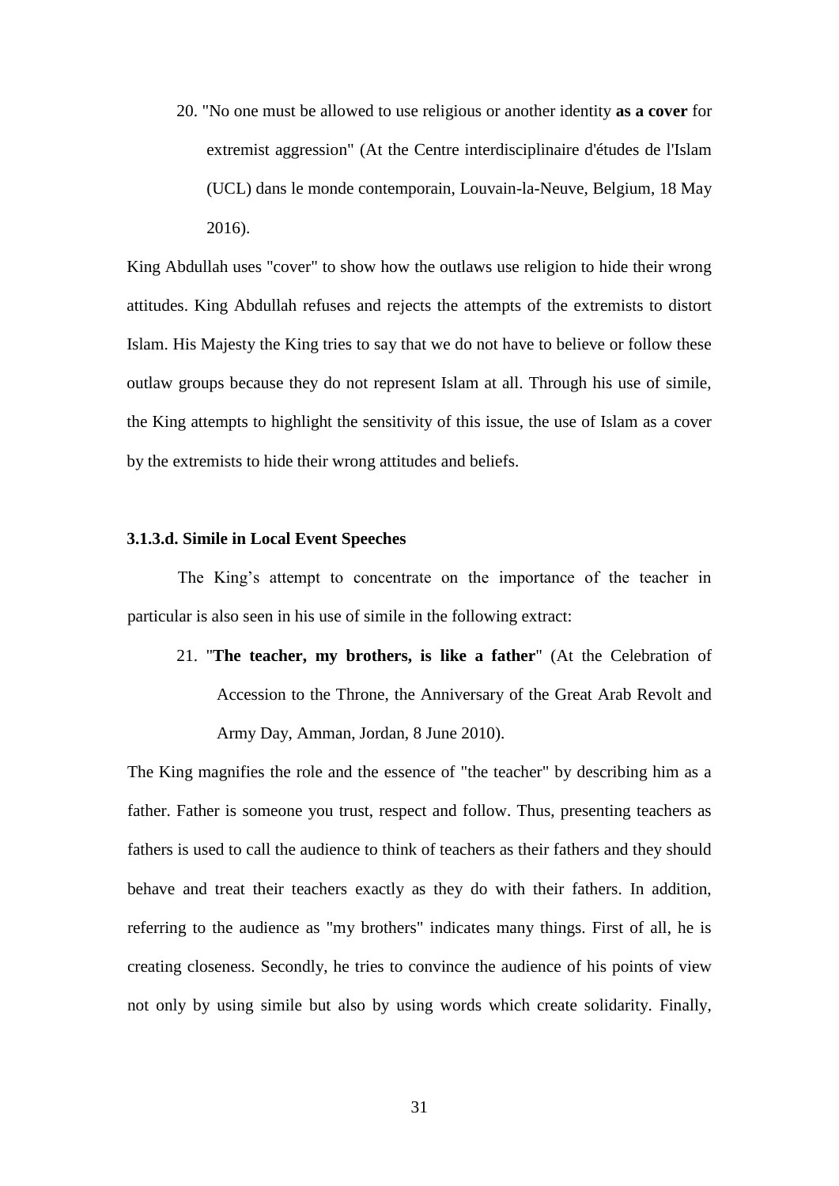20. "No one must be allowed to use religious or another identity **as a cover** for extremist aggression" (At the Centre interdisciplinaire d'études de l'Islam (UCL) dans le monde contemporain, Louvain-la-Neuve, Belgium, 18 May 2016).

King Abdullah uses "cover" to show how the outlaws use religion to hide their wrong attitudes. King Abdullah refuses and rejects the attempts of the extremists to distort Islam. His Majesty the King tries to say that we do not have to believe or follow these outlaw groups because they do not represent Islam at all. Through his use of simile, the King attempts to highlight the sensitivity of this issue, the use of Islam as a cover by the extremists to hide their wrong attitudes and beliefs.

#### 3.1.3.d. Simile in Local Event Speeches

The King's attempt to concentrate on the importance of the teacher in particular is also seen in his use of simile in the following extract:

21. "**The teacher, my brothers, is like a father**" (At the Celebration of Accession to the Throne, the Anniversary of the Great Arab Revolt and Army Day, Amman, Jordan, 8 June 2010).

The King magnifies the role and the essence of "the teacher" by describing him as a father. Father is someone you trust, respect and follow. Thus, presenting teachers as fathers is used to call the audience to think of teachers as their fathers and they should behave and treat their teachers exactly as they do with their fathers. In addition, referring to the audience as "my brothers" indicates many things. First of all, he is creating closeness. Secondly, he tries to convince the audience of his points of view not only by using simile but also by using words which create solidarity. Finally,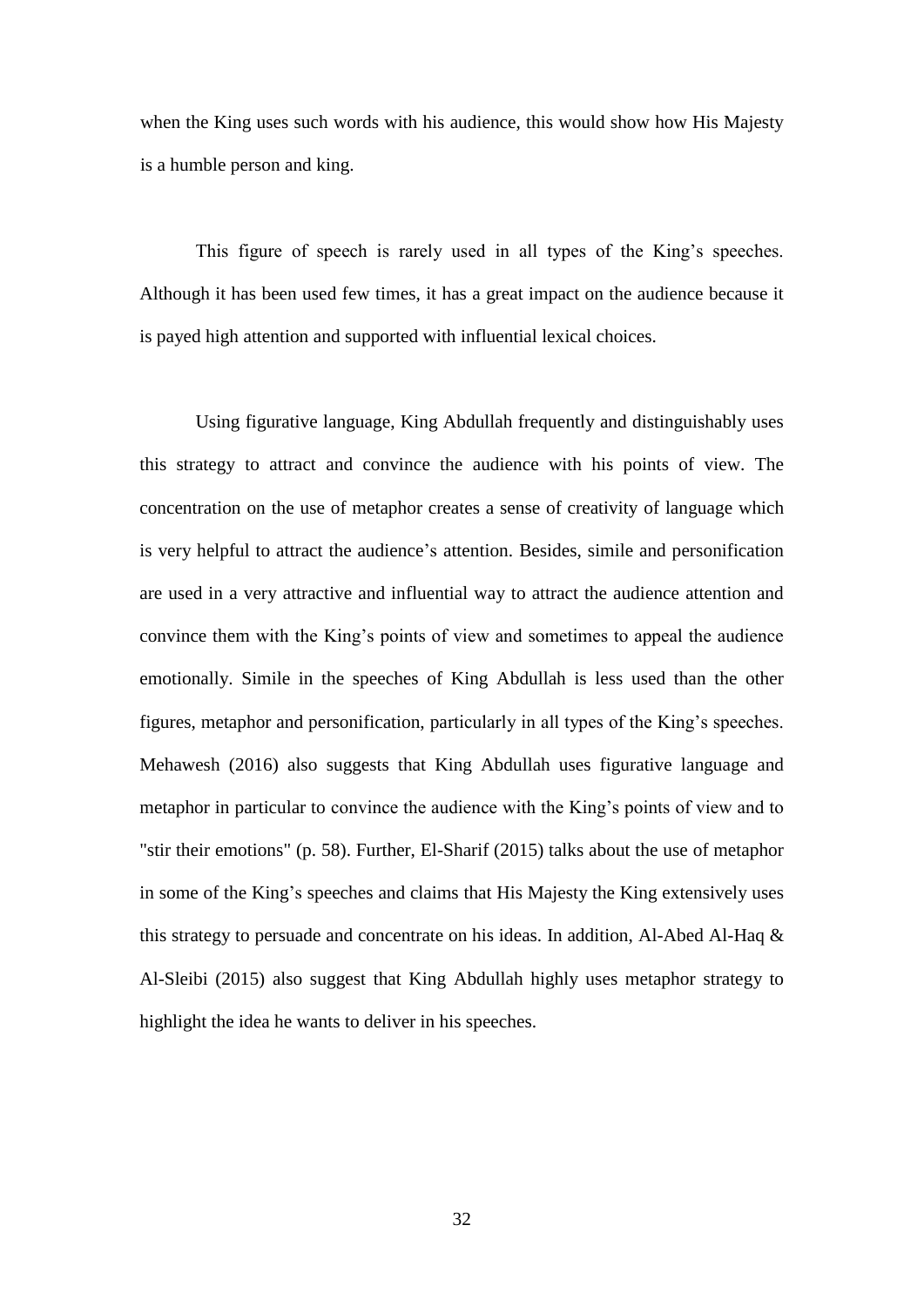when the King uses such words with his audience, this would show how His Majesty is a humble person and king.

This figure of speech is rarely used in all types of the King's speeches. Although it has been used few times, it has a great impact on the audience because it is payed high attention and supported with influential lexical choices.

Using figurative language, King Abdullah frequently and distinguishably uses this strategy to attract and convince the audience with his points of view. The concentration on the use of metaphor creates a sense of creativity of language which is very helpful to attract the audience's attention. Besides, simile and personification are used in a very attractive and influential way to attract the audience attention and convince them with the King's points of view and sometimes to appeal the audience emotionally. Simile in the speeches of King Abdullah is less used than the other figures, metaphor and personification, particularly in all types of the King's speeches. Mehawesh (2016) also suggests that King Abdullah uses figurative language and metaphor in particular to convince the audience with the King's points of view and to "stir their emotions" (p. 58). Further, El-Sharif (2015) talks about the use of metaphor in some of the King's speeches and claims that His Majesty the King extensively uses this strategy to persuade and concentrate on his ideas. In addition, Al-Abed Al-Haq & Al-Sleibi (2015) also suggest that King Abdullah highly uses metaphor strategy to highlight the idea he wants to deliver in his speeches.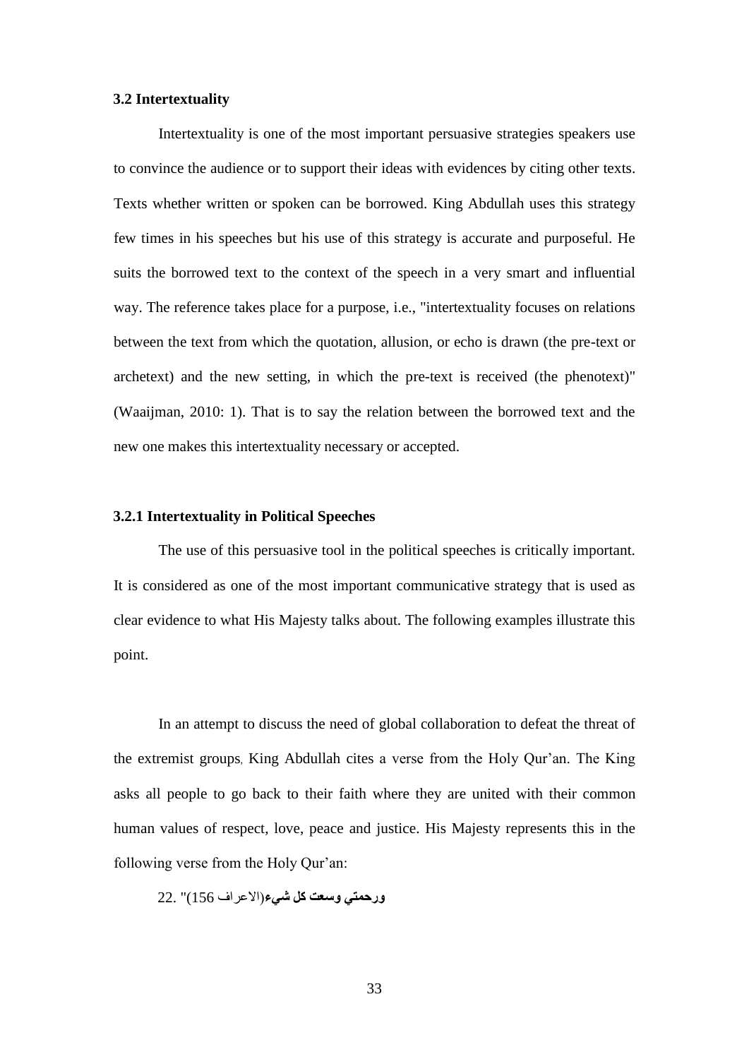### 3.2 Intertextuality

Intertextuality is one of the most important persuasive strategies speakers use to convince the audience or to support their ideas with evidences by citing other texts. Texts whether written or spoken can be borrowed. King Abdullah uses this strategy few times in his speeches but his use of this strategy is accurate and purposeful. He suits the borrowed text to the context of the speech in a very smart and influential way. The reference takes place for a purpose, i.e., "intertextuality focuses on relations between the text from which the quotation, allusion, or echo is drawn (the pre-text or archetext) and the new setting, in which the pre-text is received (the phenotext)" (Waaijman, 2010: 1). That is to say the relation between the borrowed text and the new one makes this intertextuality necessary or accepted.

#### 3.2.1 Intertextuality in Political Speeches

The use of this persuasive tool in the political speeches is critically important. It is considered as one of the most important communicative strategy that is used as clear evidence to what His Majesty talks about. The following examples illustrate this point.

In an attempt to discuss the need of global collaboration to defeat the threat of the extremist groups, King Abdullah cites a verse from the Holy Qur'an. The King asks all people to go back to their faith where they are united with their common human values of respect, love, peace and justice. His Majesty represents this in the following verse from the Holy Qur'an:

22. "**ورحمتي وسعت كل شيء**(الاعراف 156)"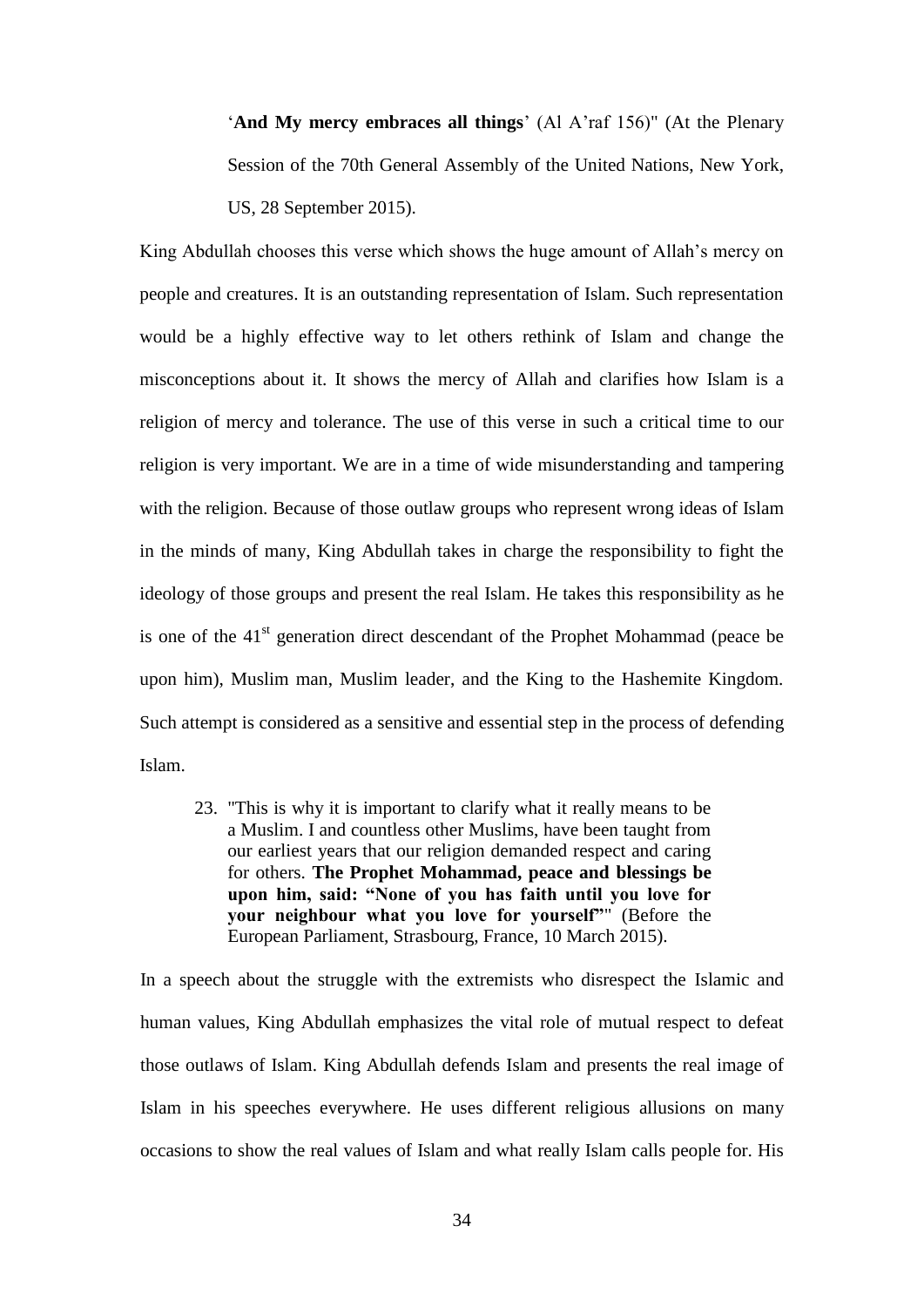> '**And My mercy embraces all things**' (Al A'raf 156)" (At the Plenary Session of the 70th General Assembly of the United Nations, New York, US, 28 September 2015).

King Abdullah chooses this verse which shows the huge amount of Allah's mercy on people and creatures. It is an outstanding representation of Islam. Such representation would be a highly effective way to let others rethink of Islam and change the misconceptions about it. It shows the mercy of Allah and clarifies how Islam is a religion of mercy and tolerance. The use of this verse in such a critical time to our religion is very important. We are in a time of wide misunderstanding and tampering with the religion. Because of those outlaw groups who represent wrong ideas of Islam in the minds of many, King Abdullah takes in charge the responsibility to fight the ideology of those groups and present the real Islam. He takes this responsibility as he is one of the 41st generation direct descendant of the Prophet Mohammad (peace be upon him), Muslim man, Muslim leader, and the King to the Hashemite Kingdom. Such attempt is considered as a sensitive and essential step in the process of defending Islam.

23. "This is why it is important to clarify what it really means to be a Muslim. I and countless other Muslims, have been taught from our earliest years that our religion demanded respect and caring for others. **The Prophet Mohammad, peace and blessings be upon him, said: "None of you has faith until you love for your neighbour what you love for yourself"**" (Before the European Parliament, Strasbourg, France, 10 March 2015).

In a speech about the struggle with the extremists who disrespect the Islamic and human values, King Abdullah emphasizes the vital role of mutual respect to defeat those outlaws of Islam. King Abdullah defends Islam and presents the real image of Islam in his speeches everywhere. He uses different religious allusions on many occasions to show the real values of Islam and what really Islam calls people for. His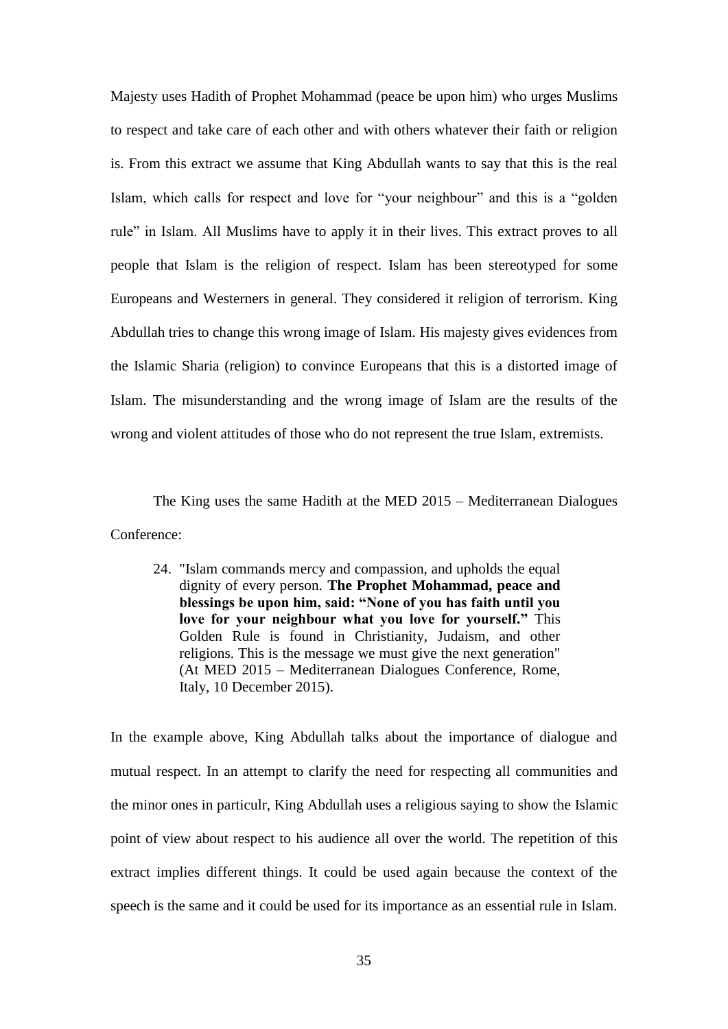Majesty uses Hadith of Prophet Mohammad (peace be upon him) who urges Muslims to respect and take care of each other and with others whatever their faith or religion is. From this extract we assume that King Abdullah wants to say that this is the real Islam, which calls for respect and love for "your neighbour" and this is a "golden rule" in Islam. All Muslims have to apply it in their lives. This extract proves to all people that Islam is the religion of respect. Islam has been stereotyped for some Europeans and Westerners in general. They considered it religion of terrorism. King Abdullah tries to change this wrong image of Islam. His majesty gives evidences from the Islamic Sharia (religion) to convince Europeans that this is a distorted image of Islam. The misunderstanding and the wrong image of Islam are the results of the wrong and violent attitudes of those who do not represent the true Islam, extremists.

The King uses the same Hadith at the MED 2015 – Mediterranean Dialogues Conference:

> 24. "Islam commands mercy and compassion, and upholds the equal dignity of every person. **The Prophet Mohammad, peace and blessings be upon him, said: "None of you has faith until you love for your neighbour what you love for yourself."** This Golden Rule is found in Christianity, Judaism, and other religions. This is the message we must give the next generation" (At MED 2015 – Mediterranean Dialogues Conference, Rome, Italy, 10 December 2015).

In the example above, King Abdullah talks about the importance of dialogue and mutual respect. In an attempt to clarify the need for respecting all communities and the minor ones in particulr, King Abdullah uses a religious saying to show the Islamic point of view about respect to his audience all over the world. The repetition of this extract implies different things. It could be used again because the context of the speech is the same and it could be used for its importance as an essential rule in Islam.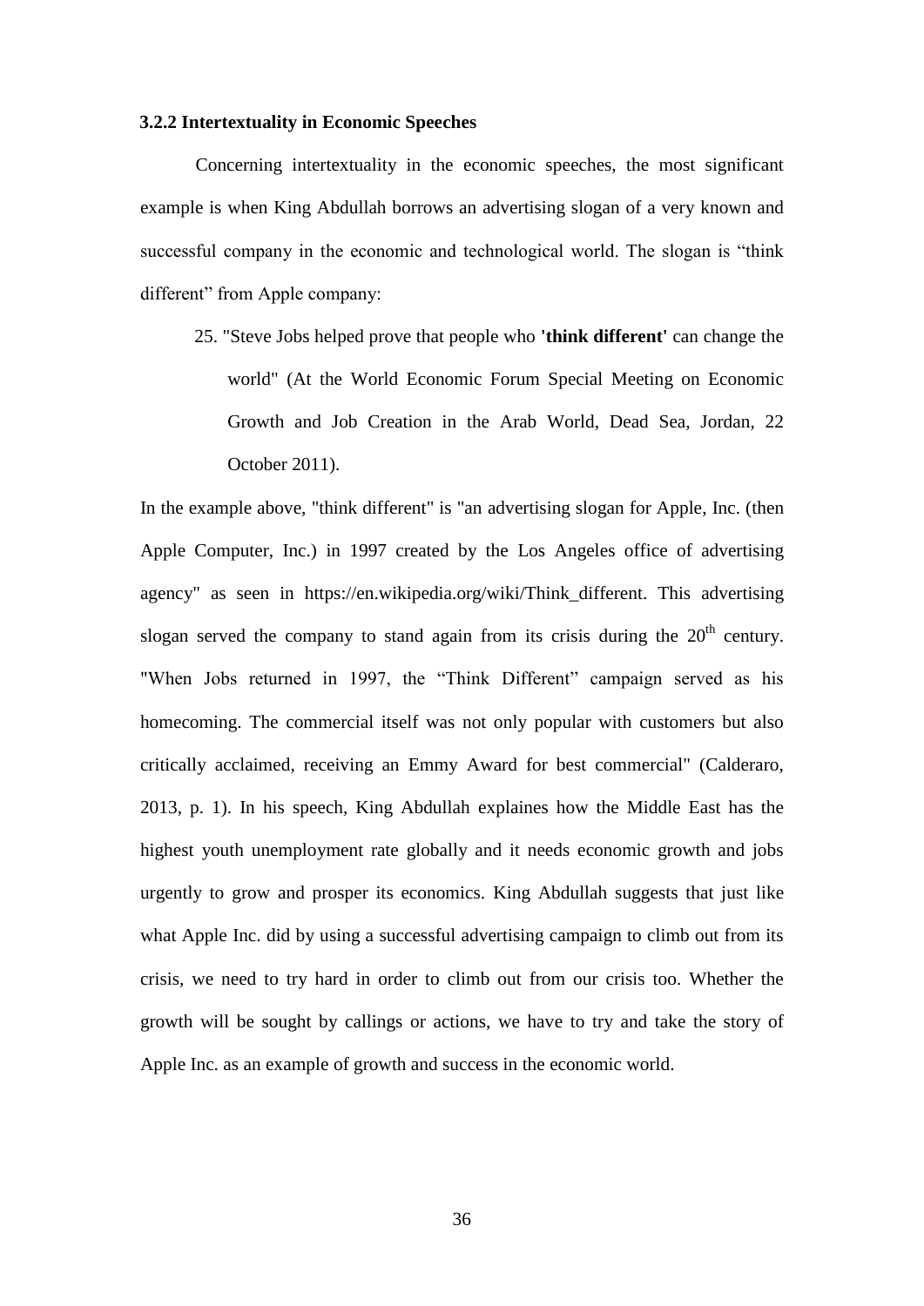### 3.2.2 Intertextuality in Economic Speeches

Concerning intertextuality in the economic speeches, the most significant example is when King Abdullah borrows an advertising slogan of a very known and successful company in the economic and technological world. The slogan is "think different" from Apple company:

25. "Steve Jobs helped prove that people who **'think different'** can change the world" (At the World Economic Forum Special Meeting on Economic Growth and Job Creation in the Arab World, Dead Sea, Jordan, 22 October 2011).

In the example above, "think different" is "an advertising slogan for Apple, Inc. (then Apple Computer, Inc.) in 1997 created by the Los Angeles office of advertising agency" as seen in https://en.wikipedia.org/wiki/Think_different. This advertising slogan served the company to stand again from its crisis during the 20th century. "When Jobs returned in 1997, the "Think Different" campaign served as his homecoming. The commercial itself was not only popular with customers but also critically acclaimed, receiving an Emmy Award for best commercial" (Calderaro, 2013, p. 1). In his speech, King Abdullah explaines how the Middle East has the highest youth unemployment rate globally and it needs economic growth and jobs urgently to grow and prosper its economics. King Abdullah suggests that just like what Apple Inc. did by using a successful advertising campaign to climb out from its crisis, we need to try hard in order to climb out from our crisis too. Whether the growth will be sought by callings or actions, we have to try and take the story of Apple Inc. as an example of growth and success in the economic world.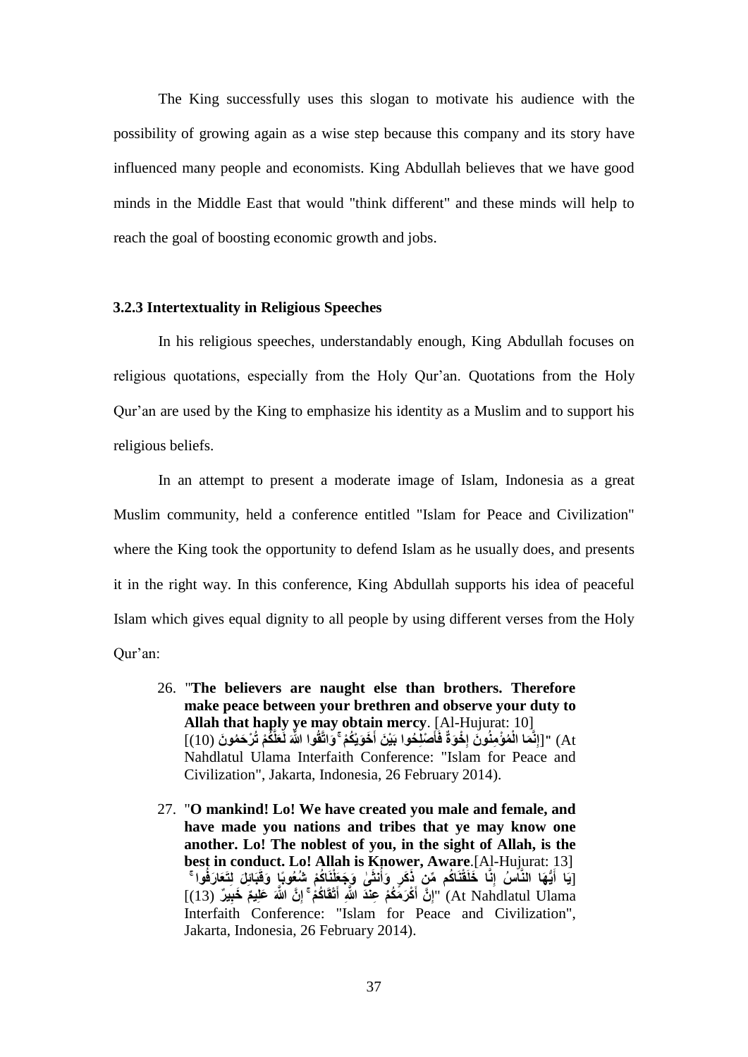The King successfully uses this slogan to motivate his audience with the possibility of growing again as a wise step because this company and its story have influenced many people and economists. King Abdullah believes that we have good minds in the Middle East that would "think different" and these minds will help to reach the goal of boosting economic growth and jobs.

### 3.2.3 Intertextuality in Religious Speeches

In his religious speeches, understandably enough, King Abdullah focuses on religious quotations, especially from the Holy Qur'an. Quotations from the Holy Qur'an are used by the King to emphasize his identity as a Muslim and to support his religious beliefs.

In an attempt to present a moderate image of Islam, Indonesia as a great Muslim community, held a conference entitled "Islam for Peace and Civilization" where the King took the opportunity to defend Islam as he usually does, and presents it in the right way. In this conference, King Abdullah supports his idea of peaceful Islam which gives equal dignity to all people by using different verses from the Holy Qur'an:

26. "**The believers are naught else than brothers. Therefore make peace between your brethren and observe your duty to Allah that haply ye may obtain mercy**. [Al-Hujurat: 10] [**إِنَّمَا الْمُؤْمِنُونَ إِخْوَةٌ فَأَصْلِحُوا بَيْنَ أَخَوَيْكُمْ ۚ وَاتَّقُوا اللَّهَ لَعَلَّكُمْ تُرْحَمُونَ (10)**]" (At Nahdlatul Ulama Interfaith Conference: "Islam for Peace and Civilization", Jakarta, Indonesia, 26 February 2014).

27. "**O mankind! Lo! We have created you male and female, and have made you nations and tribes that ye may know one another. Lo! The noblest of you, in the sight of Allah, is the best in conduct. Lo! Allah is Knower, Aware**.[Al-Hujurat: 13] [**يَا أَيُّهَا النَّاسُ إِنَّا خَلَقْنَاكُم مِّن ذَكَرٍ وَأُنثَىٰ وَجَعَلْنَاكُمْ شُعُوبًا وَقَبَائِلَ لِتَعَارَفُوا ۚ إِنَّ أَكْرَمَكُمْ عِندَ اللَّهِ أَتْقَاكُمْ ۚ إِنَّ اللَّهَ عَلِيمٌ خَبِيرٌ (13)**]" (At Nahdlatul Ulama Interfaith Conference: "Islam for Peace and Civilization", Jakarta, Indonesia, 26 February 2014).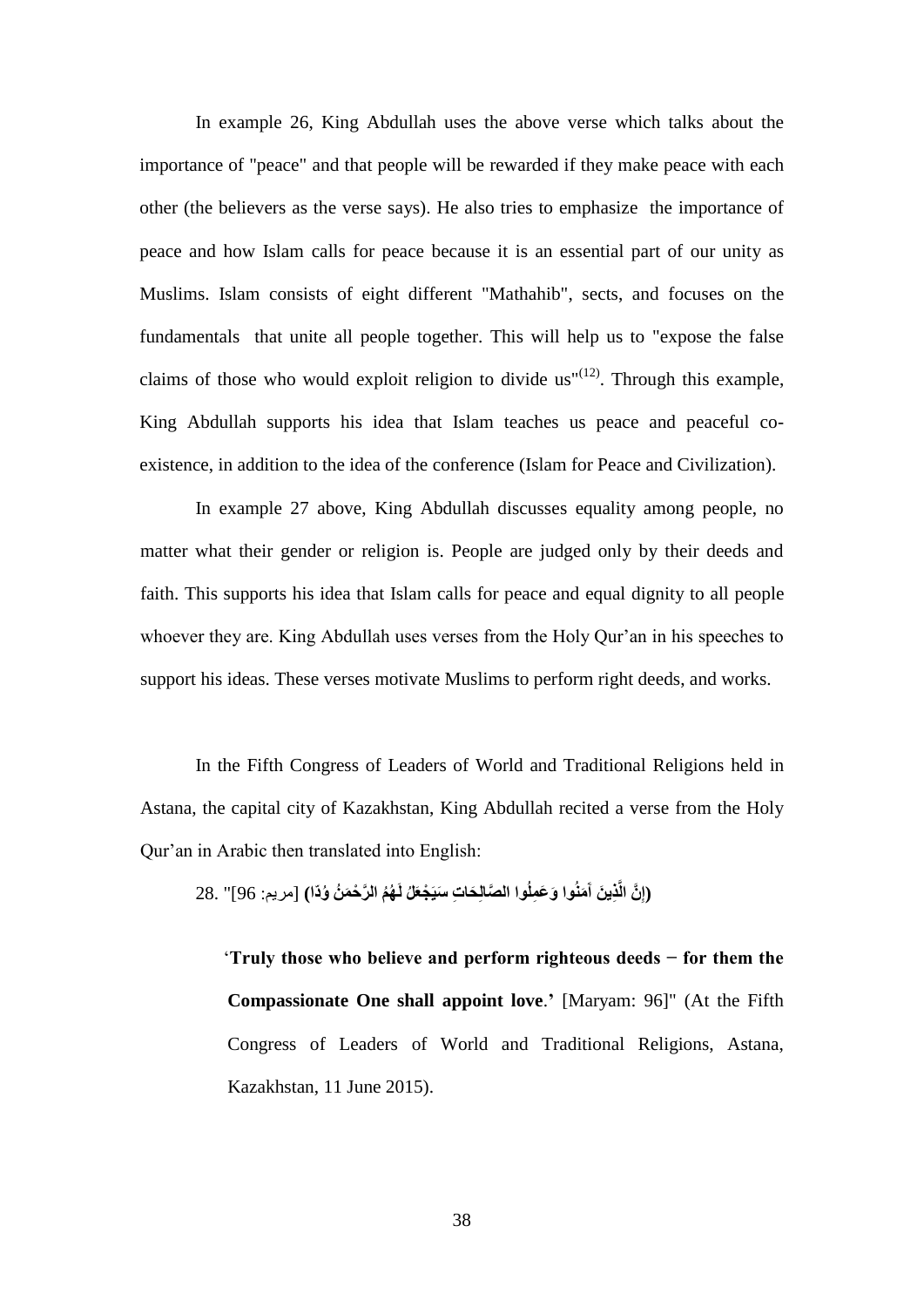In example 26, King Abdullah uses the above verse which talks about the importance of "peace" and that people will be rewarded if they make peace with each other (the believers as the verse says). He also tries to emphasize the importance of peace and how Islam calls for peace because it is an essential part of our unity as Muslims. Islam consists of eight different "Mathahib", sects, and focuses on the fundamentals that unite all people together. This will help us to "expose the false claims of those who would exploit religion to divide us"[(12)]. Through this example, King Abdullah supports his idea that Islam teaches us peace and peaceful co-existence, in addition to the idea of the conference (Islam for Peace and Civilization).

In example 27 above, King Abdullah discusses equality among people, no matter what their gender or religion is. People are judged only by their deeds and faith. This supports his idea that Islam calls for peace and equal dignity to all people whoever they are. King Abdullah uses verses from the Holy Qur'an in his speeches to support his ideas. These verses motivate Muslims to perform right deeds, and works.

In the Fifth Congress of Leaders of World and Traditional Religions held in Astana, the capital city of Kazakhstan, King Abdullah recited a verse from the Holy Qur'an in Arabic then translated into English:

28. "**(إِنَّ الَّذِينَ آمَنُوا وَعَمِلُوا الصَّالِحَاتِ سَيَجْعَلُ لَهُمُ الرَّحْمَنُ وُدًّا)** [مريم: 96]

'**Truly those who believe and perform righteous deeds − for them the Compassionate One shall appoint love**.' [Maryam: 96]" (At the Fifth Congress of Leaders of World and Traditional Religions, Astana, Kazakhstan, 11 June 2015).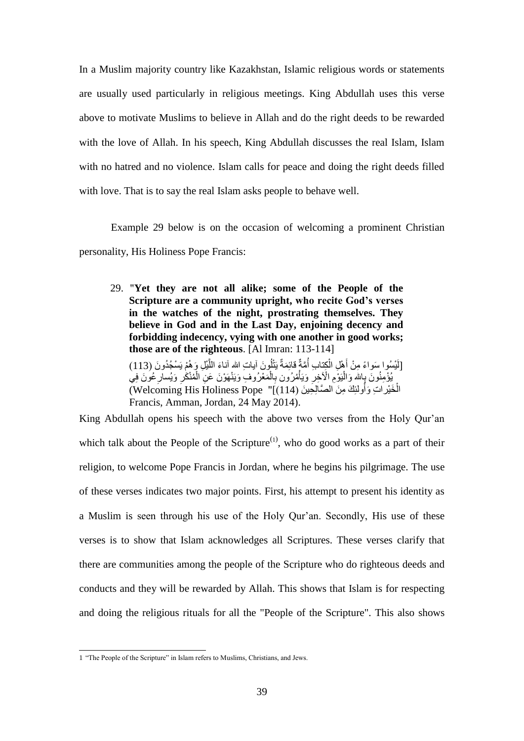In a Muslim majority country like Kazakhstan, Islamic religious words or statements are usually used particularly in religious meetings. King Abdullah uses this verse above to motivate Muslims to believe in Allah and do the right deeds to be rewarded with the love of Allah. In his speech, King Abdullah discusses the real Islam, Islam with no hatred and no violence. Islam calls for peace and doing the right deeds filled with love. That is to say the real Islam asks people to behave well.

Example 29 below is on the occasion of welcoming a prominent Christian personality, His Holiness Pope Francis:

29. "**Yet they are not all alike; some of the People of the Scripture are a community upright, who recite God's verses in the watches of the night, prostrating themselves. They believe in God and in the Last Day, enjoining decency and forbidding indecency, vying with one another in good works; those are of the righteous**. [Al Imran: 113-114]

[لَيْسُوا سَوَاءً مِنْ أَهْلِ الْكِتَابِ أُمَّةٌ قَائِمَةٌ يَتْلُونَ آيَاتِ الله آنَاءَ اللَّيْلِ وَهُمْ يَسْجُدُونَ (113) يُؤْمِنُونَ بِالله وَالْيَوْمِ الْآخِرِ وَيَأْمُرُونَ بِالْمَعْرُوفِ وَيَنْهَوْنَ عَنِ الْمُنْكَرِ وَيُسَارِعُونَ فِي الْخَيْرَاتِ وَأُولَئِكَ مِنَ الصَّالِحِينَ (114)]" (Welcoming His Holiness Pope Francis, Amman, Jordan, 24 May 2014).

King Abdullah opens his speech with the above two verses from the Holy Qur'an which talk about the People of the Scripture[1], who do good works as a part of their religion, to welcome Pope Francis in Jordan, where he begins his pilgrimage. The use of these verses indicates two major points. First, his attempt to present his identity as a Muslim is seen through his use of the Holy Qur'an. Secondly, His use of these verses is to show that Islam acknowledges all Scriptures. These verses clarify that there are communities among the people of the Scripture who do righteous deeds and conducts and they will be rewarded by Allah. This shows that Islam is for respecting and doing the religious rituals for all the "People of the Scripture". This also shows

---

1 "The People of the Scripture" in Islam refers to Muslims, Christians, and Jews.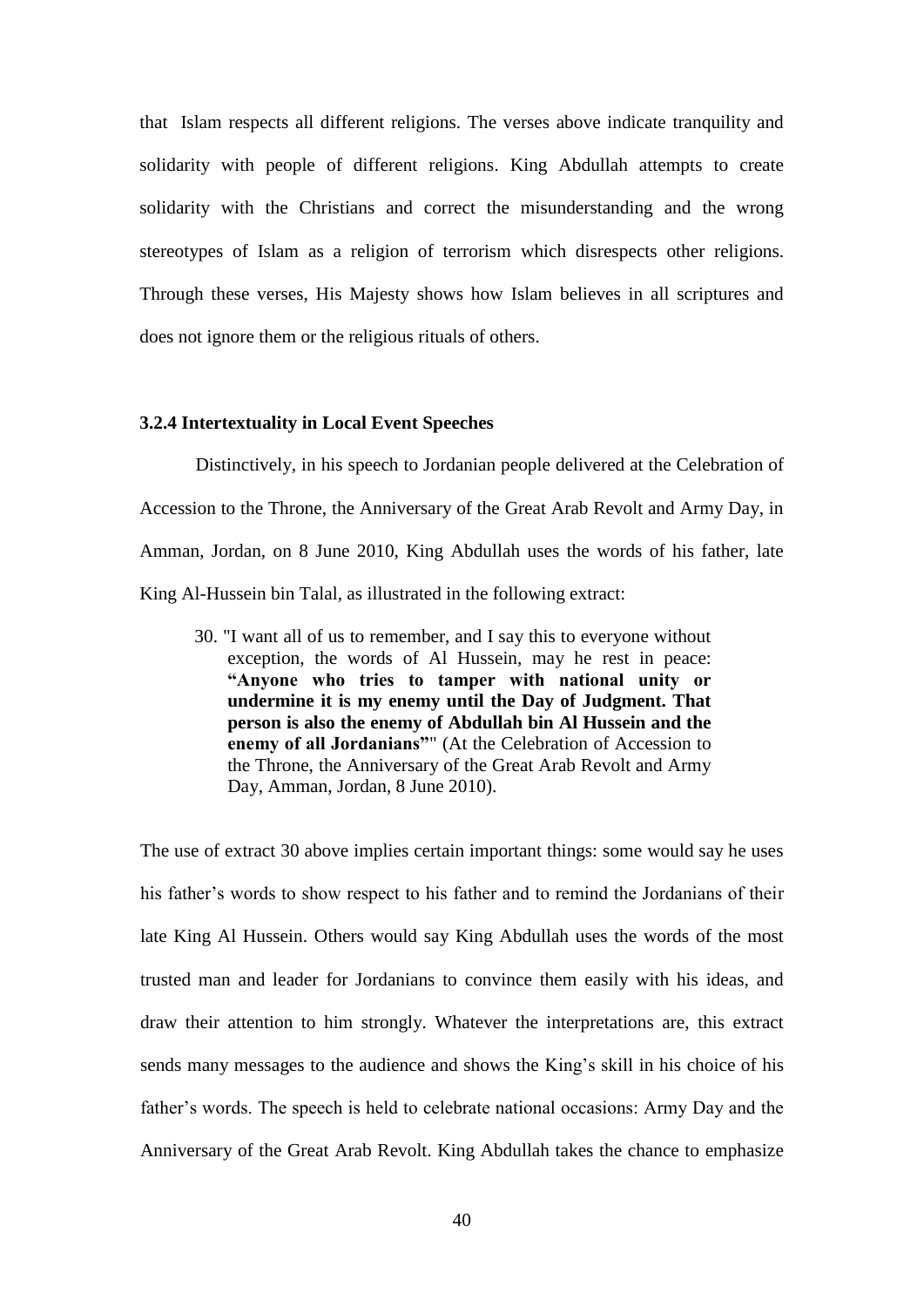that Islam respects all different religions. The verses above indicate tranquility and solidarity with people of different religions. King Abdullah attempts to create solidarity with the Christians and correct the misunderstanding and the wrong stereotypes of Islam as a religion of terrorism which disrespects other religions. Through these verses, His Majesty shows how Islam believes in all scriptures and does not ignore them or the religious rituals of others.

### 3.2.4 Intertextuality in Local Event Speeches

Distinctively, in his speech to Jordanian people delivered at the Celebration of Accession to the Throne, the Anniversary of the Great Arab Revolt and Army Day, in Amman, Jordan, on 8 June 2010, King Abdullah uses the words of his father, late King Al-Hussein bin Talal, as illustrated in the following extract:

> 30. "I want all of us to remember, and I say this to everyone without exception, the words of Al Hussein, may he rest in peace: **"Anyone who tries to tamper with national unity or undermine it is my enemy until the Day of Judgment. That person is also the enemy of Abdullah bin Al Hussein and the enemy of all Jordanians"**" (At the Celebration of Accession to the Throne, the Anniversary of the Great Arab Revolt and Army Day, Amman, Jordan, 8 June 2010).

The use of extract 30 above implies certain important things: some would say he uses his father's words to show respect to his father and to remind the Jordanians of their late King Al Hussein. Others would say King Abdullah uses the words of the most trusted man and leader for Jordanians to convince them easily with his ideas, and draw their attention to him strongly. Whatever the interpretations are, this extract sends many messages to the audience and shows the King's skill in his choice of his father's words. The speech is held to celebrate national occasions: Army Day and the Anniversary of the Great Arab Revolt. King Abdullah takes the chance to emphasize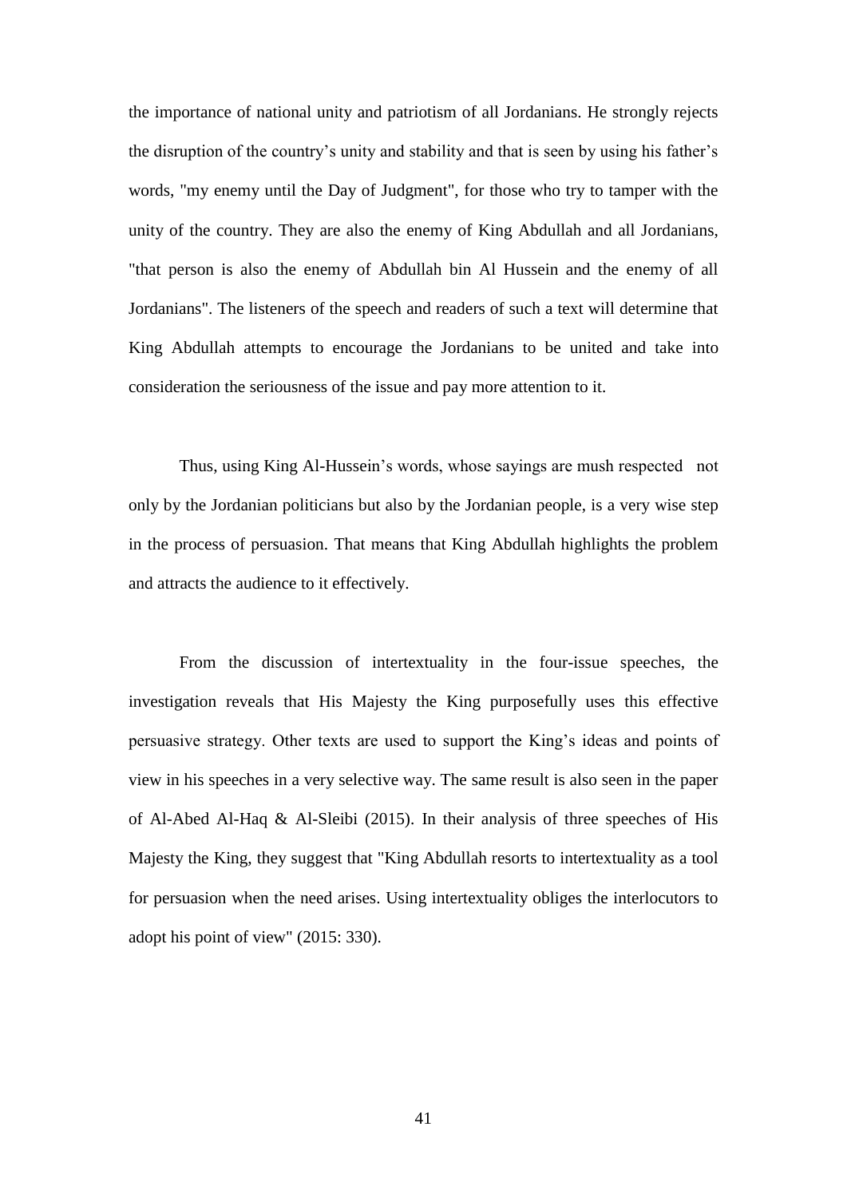the importance of national unity and patriotism of all Jordanians. He strongly rejects the disruption of the country's unity and stability and that is seen by using his father's words, "my enemy until the Day of Judgment", for those who try to tamper with the unity of the country. They are also the enemy of King Abdullah and all Jordanians, "that person is also the enemy of Abdullah bin Al Hussein and the enemy of all Jordanians". The listeners of the speech and readers of such a text will determine that King Abdullah attempts to encourage the Jordanians to be united and take into consideration the seriousness of the issue and pay more attention to it.

Thus, using King Al-Hussein's words, whose sayings are mush respected not only by the Jordanian politicians but also by the Jordanian people, is a very wise step in the process of persuasion. That means that King Abdullah highlights the problem and attracts the audience to it effectively.

From the discussion of intertextuality in the four-issue speeches, the investigation reveals that His Majesty the King purposefully uses this effective persuasive strategy. Other texts are used to support the King's ideas and points of view in his speeches in a very selective way. The same result is also seen in the paper of Al-Abed Al-Haq & Al-Sleibi (2015). In their analysis of three speeches of His Majesty the King, they suggest that "King Abdullah resorts to intertextuality as a tool for persuasion when the need arises. Using intertextuality obliges the interlocutors to adopt his point of view" (2015: 330).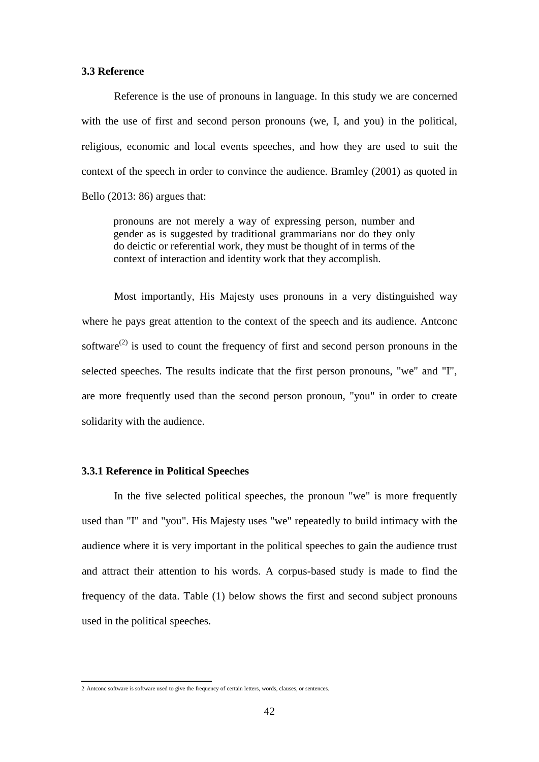### 3.3 Reference

Reference is the use of pronouns in language. In this study we are concerned with the use of first and second person pronouns (we, I, and you) in the political, religious, economic and local events speeches, and how they are used to suit the context of the speech in order to convince the audience. Bramley (2001) as quoted in Bello (2013: 86) argues that:

> pronouns are not merely a way of expressing person, number and gender as is suggested by traditional grammarians nor do they only do deictic or referential work, they must be thought of in terms of the context of interaction and identity work that they accomplish.

Most importantly, His Majesty uses pronouns in a very distinguished way where he pays great attention to the context of the speech and its audience. Antconc software(2) is used to count the frequency of first and second person pronouns in the selected speeches. The results indicate that the first person pronouns, "we" and "I", are more frequently used than the second person pronoun, "you" in order to create solidarity with the audience.

#### 3.3.1 Reference in Political Speeches

In the five selected political speeches, the pronoun "we" is more frequently used than "I" and "you". His Majesty uses "we" repeatedly to build intimacy with the audience where it is very important in the political speeches to gain the audience trust and attract their attention to his words. A corpus-based study is made to find the frequency of the data. Table (1) below shows the first and second subject pronouns used in the political speeches.

---

2 Antconc software is software used to give the frequency of certain letters, words, clauses, or sentences.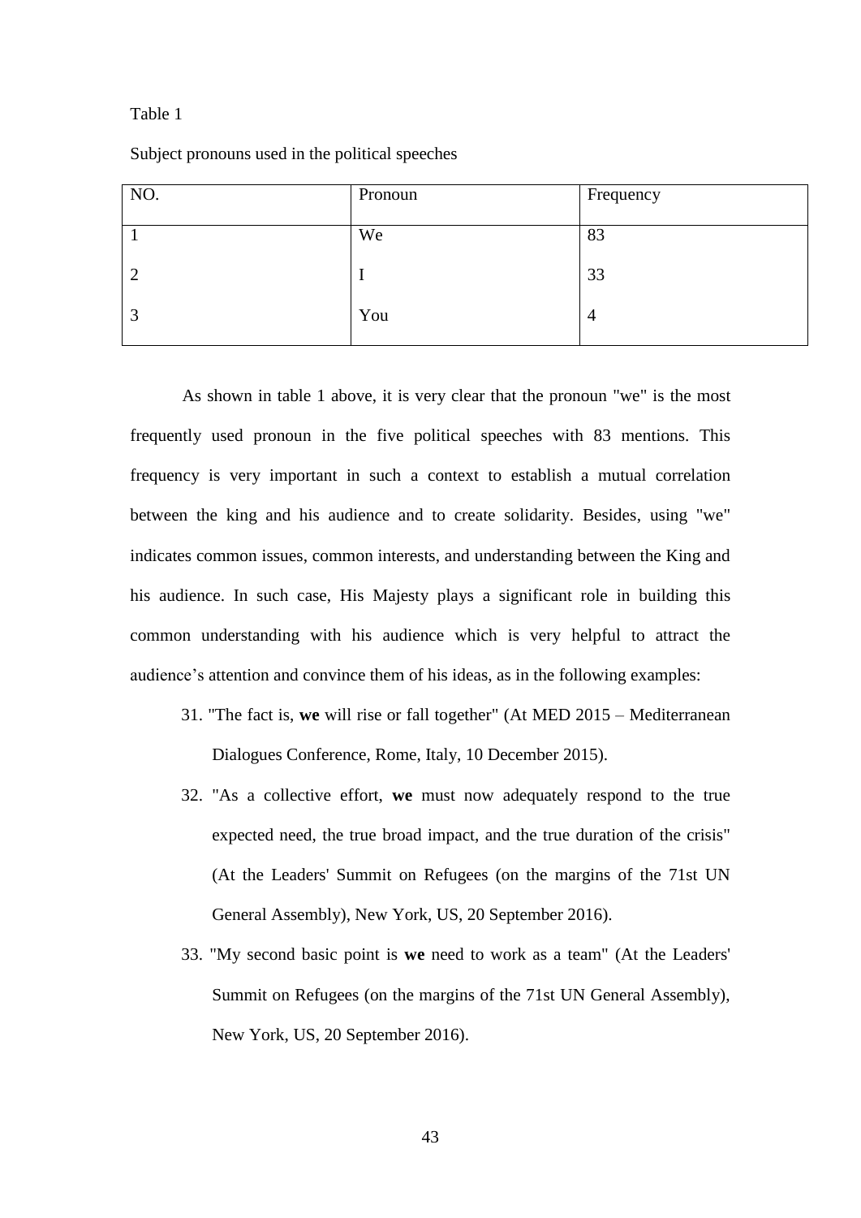Table 1

Subject pronouns used in the political speeches

| NO. | Pronoun | Frequency |
|---|---|---|
| 1 | We | 83 |
| 2 | I | 33 |
| 3 | You | 4 |

As shown in table 1 above, it is very clear that the pronoun "we" is the most frequently used pronoun in the five political speeches with 83 mentions. This frequency is very important in such a context to establish a mutual correlation between the king and his audience and to create solidarity. Besides, using "we" indicates common issues, common interests, and understanding between the King and his audience. In such case, His Majesty plays a significant role in building this common understanding with his audience which is very helpful to attract the audience's attention and convince them of his ideas, as in the following examples:

31. "The fact is, **we** will rise or fall together" (At MED 2015 – Mediterranean Dialogues Conference, Rome, Italy, 10 December 2015).
32. "As a collective effort, **we** must now adequately respond to the true expected need, the true broad impact, and the true duration of the crisis" (At the Leaders' Summit on Refugees (on the margins of the 71st UN General Assembly), New York, US, 20 September 2016).
33. "My second basic point is **we** need to work as a team" (At the Leaders' Summit on Refugees (on the margins of the 71st UN General Assembly), New York, US, 20 September 2016).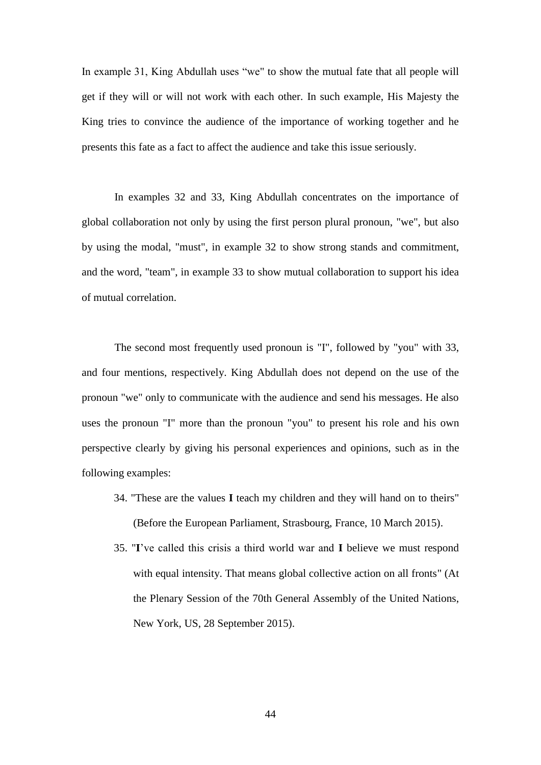In example 31, King Abdullah uses “we" to show the mutual fate that all people will get if they will or will not work with each other. In such example, His Majesty the King tries to convince the audience of the importance of working together and he presents this fate as a fact to affect the audience and take this issue seriously.

In examples 32 and 33, King Abdullah concentrates on the importance of global collaboration not only by using the first person plural pronoun, "we", but also by using the modal, "must", in example 32 to show strong stands and commitment, and the word, "team", in example 33 to show mutual collaboration to support his idea of mutual correlation.

The second most frequently used pronoun is "I", followed by "you" with 33, and four mentions, respectively. King Abdullah does not depend on the use of the pronoun "we" only to communicate with the audience and send his messages. He also uses the pronoun "I" more than the pronoun "you" to present his role and his own perspective clearly by giving his personal experiences and opinions, such as in the following examples:

34. "These are the values **I** teach my children and they will hand on to theirs" (Before the European Parliament, Strasbourg, France, 10 March 2015).
35. "**I**’ve called this crisis a third world war and **I** believe we must respond with equal intensity. That means global collective action on all fronts" (At the Plenary Session of the 70th General Assembly of the United Nations, New York, US, 28 September 2015).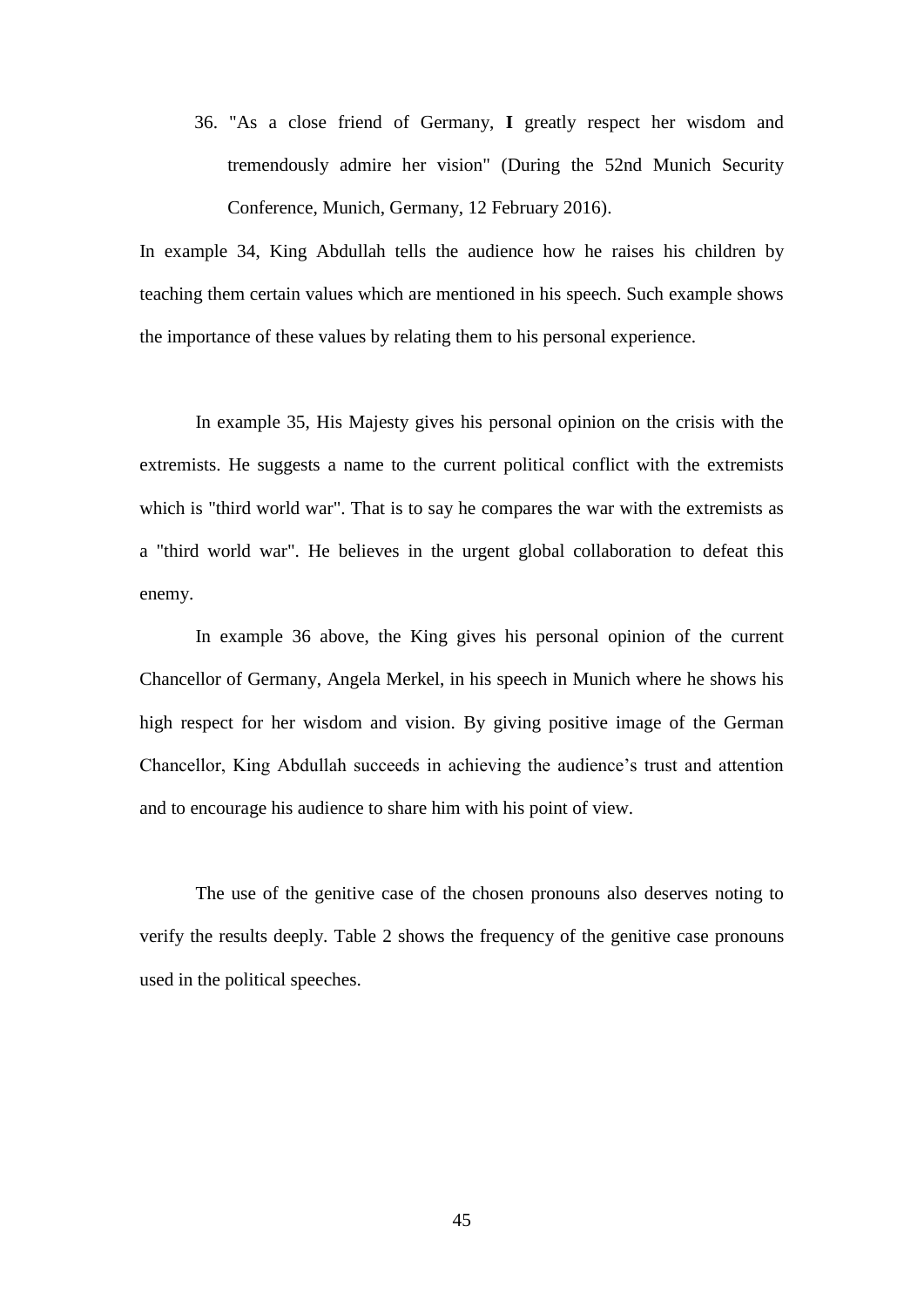36. "As a close friend of Germany, **I** greatly respect her wisdom and tremendously admire her vision" (During the 52nd Munich Security Conference, Munich, Germany, 12 February 2016).

In example 34, King Abdullah tells the audience how he raises his children by teaching them certain values which are mentioned in his speech. Such example shows the importance of these values by relating them to his personal experience.

In example 35, His Majesty gives his personal opinion on the crisis with the extremists. He suggests a name to the current political conflict with the extremists which is "third world war". That is to say he compares the war with the extremists as a "third world war". He believes in the urgent global collaboration to defeat this enemy.

In example 36 above, the King gives his personal opinion of the current Chancellor of Germany, Angela Merkel, in his speech in Munich where he shows his high respect for her wisdom and vision. By giving positive image of the German Chancellor, King Abdullah succeeds in achieving the audience's trust and attention and to encourage his audience to share him with his point of view.

The use of the genitive case of the chosen pronouns also deserves noting to verify the results deeply. Table 2 shows the frequency of the genitive case pronouns used in the political speeches.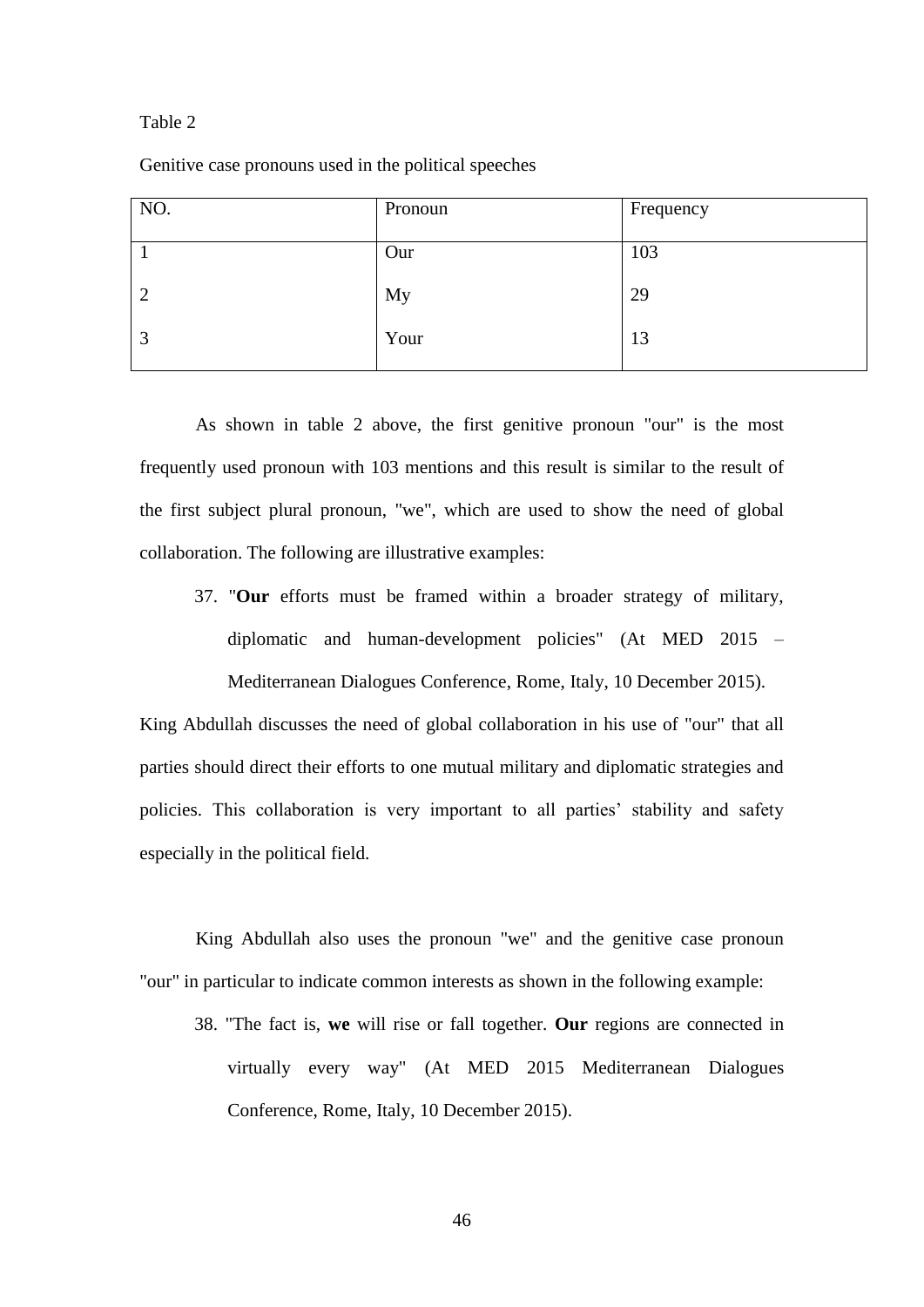Table 2

Genitive case pronouns used in the political speeches

| NO. | Pronoun | Frequency |
|---|---|---|
| 1 | Our | 103 |
| 2 | My | 29 |
| 3 | Your | 13 |

As shown in table 2 above, the first genitive pronoun "our" is the most frequently used pronoun with 103 mentions and this result is similar to the result of the first subject plural pronoun, "we", which are used to show the need of global collaboration. The following are illustrative examples:

37. "**Our** efforts must be framed within a broader strategy of military, diplomatic and human-development policies" (At MED 2015 – Mediterranean Dialogues Conference, Rome, Italy, 10 December 2015).

King Abdullah discusses the need of global collaboration in his use of "our" that all parties should direct their efforts to one mutual military and diplomatic strategies and policies. This collaboration is very important to all parties' stability and safety especially in the political field.

King Abdullah also uses the pronoun "we" and the genitive case pronoun "our" in particular to indicate common interests as shown in the following example:

38. "The fact is, **we** will rise or fall together. **Our** regions are connected in virtually every way" (At MED 2015 Mediterranean Dialogues Conference, Rome, Italy, 10 December 2015).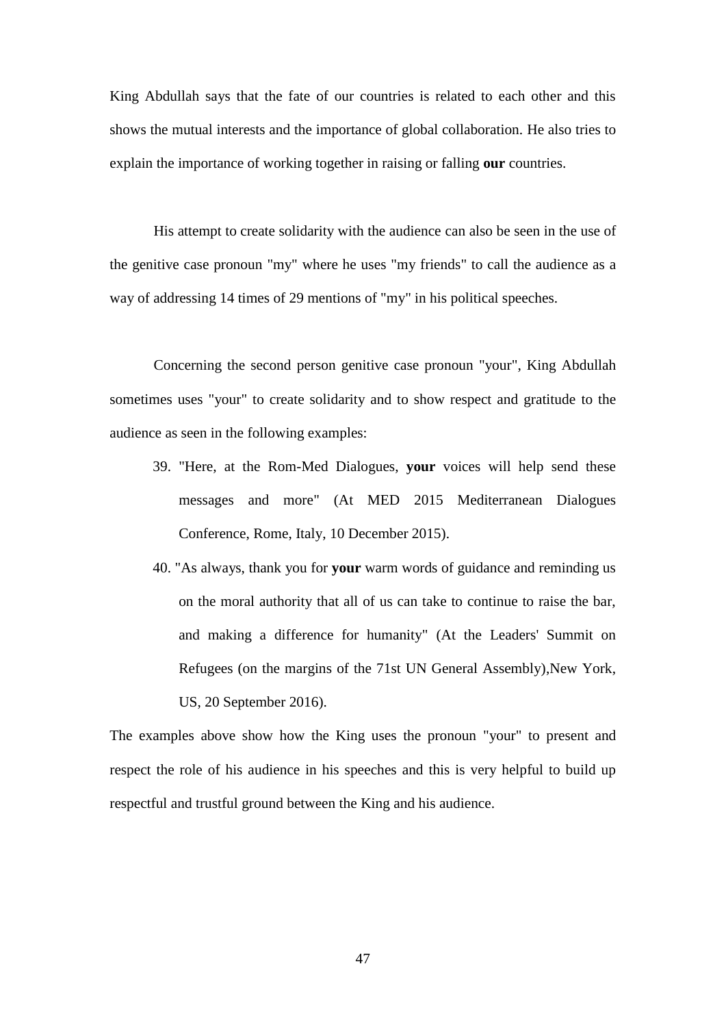King Abdullah says that the fate of our countries is related to each other and this shows the mutual interests and the importance of global collaboration. He also tries to explain the importance of working together in raising or falling **our** countries.

His attempt to create solidarity with the audience can also be seen in the use of the genitive case pronoun "my" where he uses "my friends" to call the audience as a way of addressing 14 times of 29 mentions of "my" in his political speeches.

Concerning the second person genitive case pronoun "your", King Abdullah sometimes uses "your" to create solidarity and to show respect and gratitude to the audience as seen in the following examples:

39. "Here, at the Rom-Med Dialogues, **your** voices will help send these messages and more" (At MED 2015 Mediterranean Dialogues Conference, Rome, Italy, 10 December 2015).
40. "As always, thank you for **your** warm words of guidance and reminding us on the moral authority that all of us can take to continue to raise the bar, and making a difference for humanity" (At the Leaders' Summit on Refugees (on the margins of the 71st UN General Assembly),New York, US, 20 September 2016).

The examples above show how the King uses the pronoun "your" to present and respect the role of his audience in his speeches and this is very helpful to build up respectful and trustful ground between the King and his audience.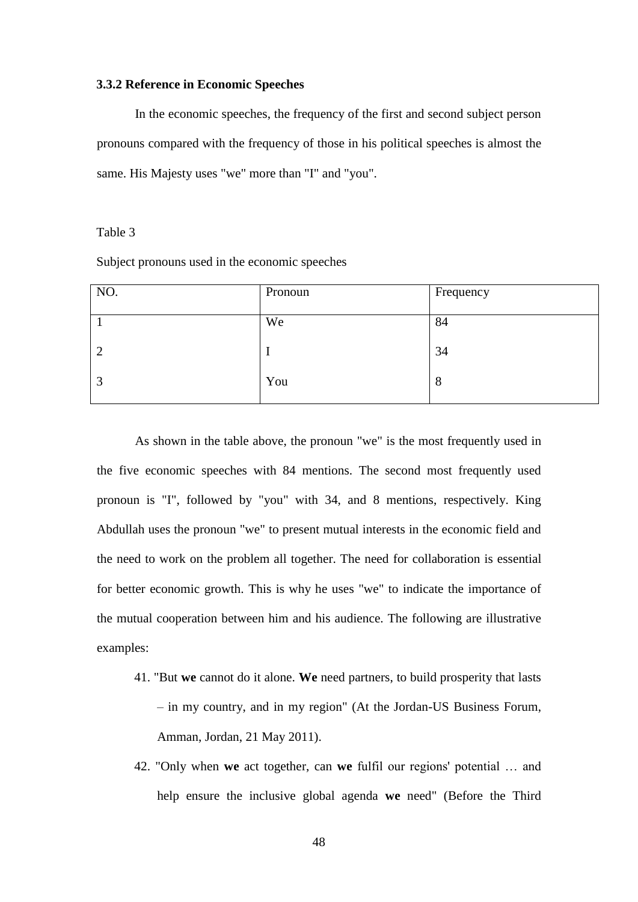### 3.3.2 Reference in Economic Speeches

In the economic speeches, the frequency of the first and second subject person pronouns compared with the frequency of those in his political speeches is almost the same. His Majesty uses "we" more than "I" and "you".

Table 3

Subject pronouns used in the economic speeches

| NO. | Pronoun | Frequency |
|---|---|---|
| 1 | We | 84 |
| 2 | I | 34 |
| 3 | You | 8 |

As shown in the table above, the pronoun "we" is the most frequently used in the five economic speeches with 84 mentions. The second most frequently used pronoun is "I", followed by "you" with 34, and 8 mentions, respectively. King Abdullah uses the pronoun "we" to present mutual interests in the economic field and the need to work on the problem all together. The need for collaboration is essential for better economic growth. This is why he uses "we" to indicate the importance of the mutual cooperation between him and his audience. The following are illustrative examples:

41. "But **we** cannot do it alone. **We** need partners, to build prosperity that lasts – in my country, and in my region" (At the Jordan-US Business Forum, Amman, Jordan, 21 May 2011).
42. "Only when **we** act together, can **we** fulfil our regions' potential … and help ensure the inclusive global agenda **we** need" (Before the Third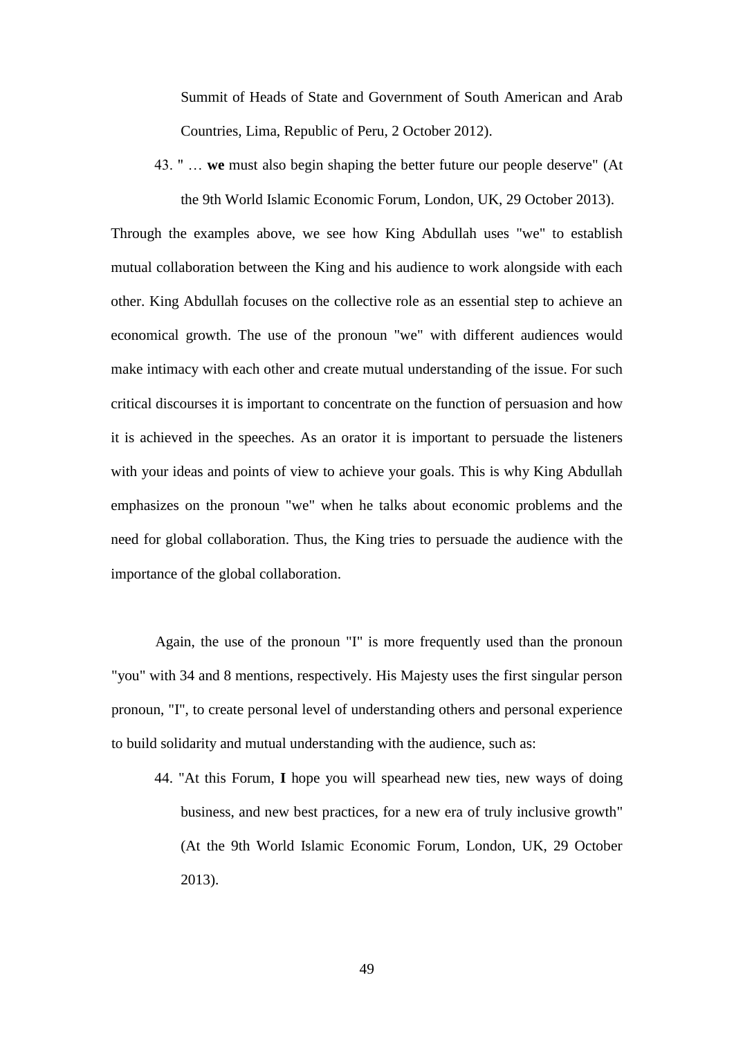Summit of Heads of State and Government of South American and Arab Countries, Lima, Republic of Peru, 2 October 2012).

43. " … **we** must also begin shaping the better future our people deserve" (At the 9th World Islamic Economic Forum, London, UK, 29 October 2013).

Through the examples above, we see how King Abdullah uses "we" to establish mutual collaboration between the King and his audience to work alongside with each other. King Abdullah focuses on the collective role as an essential step to achieve an economical growth. The use of the pronoun "we" with different audiences would make intimacy with each other and create mutual understanding of the issue. For such critical discourses it is important to concentrate on the function of persuasion and how it is achieved in the speeches. As an orator it is important to persuade the listeners with your ideas and points of view to achieve your goals. This is why King Abdullah emphasizes on the pronoun "we" when he talks about economic problems and the need for global collaboration. Thus, the King tries to persuade the audience with the importance of the global collaboration.

Again, the use of the pronoun "I" is more frequently used than the pronoun "you" with 34 and 8 mentions, respectively. His Majesty uses the first singular person pronoun, "I", to create personal level of understanding others and personal experience to build solidarity and mutual understanding with the audience, such as:

44. "At this Forum, **I** hope you will spearhead new ties, new ways of doing business, and new best practices, for a new era of truly inclusive growth" (At the 9th World Islamic Economic Forum, London, UK, 29 October 2013).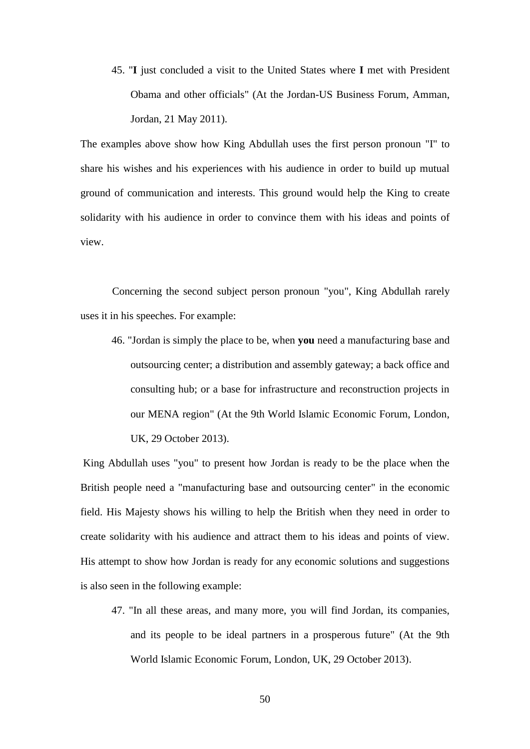45. "**I** just concluded a visit to the United States where **I** met with President Obama and other officials" (At the Jordan-US Business Forum, Amman, Jordan, 21 May 2011).

The examples above show how King Abdullah uses the first person pronoun "I" to share his wishes and his experiences with his audience in order to build up mutual ground of communication and interests. This ground would help the King to create solidarity with his audience in order to convince them with his ideas and points of view.

Concerning the second subject person pronoun "you", King Abdullah rarely uses it in his speeches. For example:

46. "Jordan is simply the place to be, when **you** need a manufacturing base and outsourcing center; a distribution and assembly gateway; a back office and consulting hub; or a base for infrastructure and reconstruction projects in our MENA region" (At the 9th World Islamic Economic Forum, London, UK, 29 October 2013).

King Abdullah uses "you" to present how Jordan is ready to be the place when the British people need a "manufacturing base and outsourcing center" in the economic field. His Majesty shows his willing to help the British when they need in order to create solidarity with his audience and attract them to his ideas and points of view. His attempt to show how Jordan is ready for any economic solutions and suggestions is also seen in the following example:

47. "In all these areas, and many more, you will find Jordan, its companies, and its people to be ideal partners in a prosperous future" (At the 9th World Islamic Economic Forum, London, UK, 29 October 2013).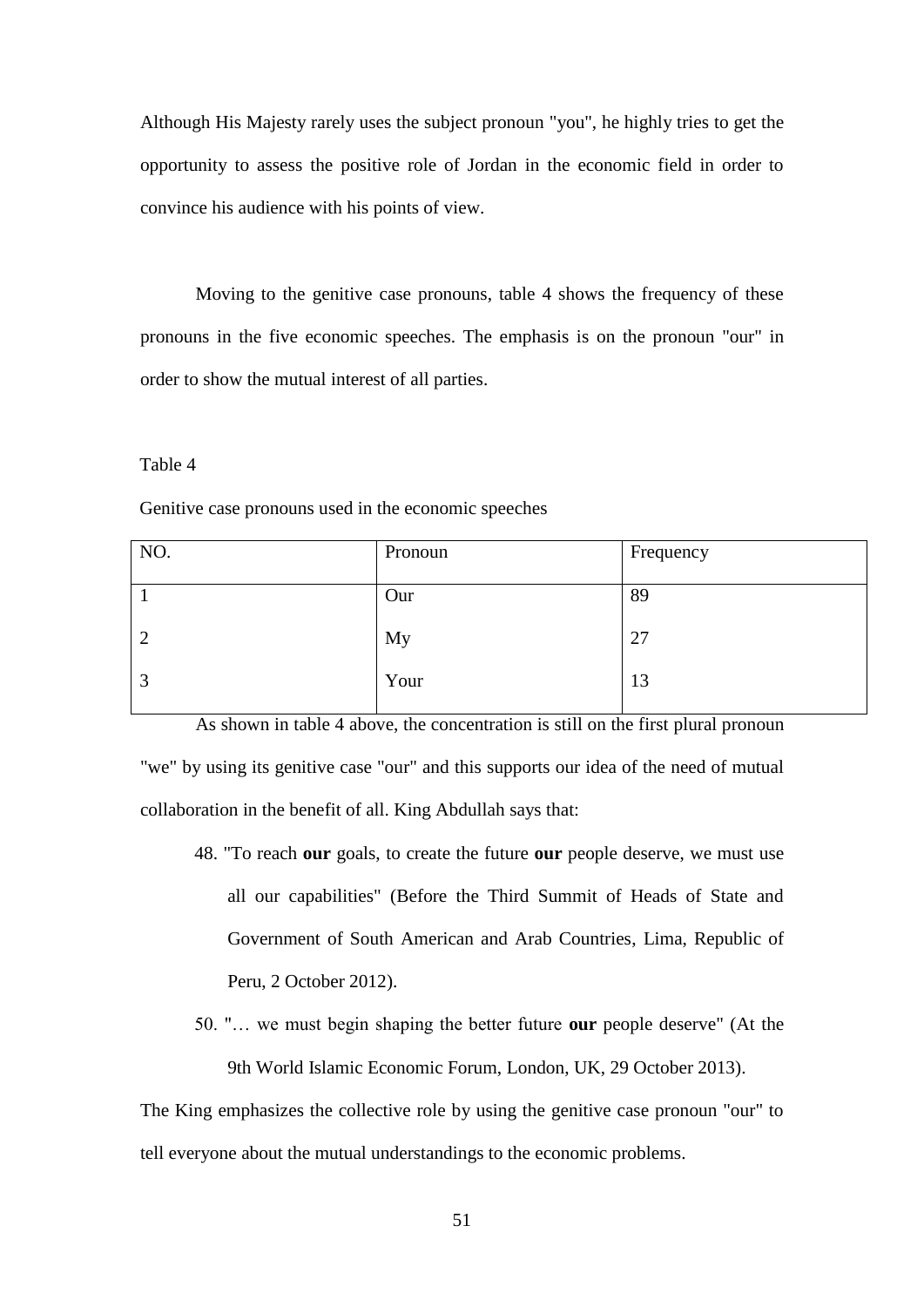Although His Majesty rarely uses the subject pronoun "you", he highly tries to get the opportunity to assess the positive role of Jordan in the economic field in order to convince his audience with his points of view.

Moving to the genitive case pronouns, table 4 shows the frequency of these pronouns in the five economic speeches. The emphasis is on the pronoun "our" in order to show the mutual interest of all parties.

Table 4

Genitive case pronouns used in the economic speeches

| NO. | Pronoun | Frequency |
|---|---|---|
| 1 | Our | 89 |
| 2 | My | 27 |
| 3 | Your | 13 |

As shown in table 4 above, the concentration is still on the first plural pronoun "we" by using its genitive case "our" and this supports our idea of the need of mutual collaboration in the benefit of all. King Abdullah says that:

48. "To reach **our** goals, to create the future **our** people deserve, we must use all our capabilities" (Before the Third Summit of Heads of State and Government of South American and Arab Countries, Lima, Republic of Peru, 2 October 2012).

50. "… we must begin shaping the better future **our** people deserve" (At the 9th World Islamic Economic Forum, London, UK, 29 October 2013).

The King emphasizes the collective role by using the genitive case pronoun "our" to tell everyone about the mutual understandings to the economic problems.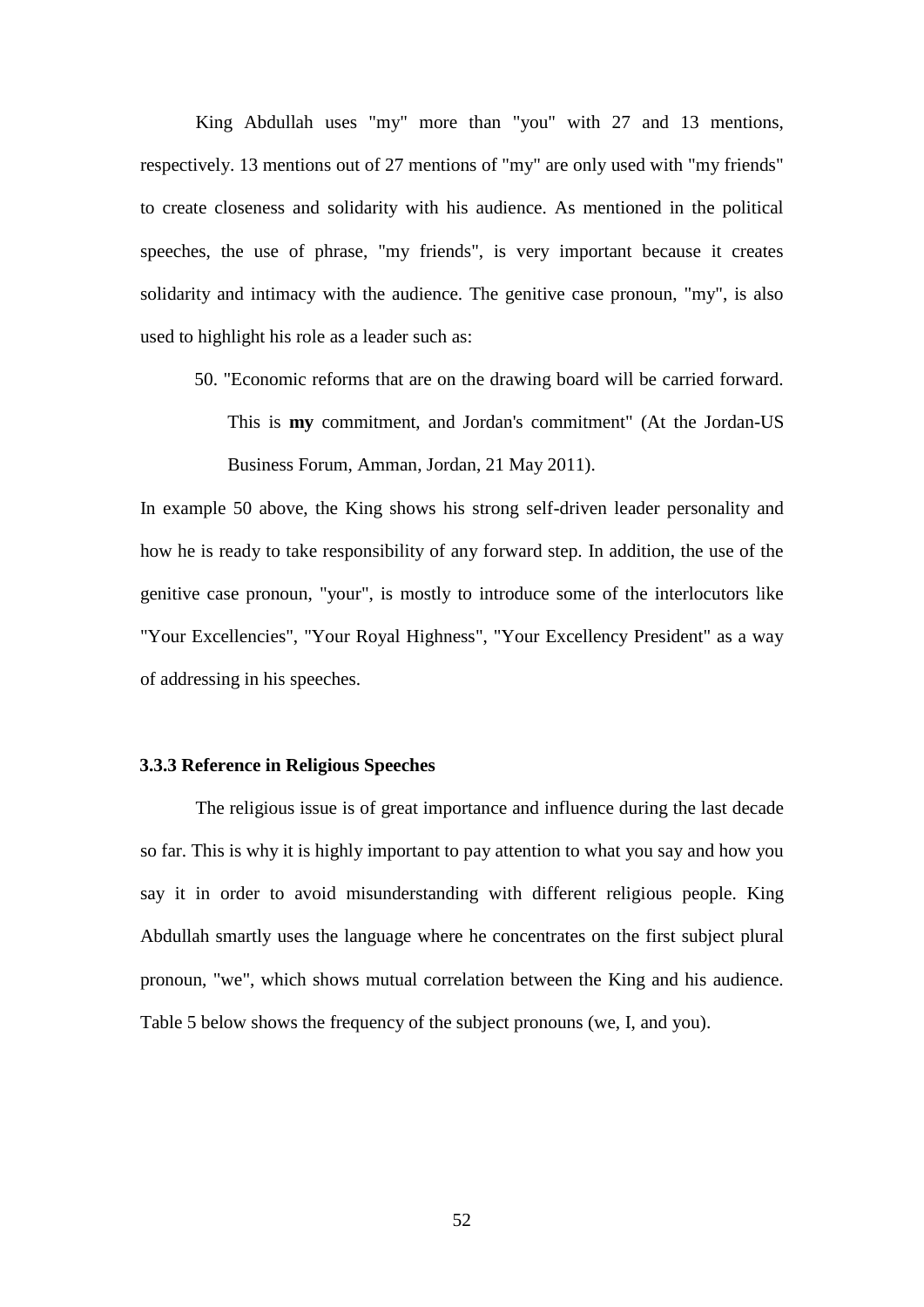King Abdullah uses "my" more than "you" with 27 and 13 mentions, respectively. 13 mentions out of 27 mentions of "my" are only used with "my friends" to create closeness and solidarity with his audience. As mentioned in the political speeches, the use of phrase, "my friends", is very important because it creates solidarity and intimacy with the audience. The genitive case pronoun, "my", is also used to highlight his role as a leader such as:

50. "Economic reforms that are on the drawing board will be carried forward. This is **my** commitment, and Jordan's commitment" (At the Jordan-US Business Forum, Amman, Jordan, 21 May 2011).

In example 50 above, the King shows his strong self-driven leader personality and how he is ready to take responsibility of any forward step. In addition, the use of the genitive case pronoun, "your", is mostly to introduce some of the interlocutors like "Your Excellencies", "Your Royal Highness", "Your Excellency President" as a way of addressing in his speeches.

### 3.3.3 Reference in Religious Speeches

The religious issue is of great importance and influence during the last decade so far. This is why it is highly important to pay attention to what you say and how you say it in order to avoid misunderstanding with different religious people. King Abdullah smartly uses the language where he concentrates on the first subject plural pronoun, "we", which shows mutual correlation between the King and his audience. Table 5 below shows the frequency of the subject pronouns (we, I, and you).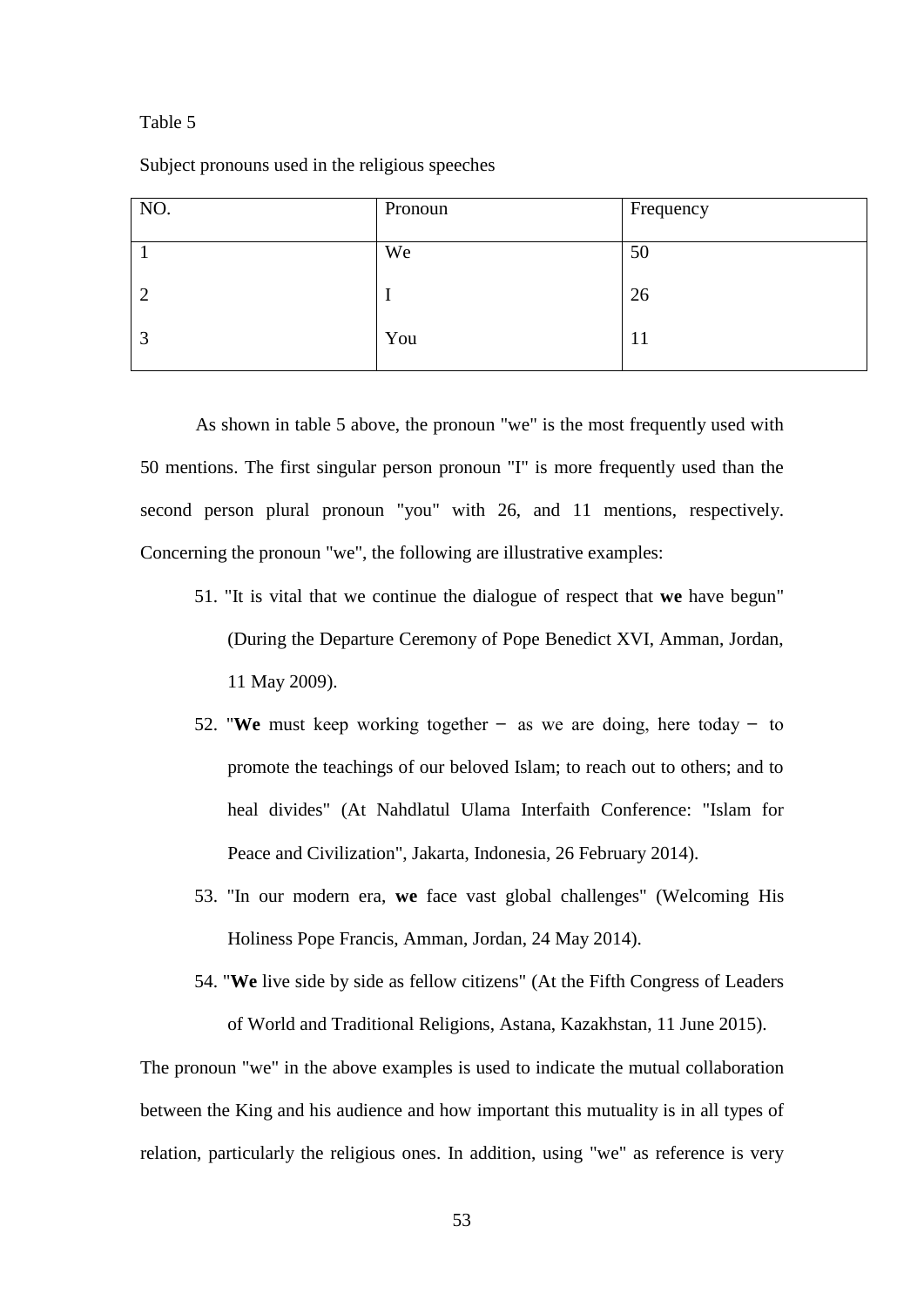Table 5

Subject pronouns used in the religious speeches

| NO. | Pronoun | Frequency |
|---|---|---|
| 1 | We | 50 |
| 2 | I | 26 |
| 3 | You | 11 |

As shown in table 5 above, the pronoun "we" is the most frequently used with 50 mentions. The first singular person pronoun "I" is more frequently used than the second person plural pronoun "you" with 26, and 11 mentions, respectively. Concerning the pronoun "we", the following are illustrative examples:

51. "It is vital that we continue the dialogue of respect that **we** have begun" (During the Departure Ceremony of Pope Benedict XVI, Amman, Jordan, 11 May 2009).
52. "**We** must keep working together − as we are doing, here today − to promote the teachings of our beloved Islam; to reach out to others; and to heal divides" (At Nahdlatul Ulama Interfaith Conference: "Islam for Peace and Civilization", Jakarta, Indonesia, 26 February 2014).
53. "In our modern era, **we** face vast global challenges" (Welcoming His Holiness Pope Francis, Amman, Jordan, 24 May 2014).
54. "**We** live side by side as fellow citizens" (At the Fifth Congress of Leaders of World and Traditional Religions, Astana, Kazakhstan, 11 June 2015).

The pronoun "we" in the above examples is used to indicate the mutual collaboration between the King and his audience and how important this mutuality is in all types of relation, particularly the religious ones. In addition, using "we" as reference is very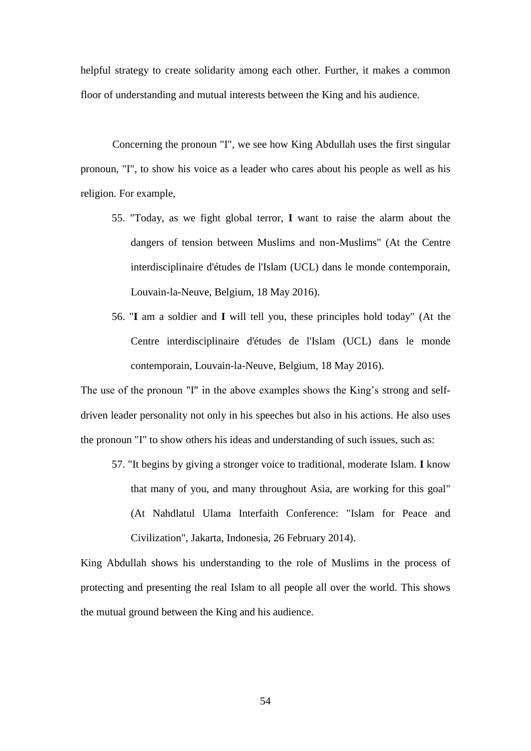helpful strategy to create solidarity among each other. Further, it makes a common floor of understanding and mutual interests between the King and his audience.

Concerning the pronoun "I", we see how King Abdullah uses the first singular pronoun, "I", to show his voice as a leader who cares about his people as well as his religion. For example,

55. "Today, as we fight global terror, **I** want to raise the alarm about the dangers of tension between Muslims and non-Muslims" (At the Centre interdisciplinaire d'études de l'Islam (UCL) dans le monde contemporain, Louvain-la-Neuve, Belgium, 18 May 2016).
56. "**I** am a soldier and **I** will tell you, these principles hold today" (At the Centre interdisciplinaire d'études de l'Islam (UCL) dans le monde contemporain, Louvain-la-Neuve, Belgium, 18 May 2016).

The use of the pronoun "I" in the above examples shows the King's strong and self-driven leader personality not only in his speeches but also in his actions. He also uses the pronoun "I" to show others his ideas and understanding of such issues, such as:

57. "It begins by giving a stronger voice to traditional, moderate Islam. **I** know that many of you, and many throughout Asia, are working for this goal" (At Nahdlatul Ulama Interfaith Conference: "Islam for Peace and Civilization", Jakarta, Indonesia, 26 February 2014).

King Abdullah shows his understanding to the role of Muslims in the process of protecting and presenting the real Islam to all people all over the world. This shows the mutual ground between the King and his audience.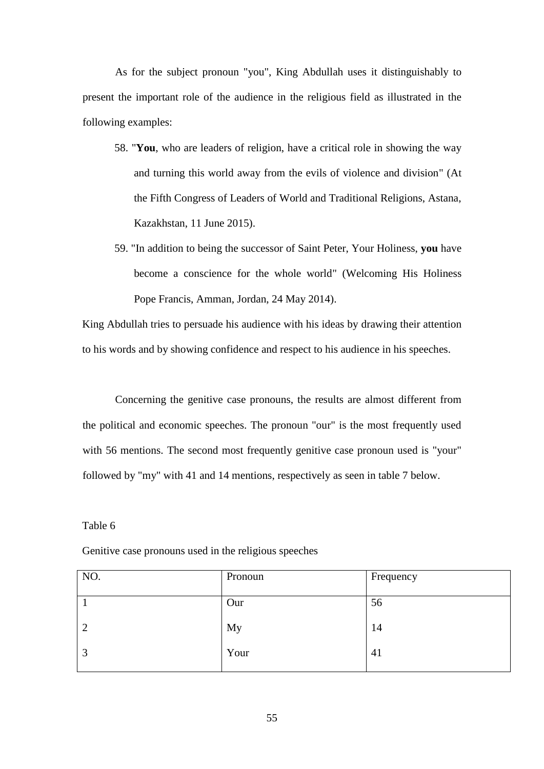As for the subject pronoun "you", King Abdullah uses it distinguishably to present the important role of the audience in the religious field as illustrated in the following examples:

58. "**You**, who are leaders of religion, have a critical role in showing the way and turning this world away from the evils of violence and division" (At the Fifth Congress of Leaders of World and Traditional Religions, Astana, Kazakhstan, 11 June 2015).
59. "In addition to being the successor of Saint Peter, Your Holiness, **you** have become a conscience for the whole world" (Welcoming His Holiness Pope Francis, Amman, Jordan, 24 May 2014).

King Abdullah tries to persuade his audience with his ideas by drawing their attention to his words and by showing confidence and respect to his audience in his speeches.

Concerning the genitive case pronouns, the results are almost different from the political and economic speeches. The pronoun "our" is the most frequently used with 56 mentions. The second most frequently genitive case pronoun used is "your" followed by "my" with 41 and 14 mentions, respectively as seen in table 7 below.

Table 6

Genitive case pronouns used in the religious speeches

| NO. | Pronoun | Frequency |
|---|---|---|
| 1 | Our | 56 |
| 2 | My | 14 |
| 3 | Your | 41 |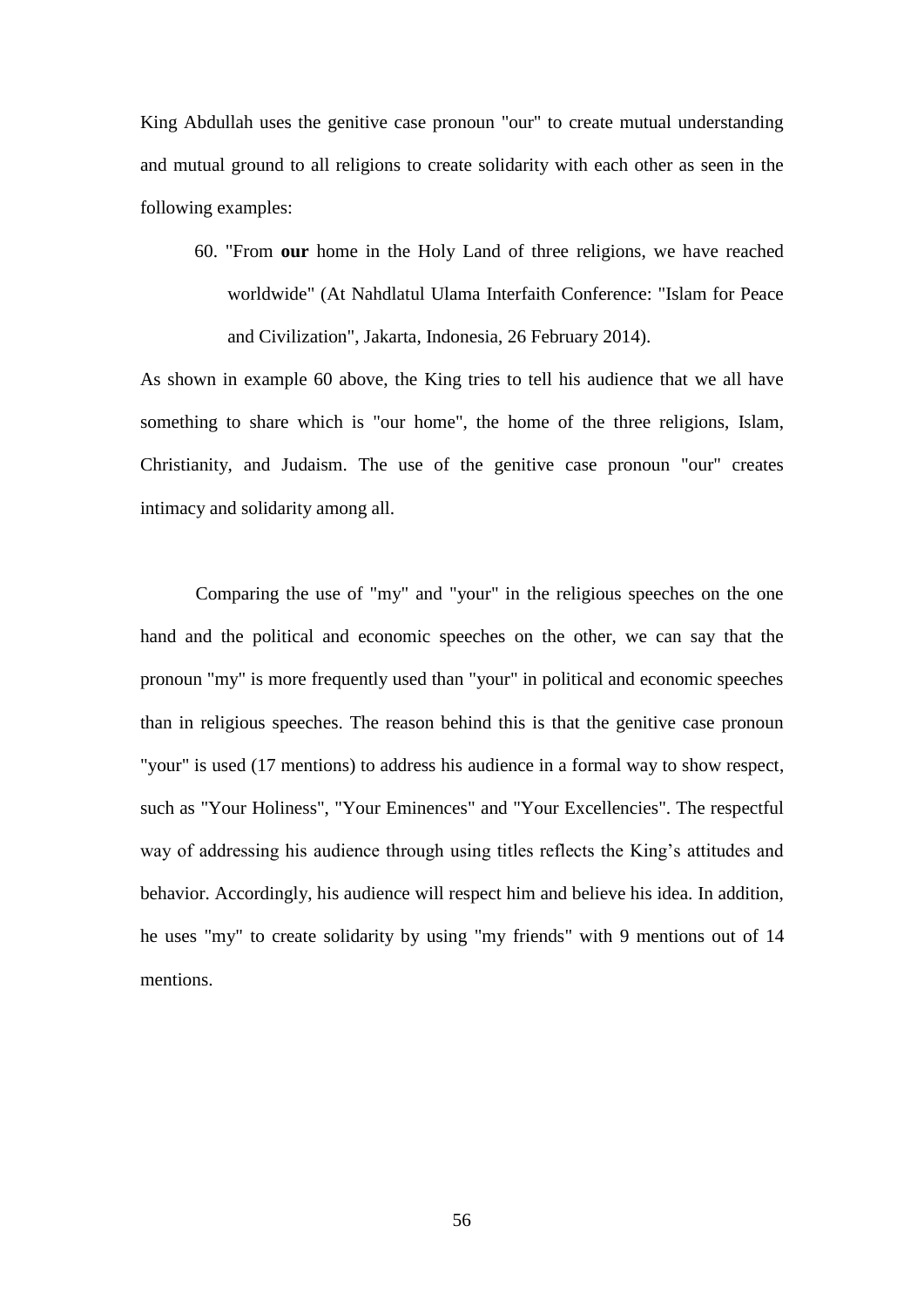King Abdullah uses the genitive case pronoun "our" to create mutual understanding and mutual ground to all religions to create solidarity with each other as seen in the following examples:

60. "From **our** home in the Holy Land of three religions, we have reached worldwide" (At Nahdlatul Ulama Interfaith Conference: "Islam for Peace and Civilization", Jakarta, Indonesia, 26 February 2014).

As shown in example 60 above, the King tries to tell his audience that we all have something to share which is "our home", the home of the three religions, Islam, Christianity, and Judaism. The use of the genitive case pronoun "our" creates intimacy and solidarity among all.

Comparing the use of "my" and "your" in the religious speeches on the one hand and the political and economic speeches on the other, we can say that the pronoun "my" is more frequently used than "your" in political and economic speeches than in religious speeches. The reason behind this is that the genitive case pronoun "your" is used (17 mentions) to address his audience in a formal way to show respect, such as "Your Holiness", "Your Eminences" and "Your Excellencies". The respectful way of addressing his audience through using titles reflects the King's attitudes and behavior. Accordingly, his audience will respect him and believe his idea. In addition, he uses "my" to create solidarity by using "my friends" with 9 mentions out of 14 mentions.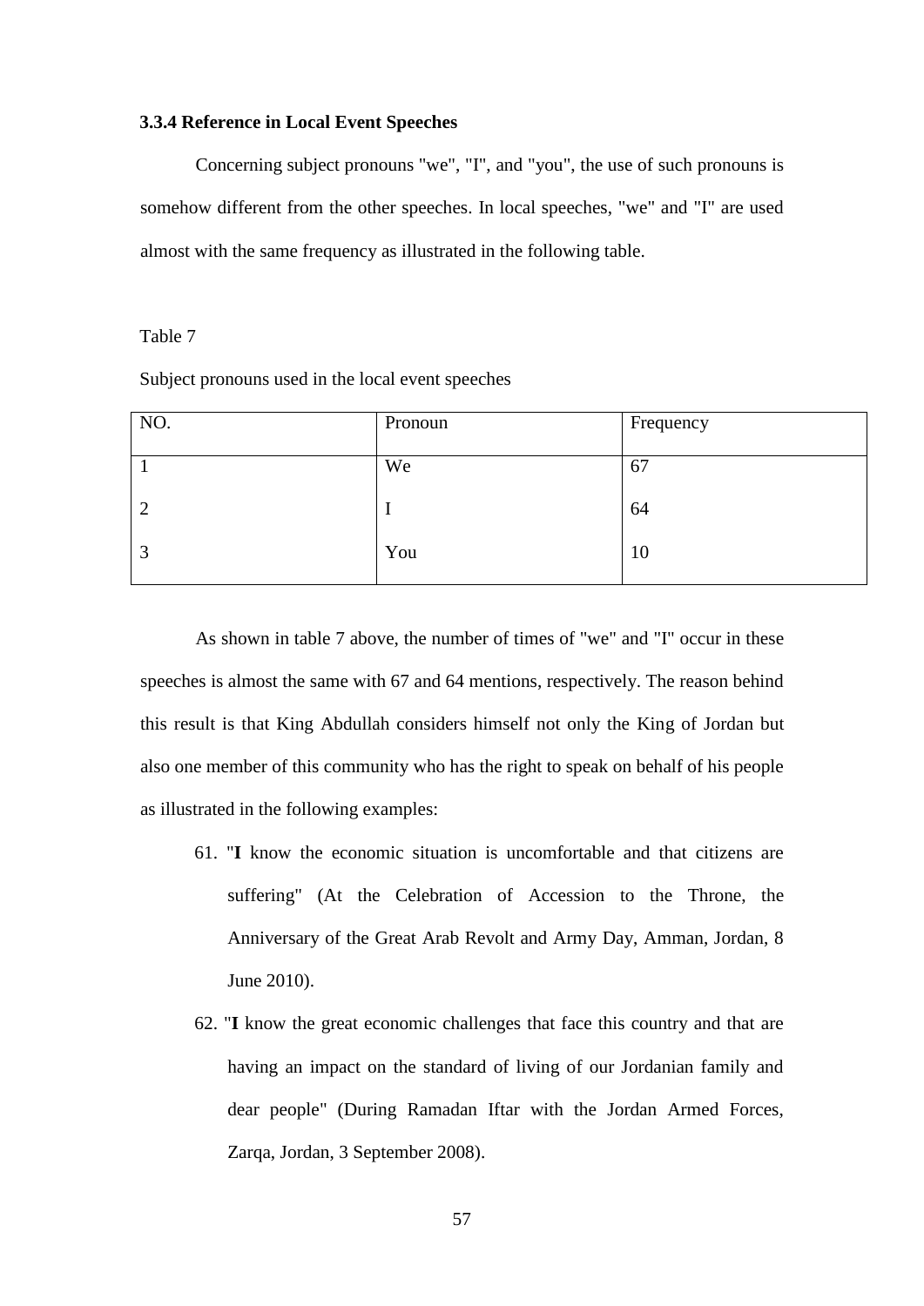### 3.3.4 Reference in Local Event Speeches

Concerning subject pronouns "we", "I", and "you", the use of such pronouns is somehow different from the other speeches. In local speeches, "we" and "I" are used almost with the same frequency as illustrated in the following table.

Table 7

Subject pronouns used in the local event speeches

| NO. | Pronoun | Frequency |
|---|---|---|
| 1 | We | 67 |
| 2 | I | 64 |
| 3 | You | 10 |

As shown in table 7 above, the number of times of "we" and "I" occur in these speeches is almost the same with 67 and 64 mentions, respectively. The reason behind this result is that King Abdullah considers himself not only the King of Jordan but also one member of this community who has the right to speak on behalf of his people as illustrated in the following examples:

61. "**I** know the economic situation is uncomfortable and that citizens are suffering" (At the Celebration of Accession to the Throne, the Anniversary of the Great Arab Revolt and Army Day, Amman, Jordan, 8 June 2010).
62. "**I** know the great economic challenges that face this country and that are having an impact on the standard of living of our Jordanian family and dear people" (During Ramadan Iftar with the Jordan Armed Forces, Zarqa, Jordan, 3 September 2008).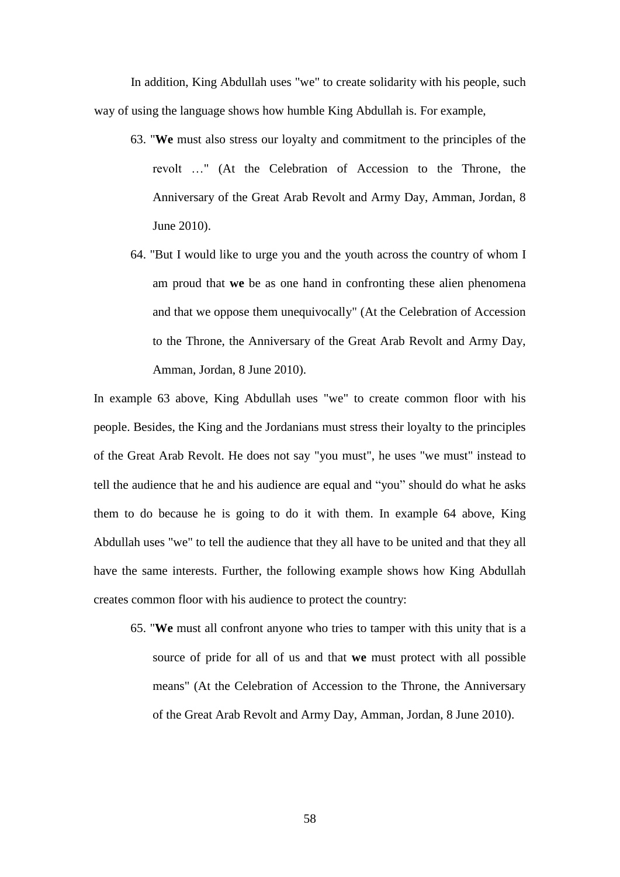In addition, King Abdullah uses "we" to create solidarity with his people, such way of using the language shows how humble King Abdullah is. For example,

63. "**We** must also stress our loyalty and commitment to the principles of the revolt …" (At the Celebration of Accession to the Throne, the Anniversary of the Great Arab Revolt and Army Day, Amman, Jordan, 8 June 2010).

64. "But I would like to urge you and the youth across the country of whom I am proud that **we** be as one hand in confronting these alien phenomena and that we oppose them unequivocally" (At the Celebration of Accession to the Throne, the Anniversary of the Great Arab Revolt and Army Day, Amman, Jordan, 8 June 2010).

In example 63 above, King Abdullah uses "we" to create common floor with his people. Besides, the King and the Jordanians must stress their loyalty to the principles of the Great Arab Revolt. He does not say "you must", he uses "we must" instead to tell the audience that he and his audience are equal and “you” should do what he asks them to do because he is going to do it with them. In example 64 above, King Abdullah uses "we" to tell the audience that they all have to be united and that they all have the same interests. Further, the following example shows how King Abdullah creates common floor with his audience to protect the country:

65. "**We** must all confront anyone who tries to tamper with this unity that is a source of pride for all of us and that **we** must protect with all possible means" (At the Celebration of Accession to the Throne, the Anniversary of the Great Arab Revolt and Army Day, Amman, Jordan, 8 June 2010).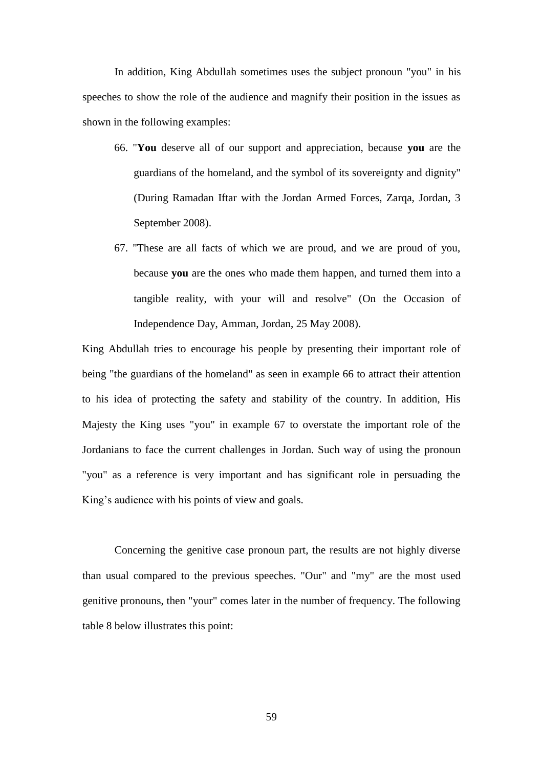In addition, King Abdullah sometimes uses the subject pronoun "you" in his speeches to show the role of the audience and magnify their position in the issues as shown in the following examples:

66. "**You** deserve all of our support and appreciation, because **you** are the guardians of the homeland, and the symbol of its sovereignty and dignity" (During Ramadan Iftar with the Jordan Armed Forces, Zarqa, Jordan, 3 September 2008).
67. "These are all facts of which we are proud, and we are proud of you, because **you** are the ones who made them happen, and turned them into a tangible reality, with your will and resolve" (On the Occasion of Independence Day, Amman, Jordan, 25 May 2008).

King Abdullah tries to encourage his people by presenting their important role of being "the guardians of the homeland" as seen in example 66 to attract their attention to his idea of protecting the safety and stability of the country. In addition, His Majesty the King uses "you" in example 67 to overstate the important role of the Jordanians to face the current challenges in Jordan. Such way of using the pronoun "you" as a reference is very important and has significant role in persuading the King's audience with his points of view and goals.

Concerning the genitive case pronoun part, the results are not highly diverse than usual compared to the previous speeches. "Our" and "my" are the most used genitive pronouns, then "your" comes later in the number of frequency. The following table 8 below illustrates this point: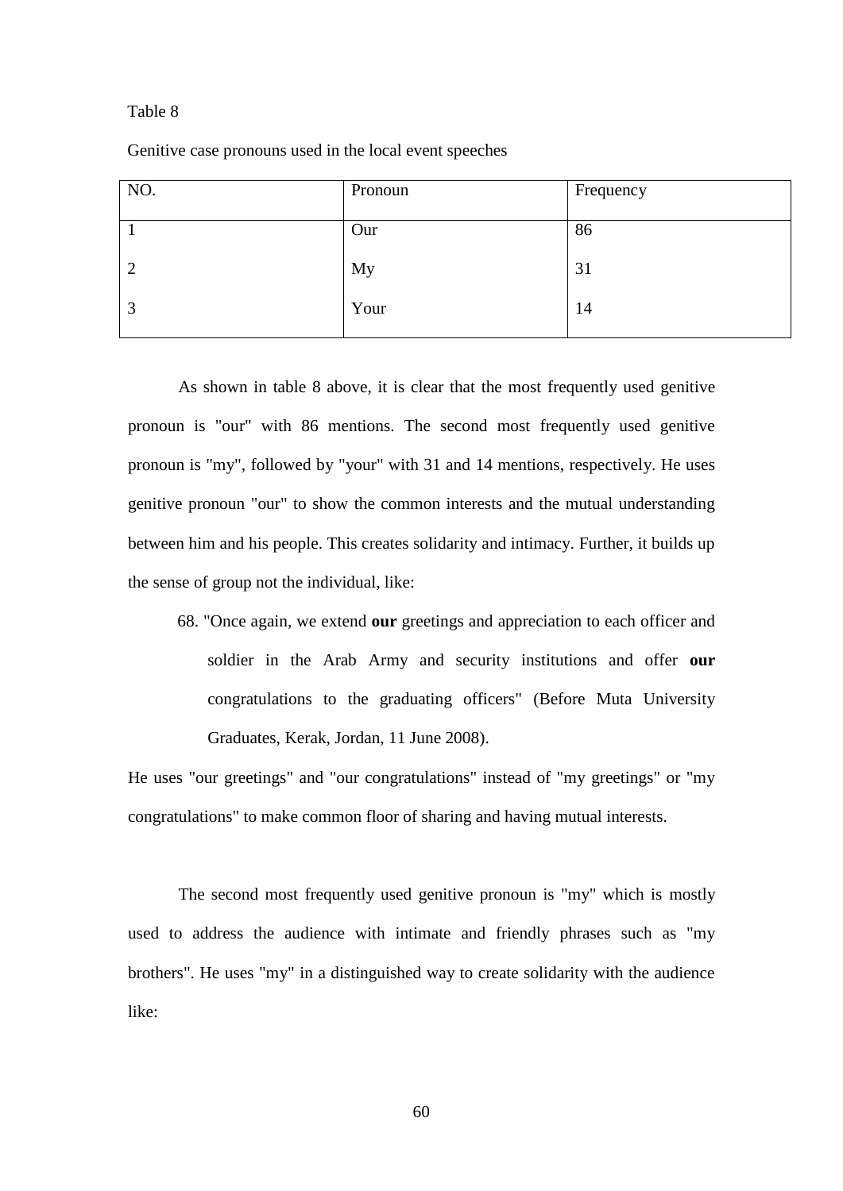Table 8

Genitive case pronouns used in the local event speeches

| NO. | Pronoun | Frequency |
|---|---|---|
| 1 | Our | 86 |
| 2 | My | 31 |
| 3 | Your | 14 |

As shown in table 8 above, it is clear that the most frequently used genitive pronoun is "our" with 86 mentions. The second most frequently used genitive pronoun is "my", followed by "your" with 31 and 14 mentions, respectively. He uses genitive pronoun "our" to show the common interests and the mutual understanding between him and his people. This creates solidarity and intimacy. Further, it builds up the sense of group not the individual, like:

68. "Once again, we extend **our** greetings and appreciation to each officer and soldier in the Arab Army and security institutions and offer **our** congratulations to the graduating officers" (Before Muta University Graduates, Kerak, Jordan, 11 June 2008).

He uses "our greetings" and "our congratulations" instead of "my greetings" or "my congratulations" to make common floor of sharing and having mutual interests.

The second most frequently used genitive pronoun is "my" which is mostly used to address the audience with intimate and friendly phrases such as "my brothers". He uses "my" in a distinguished way to create solidarity with the audience like: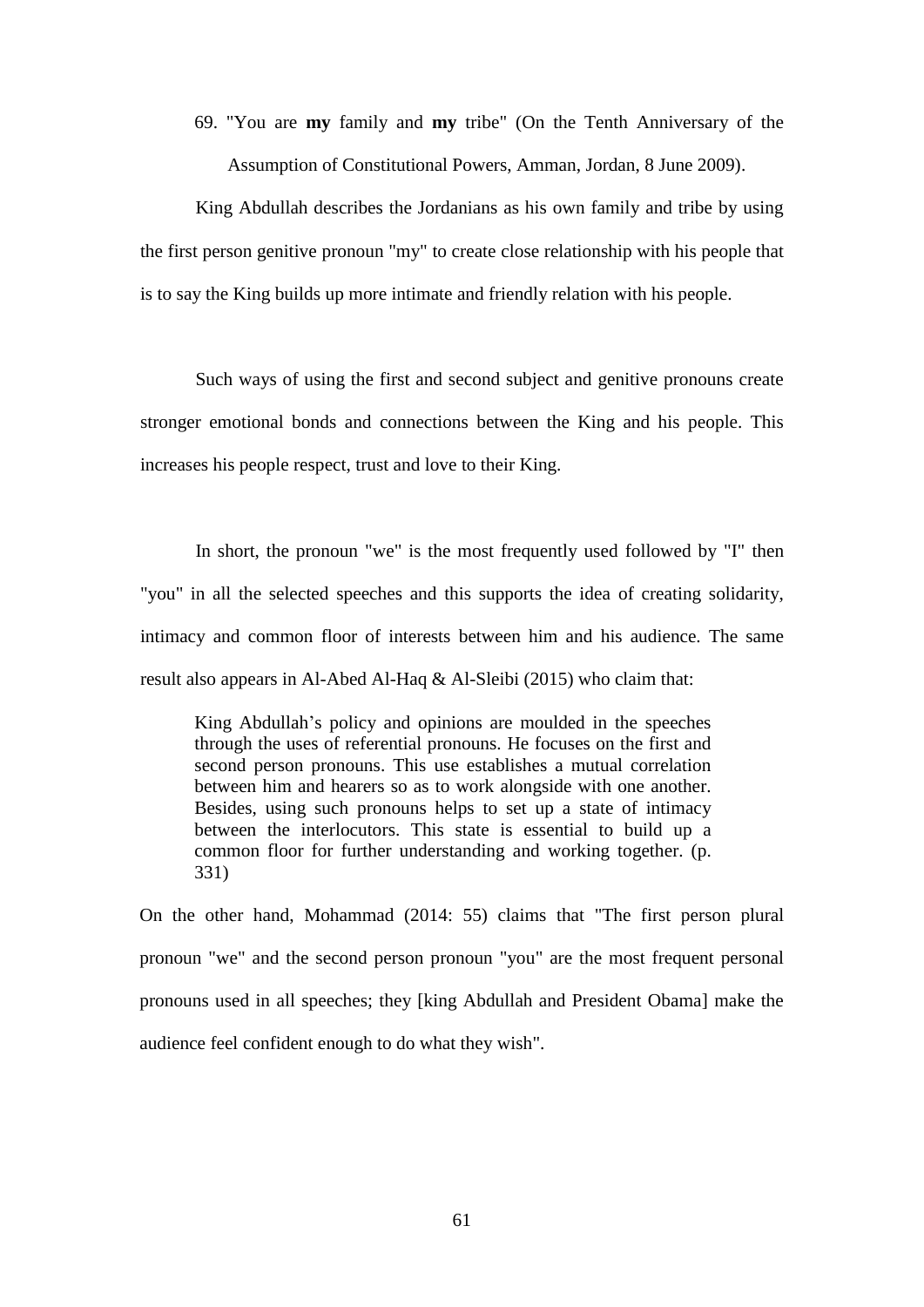69. "You are **my** family and **my** tribe" (On the Tenth Anniversary of the Assumption of Constitutional Powers, Amman, Jordan, 8 June 2009).

King Abdullah describes the Jordanians as his own family and tribe by using the first person genitive pronoun "my" to create close relationship with his people that is to say the King builds up more intimate and friendly relation with his people.

Such ways of using the first and second subject and genitive pronouns create stronger emotional bonds and connections between the King and his people. This increases his people respect, trust and love to their King.

In short, the pronoun "we" is the most frequently used followed by "I" then "you" in all the selected speeches and this supports the idea of creating solidarity, intimacy and common floor of interests between him and his audience. The same result also appears in Al-Abed Al-Haq & Al-Sleibi (2015) who claim that:

> King Abdullah's policy and opinions are moulded in the speeches through the uses of referential pronouns. He focuses on the first and second person pronouns. This use establishes a mutual correlation between him and hearers so as to work alongside with one another. Besides, using such pronouns helps to set up a state of intimacy between the interlocutors. This state is essential to build up a common floor for further understanding and working together. (p. 331)

On the other hand, Mohammad (2014: 55) claims that "The first person plural pronoun "we" and the second person pronoun "you" are the most frequent personal pronouns used in all speeches; they [king Abdullah and President Obama] make the audience feel confident enough to do what they wish".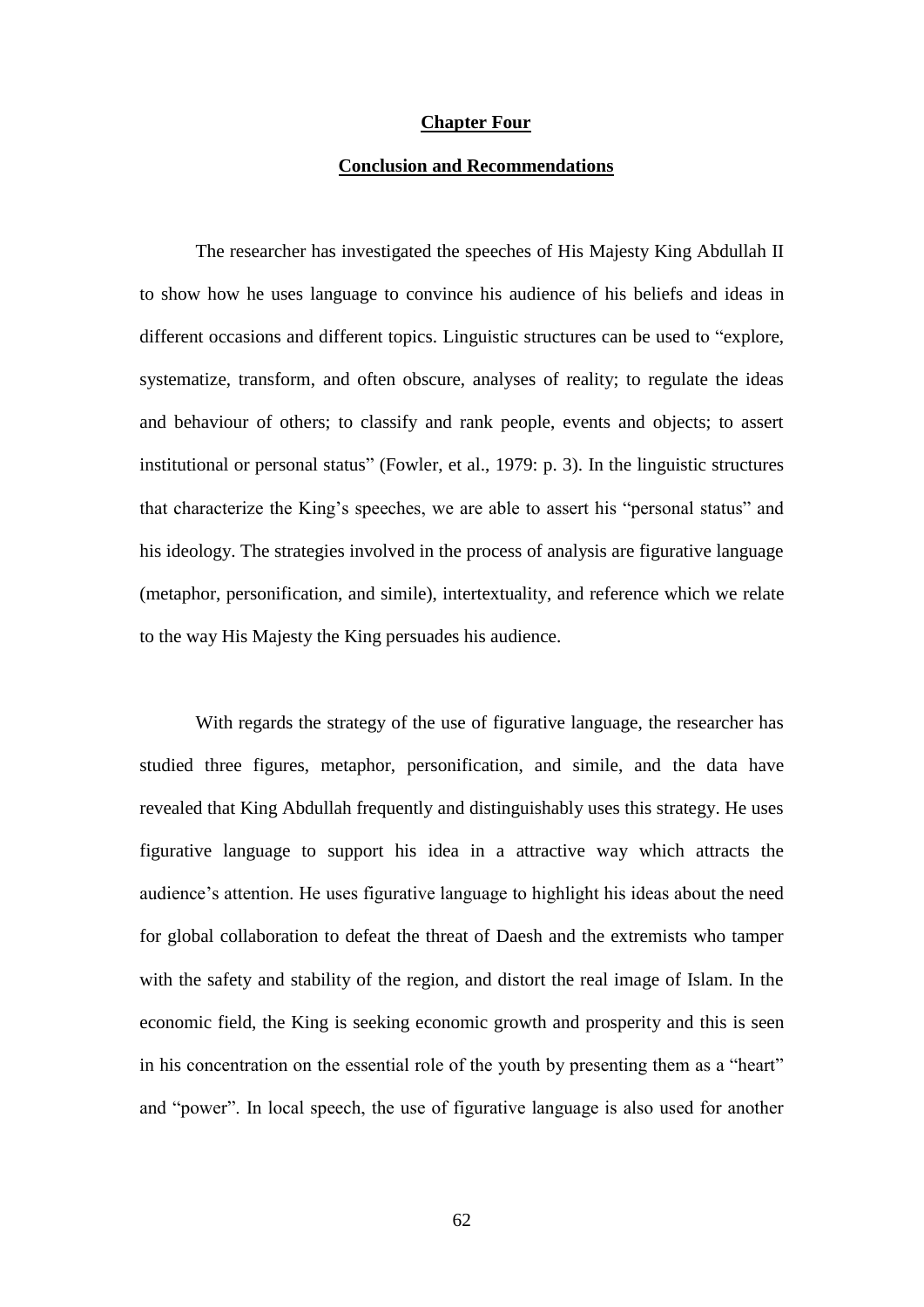## Chapter Four

## Conclusion and Recommendations

The researcher has investigated the speeches of His Majesty King Abdullah II to show how he uses language to convince his audience of his beliefs and ideas in different occasions and different topics. Linguistic structures can be used to "explore, systematize, transform, and often obscure, analyses of reality; to regulate the ideas and behaviour of others; to classify and rank people, events and objects; to assert institutional or personal status" (Fowler, et al., 1979: p. 3). In the linguistic structures that characterize the King's speeches, we are able to assert his "personal status" and his ideology. The strategies involved in the process of analysis are figurative language (metaphor, personification, and simile), intertextuality, and reference which we relate to the way His Majesty the King persuades his audience.

With regards the strategy of the use of figurative language, the researcher has studied three figures, metaphor, personification, and simile, and the data have revealed that King Abdullah frequently and distinguishably uses this strategy. He uses figurative language to support his idea in a attractive way which attracts the audience's attention. He uses figurative language to highlight his ideas about the need for global collaboration to defeat the threat of Daesh and the extremists who tamper with the safety and stability of the region, and distort the real image of Islam. In the economic field, the King is seeking economic growth and prosperity and this is seen in his concentration on the essential role of the youth by presenting them as a "heart" and "power". In local speech, the use of figurative language is also used for another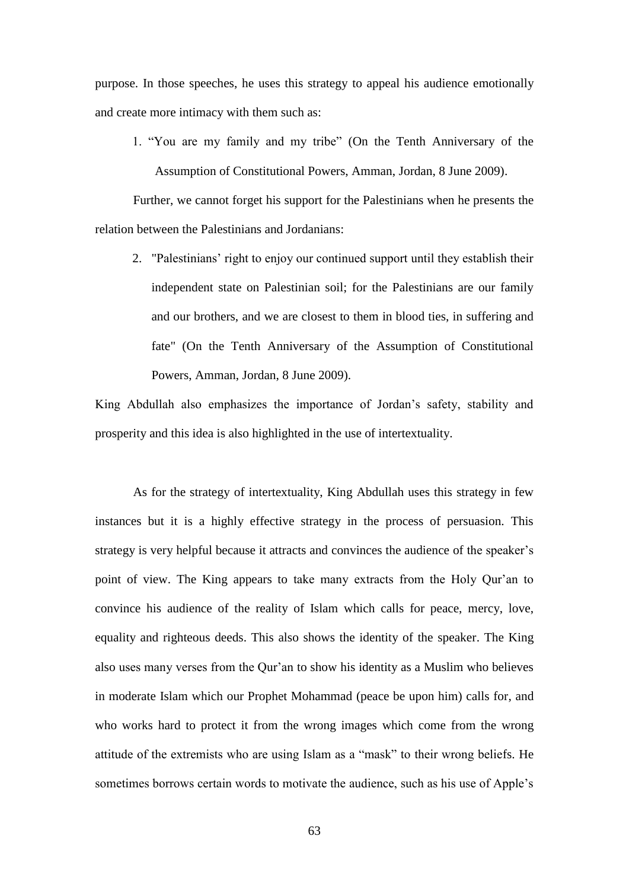purpose. In those speeches, he uses this strategy to appeal his audience emotionally and create more intimacy with them such as:

1. “You are my family and my tribe” (On the Tenth Anniversary of the Assumption of Constitutional Powers, Amman, Jordan, 8 June 2009).

Further, we cannot forget his support for the Palestinians when he presents the relation between the Palestinians and Jordanians:

2. "Palestinians’ right to enjoy our continued support until they establish their independent state on Palestinian soil; for the Palestinians are our family and our brothers, and we are closest to them in blood ties, in suffering and fate" (On the Tenth Anniversary of the Assumption of Constitutional Powers, Amman, Jordan, 8 June 2009).

King Abdullah also emphasizes the importance of Jordan’s safety, stability and prosperity and this idea is also highlighted in the use of intertextuality.

As for the strategy of intertextuality, King Abdullah uses this strategy in few instances but it is a highly effective strategy in the process of persuasion. This strategy is very helpful because it attracts and convinces the audience of the speaker’s point of view. The King appears to take many extracts from the Holy Qur’an to convince his audience of the reality of Islam which calls for peace, mercy, love, equality and righteous deeds. This also shows the identity of the speaker. The King also uses many verses from the Qur’an to show his identity as a Muslim who believes in moderate Islam which our Prophet Mohammad (peace be upon him) calls for, and who works hard to protect it from the wrong images which come from the wrong attitude of the extremists who are using Islam as a “mask” to their wrong beliefs. He sometimes borrows certain words to motivate the audience, such as his use of Apple’s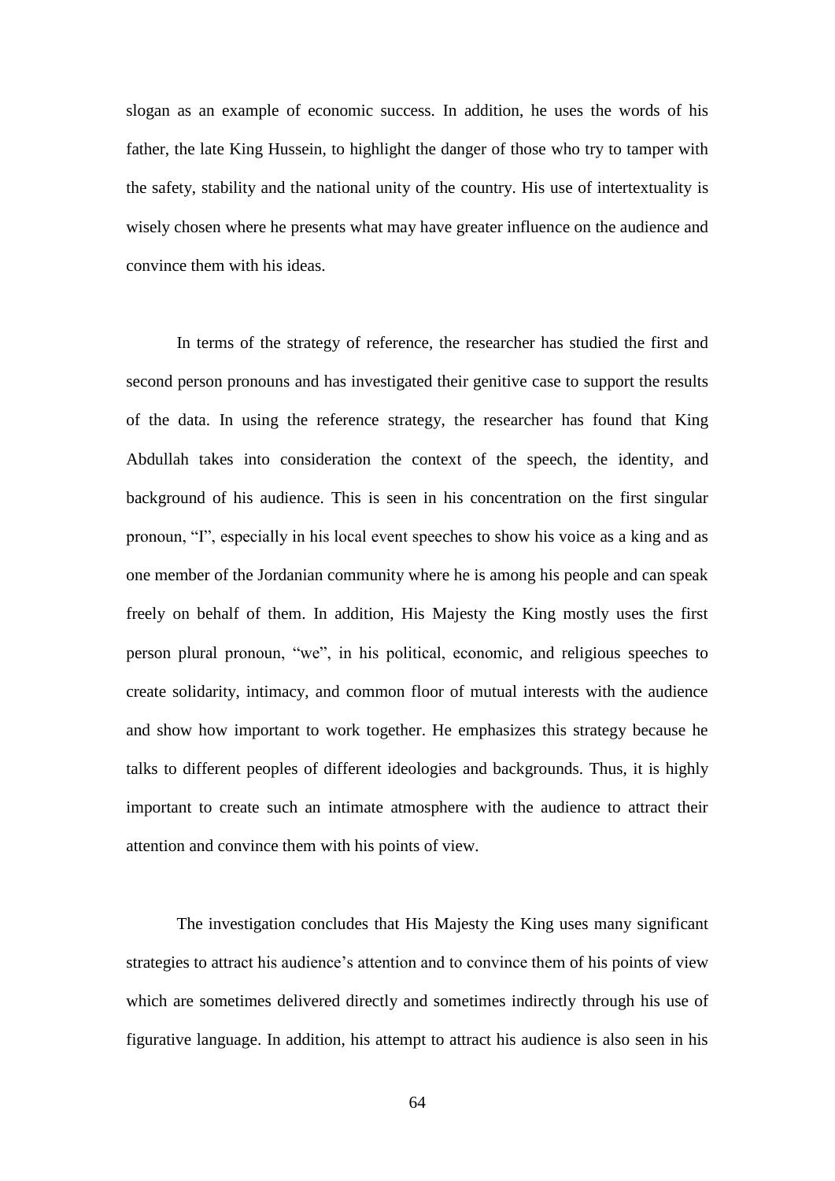slogan as an example of economic success. In addition, he uses the words of his father, the late King Hussein, to highlight the danger of those who try to tamper with the safety, stability and the national unity of the country. His use of intertextuality is wisely chosen where he presents what may have greater influence on the audience and convince them with his ideas.

In terms of the strategy of reference, the researcher has studied the first and second person pronouns and has investigated their genitive case to support the results of the data. In using the reference strategy, the researcher has found that King Abdullah takes into consideration the context of the speech, the identity, and background of his audience. This is seen in his concentration on the first singular pronoun, "I", especially in his local event speeches to show his voice as a king and as one member of the Jordanian community where he is among his people and can speak freely on behalf of them. In addition, His Majesty the King mostly uses the first person plural pronoun, "we", in his political, economic, and religious speeches to create solidarity, intimacy, and common floor of mutual interests with the audience and show how important to work together. He emphasizes this strategy because he talks to different peoples of different ideologies and backgrounds. Thus, it is highly important to create such an intimate atmosphere with the audience to attract their attention and convince them with his points of view.

The investigation concludes that His Majesty the King uses many significant strategies to attract his audience's attention and to convince them of his points of view which are sometimes delivered directly and sometimes indirectly through his use of figurative language. In addition, his attempt to attract his audience is also seen in his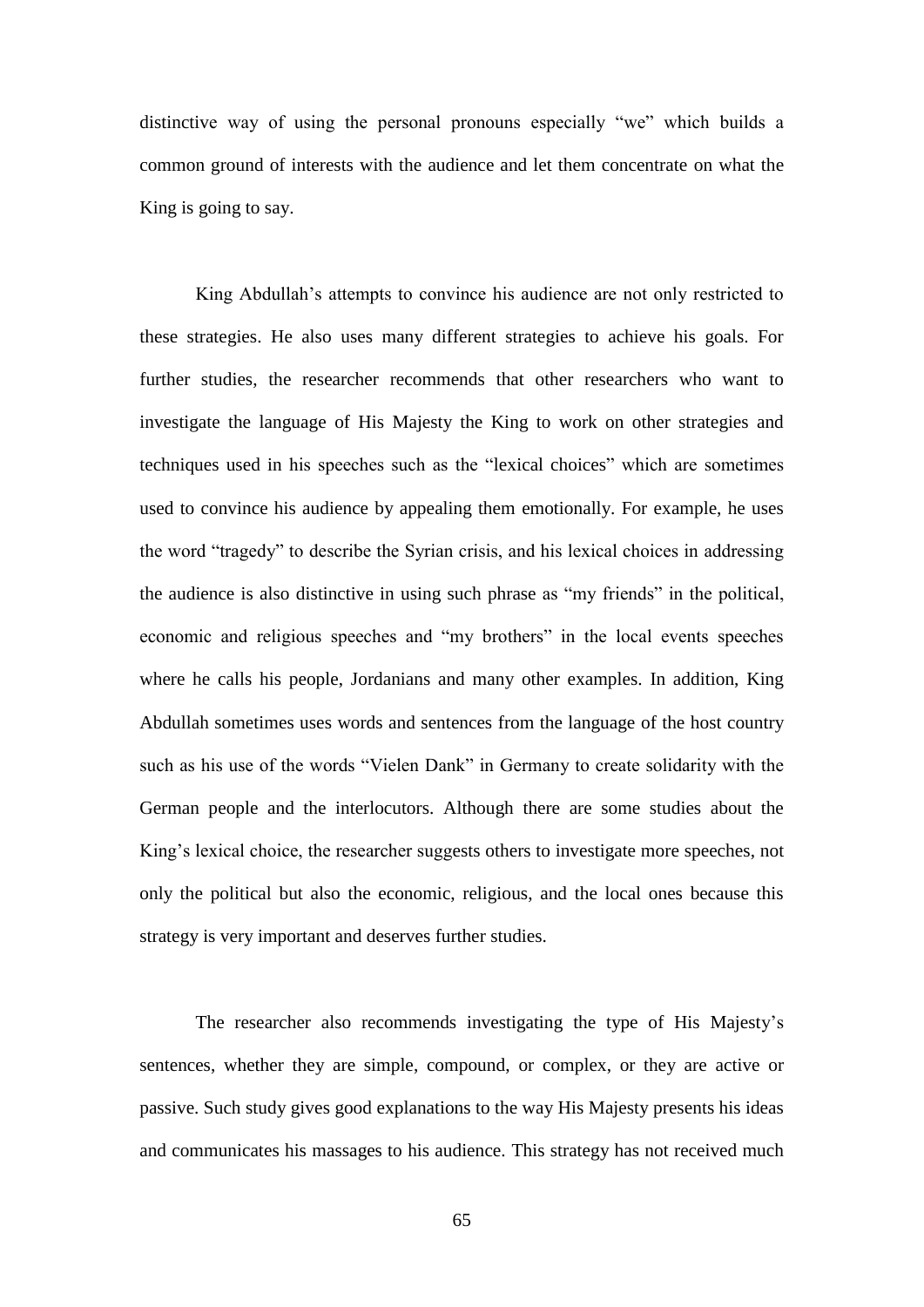distinctive way of using the personal pronouns especially "we" which builds a common ground of interests with the audience and let them concentrate on what the King is going to say.

King Abdullah's attempts to convince his audience are not only restricted to these strategies. He also uses many different strategies to achieve his goals. For further studies, the researcher recommends that other researchers who want to investigate the language of His Majesty the King to work on other strategies and techniques used in his speeches such as the "lexical choices" which are sometimes used to convince his audience by appealing them emotionally. For example, he uses the word "tragedy" to describe the Syrian crisis, and his lexical choices in addressing the audience is also distinctive in using such phrase as "my friends" in the political, economic and religious speeches and "my brothers" in the local events speeches where he calls his people, Jordanians and many other examples. In addition, King Abdullah sometimes uses words and sentences from the language of the host country such as his use of the words "Vielen Dank" in Germany to create solidarity with the German people and the interlocutors. Although there are some studies about the King's lexical choice, the researcher suggests others to investigate more speeches, not only the political but also the economic, religious, and the local ones because this strategy is very important and deserves further studies.

The researcher also recommends investigating the type of His Majesty's sentences, whether they are simple, compound, or complex, or they are active or passive. Such study gives good explanations to the way His Majesty presents his ideas and communicates his massages to his audience. This strategy has not received much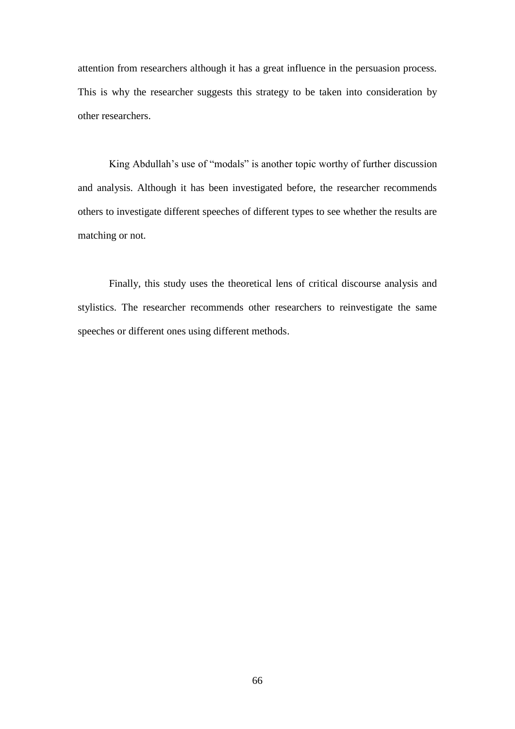attention from researchers although it has a great influence in the persuasion process. This is why the researcher suggests this strategy to be taken into consideration by other researchers.

King Abdullah's use of "modals" is another topic worthy of further discussion and analysis. Although it has been investigated before, the researcher recommends others to investigate different speeches of different types to see whether the results are matching or not.

Finally, this study uses the theoretical lens of critical discourse analysis and stylistics. The researcher recommends other researchers to reinvestigate the same speeches or different ones using different methods.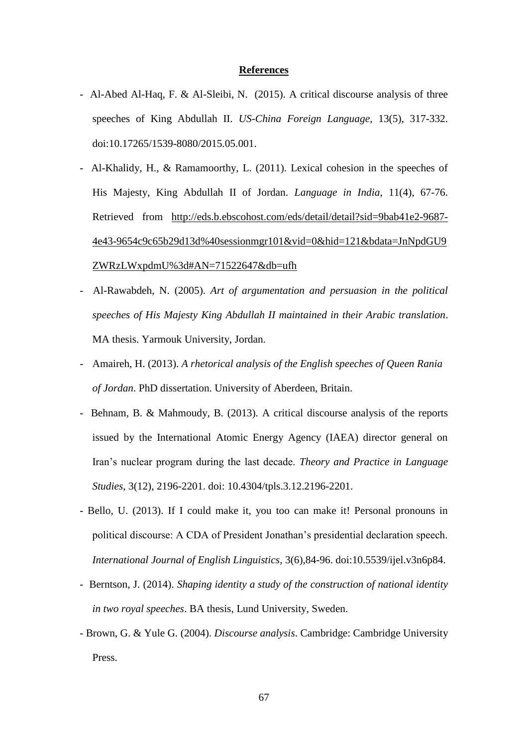**References**

- Al-Abed Al-Haq, F. & Al-Sleibi, N. (2015). A critical discourse analysis of three speeches of King Abdullah II. *US-China Foreign Language*, 13(5), 317-332. doi:10.17265/1539-8080/2015.05.001.
- Al-Khalidy, H., & Ramamoorthy, L. (2011). Lexical cohesion in the speeches of His Majesty, King Abdullah II of Jordan. *Language in India*, 11(4), 67-76. Retrieved from http://eds.b.ebscohost.com/eds/detail/detail?sid=9bab41e2-9687-4e43-9654c9c65b29d13d%40sessionmgr101&vid=0&hid=121&bdata=JnNpdGU9ZWRzLWxpdmU%3d#AN=71522647&db=ufh
- Al-Rawabdeh, N. (2005). *Art of argumentation and persuasion in the political speeches of His Majesty King Abdullah II maintained in their Arabic translation*. MA thesis. Yarmouk University, Jordan.
- Amaireh, H. (2013). *A rhetorical analysis of the English speeches of Queen Rania of Jordan*. PhD dissertation. University of Aberdeen, Britain.
- Behnam, B. & Mahmoudy, B. (2013). A critical discourse analysis of the reports issued by the International Atomic Energy Agency (IAEA) director general on Iran's nuclear program during the last decade. *Theory and Practice in Language Studies*, 3(12), 2196-2201. doi: 10.4304/tpls.3.12.2196-2201.
- Bello, U. (2013). If I could make it, you too can make it! Personal pronouns in political discourse: A CDA of President Jonathan's presidential declaration speech. *International Journal of English Linguistics*, 3(6),84-96. doi:10.5539/ijel.v3n6p84.
- Berntson, J. (2014). *Shaping identity a study of the construction of national identity in two royal speeches*. BA thesis, Lund University, Sweden.
- Brown, G. & Yule G. (2004). *Discourse analysis*. Cambridge: Cambridge University Press.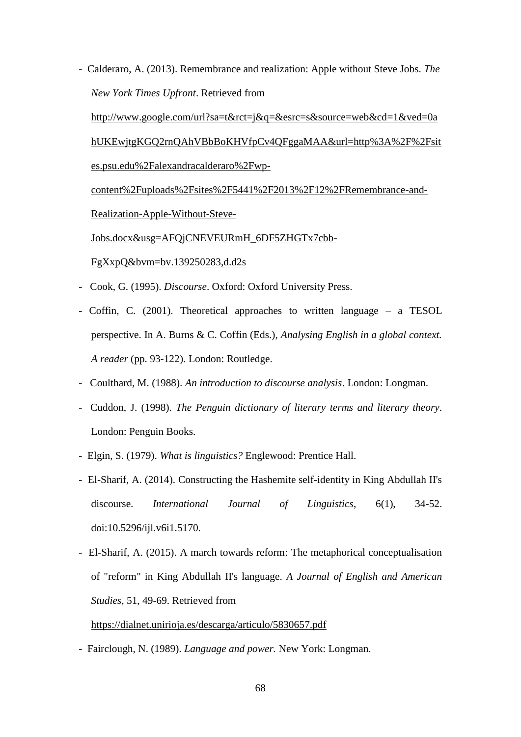- Calderaro, A. (2013). Remembrance and realization: Apple without Steve Jobs. *The New York Times Upfront*. Retrieved from http://www.google.com/url?sa=t&rct=j&q=&esrc=s&source=web&cd=1&ved=0ahUKEwjtgKGQ2rnQAhVBbBoKHVfpCv4QFggaMAA&url=http%3A%2F%2Fsites.psu.edu%2Falexandracalderaro%2Fwp-content%2Fuploads%2Fsites%2F5441%2F2013%2F12%2FRemembrance-and-Realization-Apple-Without-Steve-Jobs.docx&usg=AFQjCNEVEURmH_6DF5ZHGTx7cbb-FgXxpQ&bvm=bv.139250283,d.d2s
- Cook, G. (1995). *Discourse*. Oxford: Oxford University Press.
- Coffin, C. (2001). Theoretical approaches to written language – a TESOL perspective. In A. Burns & C. Coffin (Eds.), *Analysing English in a global context. A reader* (pp. 93-122). London: Routledge.
- Coulthard, M. (1988). *An introduction to discourse analysis*. London: Longman.
- Cuddon, J. (1998). *The Penguin dictionary of literary terms and literary theory*. London: Penguin Books.
- Elgin, S. (1979). *What is linguistics?* Englewood: Prentice Hall.
- El-Sharif, A. (2014). Constructing the Hashemite self-identity in King Abdullah II's discourse. *International Journal of Linguistics*, 6(1), 34-52. doi:10.5296/ijl.v6i1.5170.
- El-Sharif, A. (2015). A march towards reform: The metaphorical conceptualisation of "reform" in King Abdullah II's language. *A Journal of English and American Studies*, 51, 49-69. Retrieved from https://dialnet.unirioja.es/descarga/articulo/5830657.pdf
- Fairclough, N. (1989). *Language and power.* New York: Longman.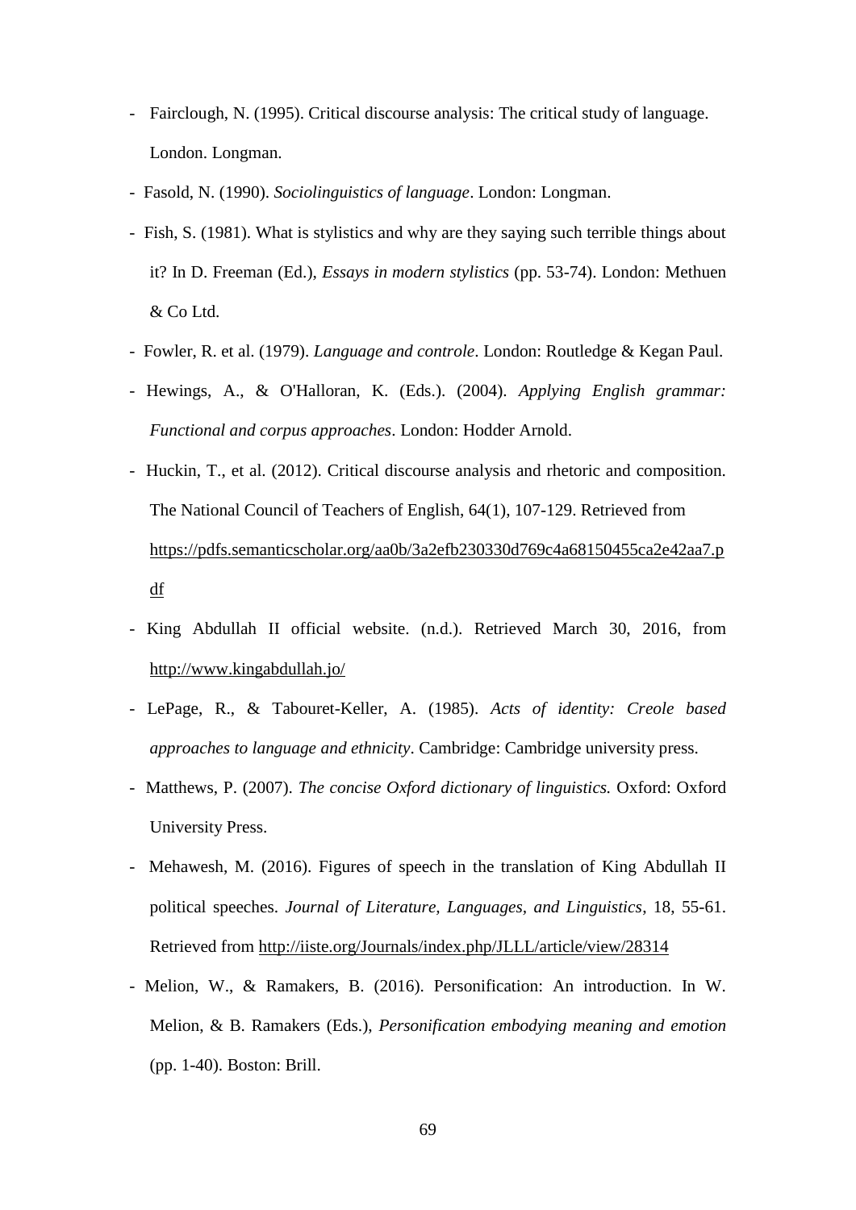- Fairclough, N. (1995). Critical discourse analysis: The critical study of language. London. Longman.
- Fasold, N. (1990). *Sociolinguistics of language*. London: Longman.
- Fish, S. (1981). What is stylistics and why are they saying such terrible things about it? In D. Freeman (Ed.), *Essays in modern stylistics* (pp. 53-74). London: Methuen & Co Ltd.
- Fowler, R. et al. (1979). *Language and controle*. London: Routledge & Kegan Paul.
- Hewings, A., & O'Halloran, K. (Eds.). (2004). *Applying English grammar: Functional and corpus approaches*. London: Hodder Arnold.
- Huckin, T., et al. (2012). Critical discourse analysis and rhetoric and composition. The National Council of Teachers of English, 64(1), 107-129. Retrieved from https://pdfs.semanticscholar.org/aa0b/3a2efb230330d769c4a68150455ca2e42aa7.pdf
- King Abdullah II official website. (n.d.). Retrieved March 30, 2016, from http://www.kingabdullah.jo/
- LePage, R., & Tabouret-Keller, A. (1985). *Acts of identity: Creole based approaches to language and ethnicity*. Cambridge: Cambridge university press.
- Matthews, P. (2007). *The concise Oxford dictionary of linguistics.* Oxford: Oxford University Press.
- Mehawesh, M. (2016). Figures of speech in the translation of King Abdullah II political speeches. *Journal of Literature, Languages, and Linguistics*, 18, 55-61. Retrieved from http://iiste.org/Journals/index.php/JLLL/article/view/28314
- Melion, W., & Ramakers, B. (2016). Personification: An introduction. In W. Melion, & B. Ramakers (Eds.), *Personification embodying meaning and emotion* (pp. 1-40). Boston: Brill.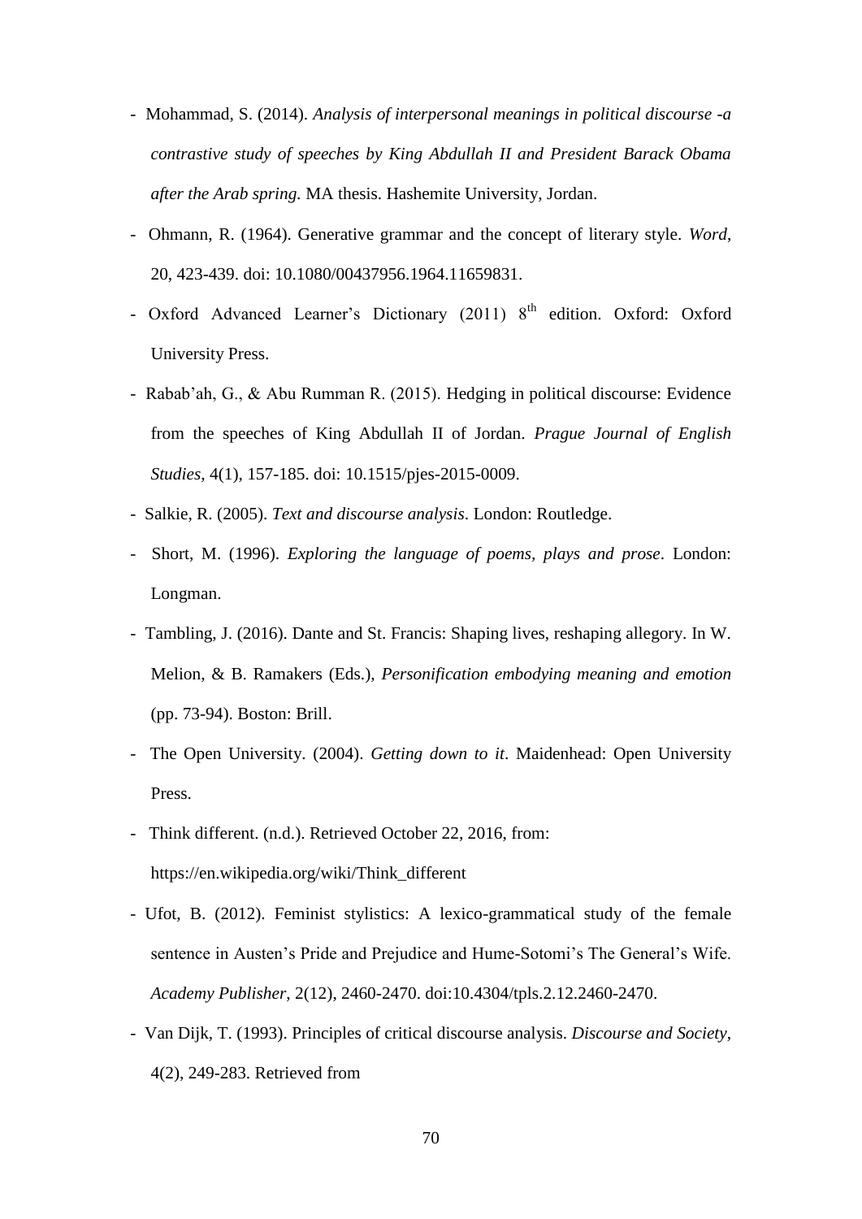- Mohammad, S. (2014). *Analysis of interpersonal meanings in political discourse -a contrastive study of speeches by King Abdullah II and President Barack Obama after the Arab spring.* MA thesis. Hashemite University, Jordan.
- Ohmann, R. (1964). Generative grammar and the concept of literary style. *Word*, 20, 423-439. doi: 10.1080/00437956.1964.11659831.
- Oxford Advanced Learner's Dictionary (2011) 8th edition. Oxford: Oxford University Press.
- Rabab'ah, G., & Abu Rumman R. (2015). Hedging in political discourse: Evidence from the speeches of King Abdullah II of Jordan. *Prague Journal of English Studies*, 4(1), 157-185. doi: 10.1515/pjes-2015-0009.
- Salkie, R. (2005). *Text and discourse analysis*. London: Routledge.
- Short, M. (1996). *Exploring the language of poems, plays and prose*. London: Longman.
- Tambling, J. (2016). Dante and St. Francis: Shaping lives, reshaping allegory. In W. Melion, & B. Ramakers (Eds.), *Personification embodying meaning and emotion* (pp. 73-94). Boston: Brill.
- The Open University. (2004). *Getting down to it*. Maidenhead: Open University Press.
- Think different. (n.d.). Retrieved October 22, 2016, from: https://en.wikipedia.org/wiki/Think_different
- Ufot, B. (2012). Feminist stylistics: A lexico-grammatical study of the female sentence in Austen's Pride and Prejudice and Hume-Sotomi's The General's Wife. *Academy Publisher*, 2(12), 2460-2470. doi:10.4304/tpls.2.12.2460-2470.
- Van Dijk, T. (1993). Principles of critical discourse analysis. *Discourse and Society*, 4(2), 249-283. Retrieved from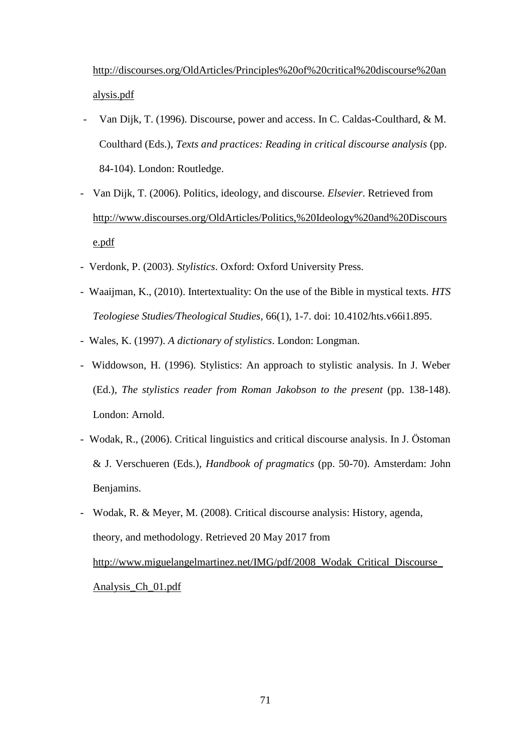http://discourses.org/OldArticles/Principles%20of%20critical%20discourse%20analysis.pdf

- Van Dijk, T. (1996). Discourse, power and access. In C. Caldas-Coulthard, & M. Coulthard (Eds.), *Texts and practices: Reading in critical discourse analysis* (pp. 84-104). London: Routledge.
- Van Dijk, T. (2006). Politics, ideology, and discourse. *Elsevier*. Retrieved from http://www.discourses.org/OldArticles/Politics,%20Ideology%20and%20Discourse.pdf
- Verdonk, P. (2003). *Stylistics*. Oxford: Oxford University Press.
- Waaijman, K., (2010). Intertextuality: On the use of the Bible in mystical texts. *HTS Teologiese Studies/Theological Studies,* 66(1), 1-7. doi: 10.4102/hts.v66i1.895.
- Wales, K. (1997). *A dictionary of stylistics*. London: Longman.
- Widdowson, H. (1996). Stylistics: An approach to stylistic analysis. In J. Weber (Ed.), *The stylistics reader from Roman Jakobson to the present* (pp. 138-148). London: Arnold.
- Wodak, R., (2006). Critical linguistics and critical discourse analysis. In J. Östoman & J. Verschueren (Eds.), *Handbook of pragmatics* (pp. 50-70). Amsterdam: John Benjamins.
- Wodak, R. & Meyer, M. (2008). Critical discourse analysis: History, agenda, theory, and methodology. Retrieved 20 May 2017 from http://www.miguelangelmartinez.net/IMG/pdf/2008_Wodak_Critical_Discourse_Analysis_Ch_01.pdf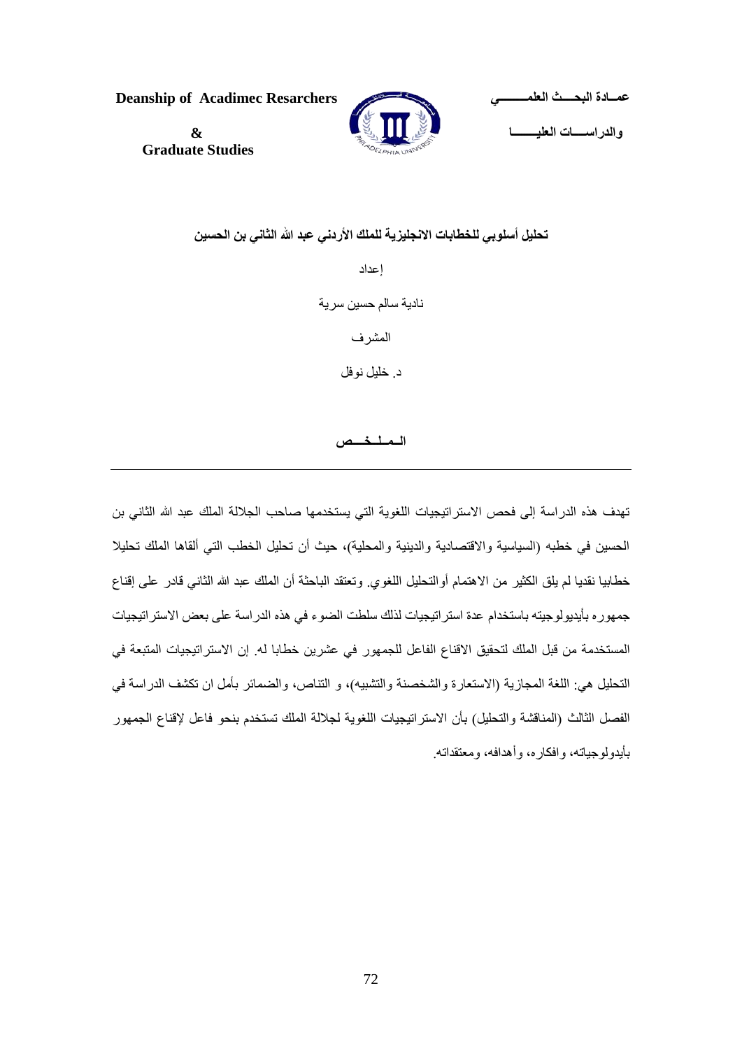**Deanship of Acadimec Resarchers**

**&**

**Graduate Studies**

**عمــادة البحــث العلمـــــــي**

**والدراســـات العليـــــا**

## تحليل أسلوبي للخطابات الانجليزية للملك الأردني عبد الله الثاني بن الحسين

إعداد

نادية سالم حسين سرية

المشرف

د. خليل نوفل

### الـمـلـخــص

تهدف هذه الدراسة إلى فحص الاستراتيجيات اللغوية التي يستخدمها صاحب الجلالة الملك عبد الله الثاني بن الحسين في خطبه (السياسية والاقتصادية والدينية والمحلية)، حيث أن تحليل الخطب التي ألقاها الملك تحليلا خطابيا نقديا لم يلق الكثير من الاهتمام أوالتحليل اللغوي. وتعتقد الباحثة أن الملك عبد الله الثاني قادر على إقناع جمهوره بأيديولوجيته باستخدام عدة استراتيجيات لذلك سلطت الضوء في هذه الدراسة على بعض الاستراتيجيات المستخدمة من قبل الملك لتحقيق الاقناع الفاعل للجمهور في عشرين خطابا له. إن الاستراتيجيات المتبعة في التحليل هي: اللغة المجازية (الاستعارة والشخصنة والتشبيه)، و التناص، والضمائر بأمل ان تكشف الدراسة في الفصل الثالث (المناقشة والتحليل) بأن الاستراتيجيات اللغوية لجلالة الملك تستخدم بنحو فاعل لإقناع الجمهور بأيدولوجياته، وافكاره، وأهدافه، ومعتقداته.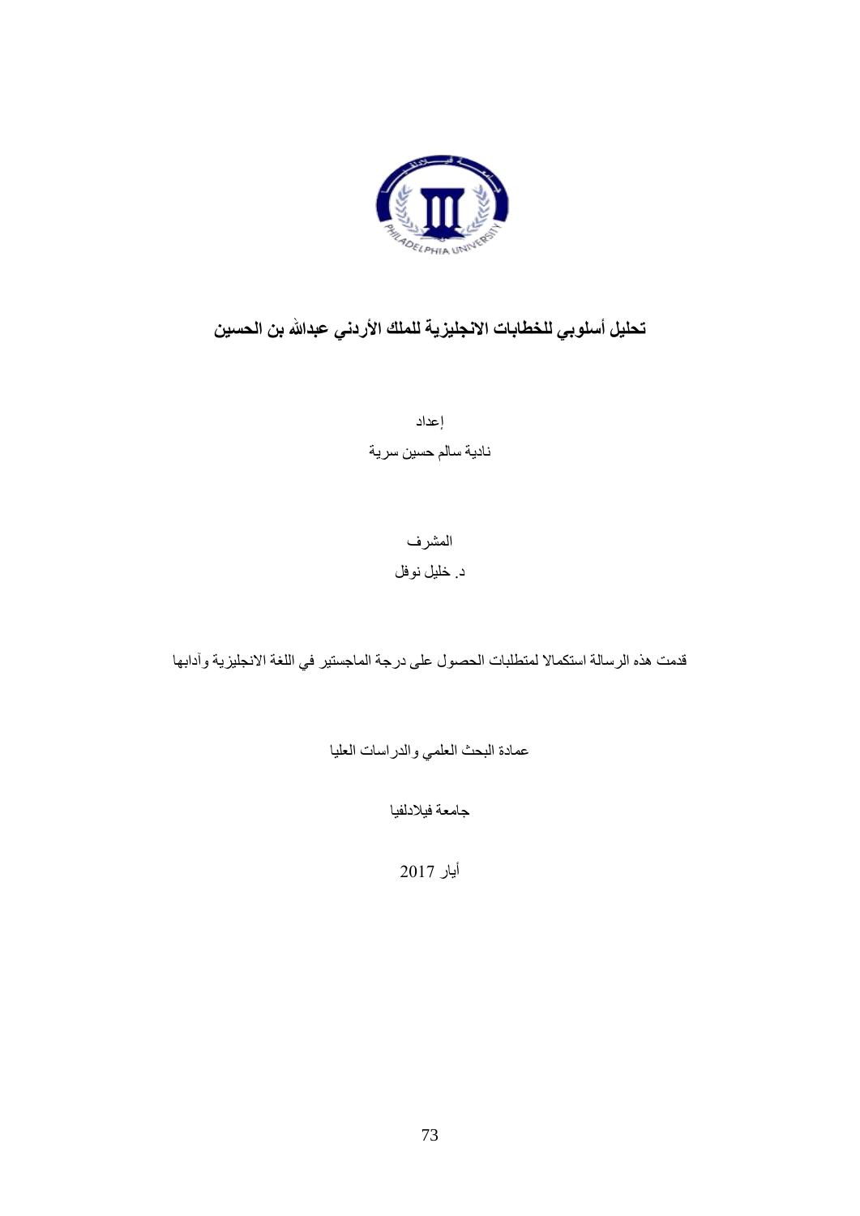# تحليل أسلوبي للخطابات الانجليزية للملك الأردني عبدالله بن الحسين

إعداد

نادية سالم حسين سرية

المشرف

د. خليل نوفل

قدمت هذه الرسالة استكمالا لمتطلبات الحصول على درجة الماجستير في اللغة الانجليزية وآدابها

عمادة البحث العلمي والدراسات العليا

جامعة فيلادلفيا

أيار 2017